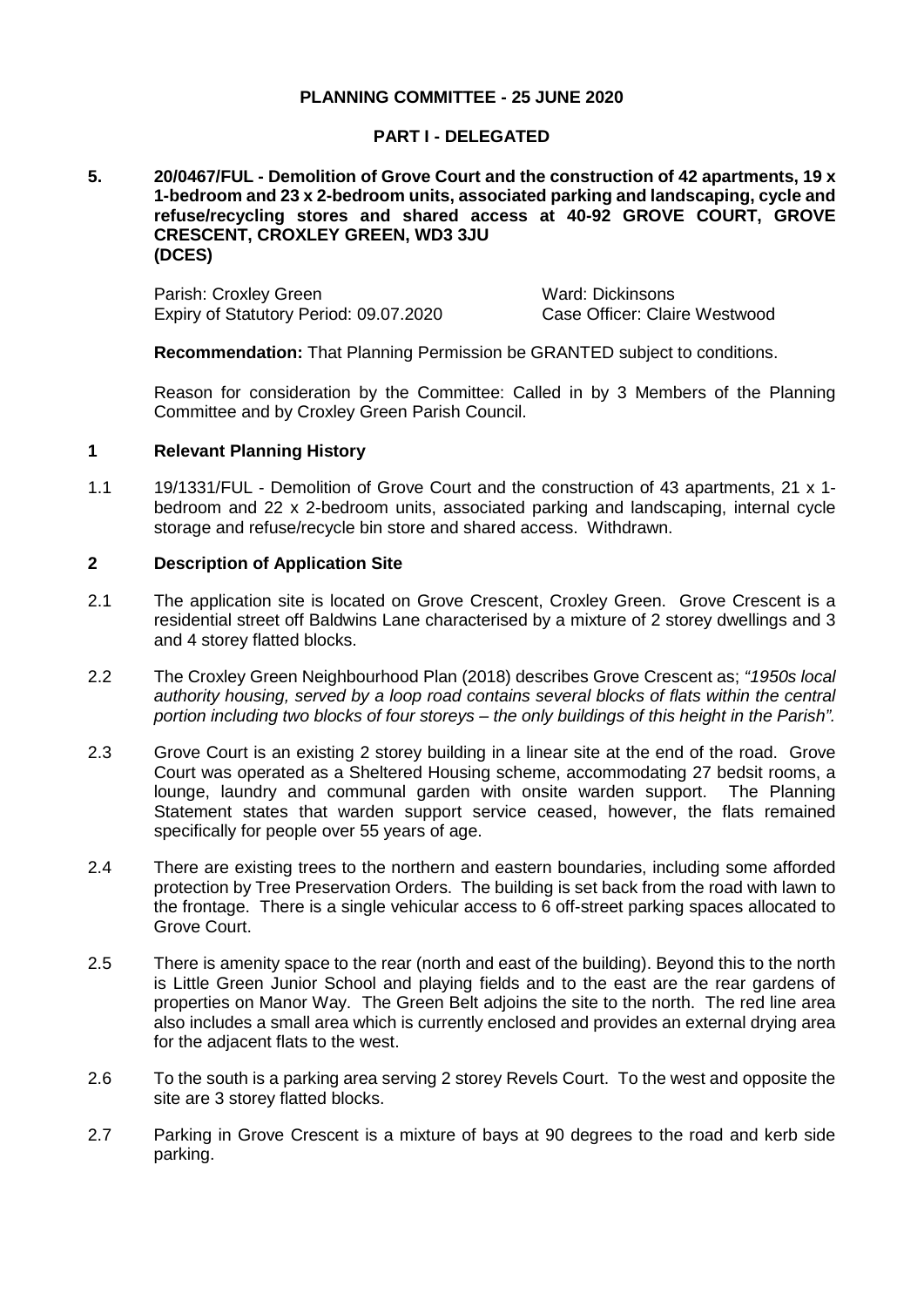**PLANNING COMMITTEE - 25 JUNE 2020**

**PART I - DELEGATED**

**5. 20/0467/FUL - Demolition of Grove Court and the construction of 42 apartments, 19 x 1-bedroom and 23 x 2-bedroom units, associated parking and landscaping, cycle and refuse/recycling stores and shared access at 40-92 GROVE COURT, GROVE CRESCENT, CROXLEY GREEN, WD3 3JU (DCES)**

Parish: Croxley Green
Ward: Dickinsons
Expiry of Statutory Period: 09.07.2020
Case Officer: Claire Westwood

**Recommendation:** That Planning Permission be GRANTED subject to conditions.

Reason for consideration by the Committee: Called in by 3 Members of the Planning Committee and by Croxley Green Parish Council.

## 1 Relevant Planning History

1.1 19/1331/FUL - Demolition of Grove Court and the construction of 43 apartments, 21 x 1-bedroom and 22 x 2-bedroom units, associated parking and landscaping, internal cycle storage and refuse/recycle bin store and shared access. Withdrawn.

## 2 Description of Application Site

2.1 The application site is located on Grove Crescent, Croxley Green. Grove Crescent is a residential street off Baldwins Lane characterised by a mixture of 2 storey dwellings and 3 and 4 storey flatted blocks.

2.2 The Croxley Green Neighbourhood Plan (2018) describes Grove Crescent as; *"1950s local authority housing, served by a loop road contains several blocks of flats within the central portion including two blocks of four storeys – the only buildings of this height in the Parish".*

2.3 Grove Court is an existing 2 storey building in a linear site at the end of the road. Grove Court was operated as a Sheltered Housing scheme, accommodating 27 bedsit rooms, a lounge, laundry and communal garden with onsite warden support. The Planning Statement states that warden support service ceased, however, the flats remained specifically for people over 55 years of age.

2.4 There are existing trees to the northern and eastern boundaries, including some afforded protection by Tree Preservation Orders. The building is set back from the road with lawn to the frontage. There is a single vehicular access to 6 off-street parking spaces allocated to Grove Court.

2.5 There is amenity space to the rear (north and east of the building). Beyond this to the north is Little Green Junior School and playing fields and to the east are the rear gardens of properties on Manor Way. The Green Belt adjoins the site to the north. The red line area also includes a small area which is currently enclosed and provides an external drying area for the adjacent flats to the west.

2.6 To the south is a parking area serving 2 storey Revels Court. To the west and opposite the site are 3 storey flatted blocks.

2.7 Parking in Grove Crescent is a mixture of bays at 90 degrees to the road and kerb side parking.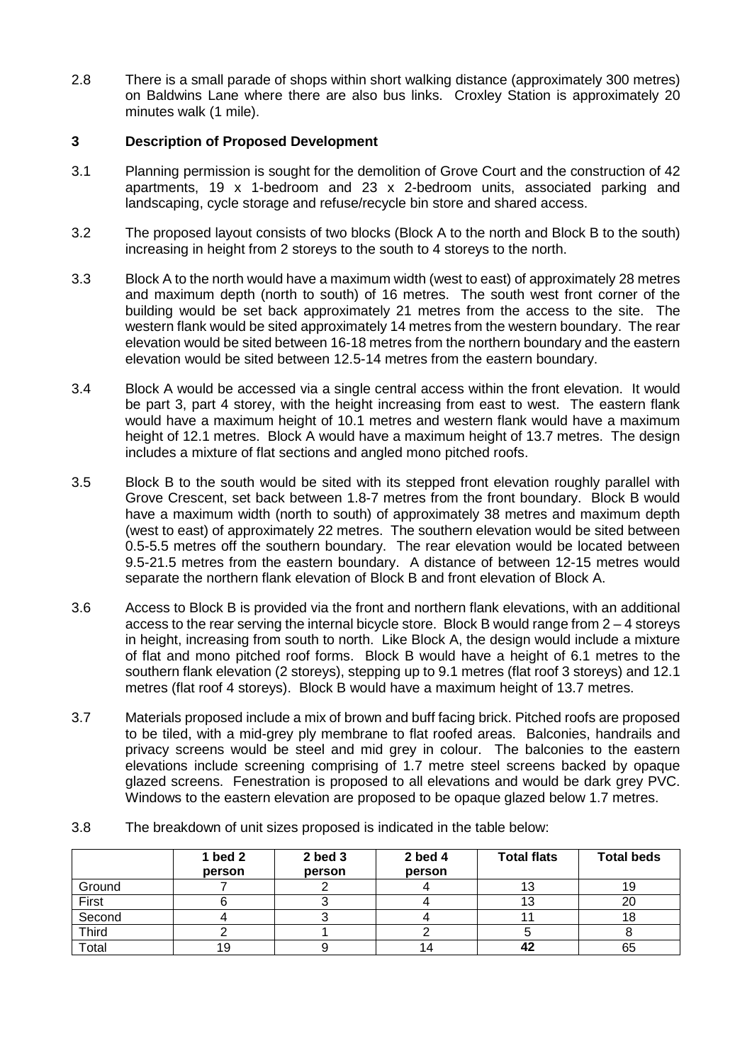2.8 There is a small parade of shops within short walking distance (approximately 300 metres) on Baldwins Lane where there are also bus links. Croxley Station is approximately 20 minutes walk (1 mile).

## 3 Description of Proposed Development

3.1 Planning permission is sought for the demolition of Grove Court and the construction of 42 apartments, 19 x 1-bedroom and 23 x 2-bedroom units, associated parking and landscaping, cycle storage and refuse/recycle bin store and shared access.

3.2 The proposed layout consists of two blocks (Block A to the north and Block B to the south) increasing in height from 2 storeys to the south to 4 storeys to the north.

3.3 Block A to the north would have a maximum width (west to east) of approximately 28 metres and maximum depth (north to south) of 16 metres. The south west front corner of the building would be set back approximately 21 metres from the access to the site. The western flank would be sited approximately 14 metres from the western boundary. The rear elevation would be sited between 16-18 metres from the northern boundary and the eastern elevation would be sited between 12.5-14 metres from the eastern boundary.

3.4 Block A would be accessed via a single central access within the front elevation. It would be part 3, part 4 storey, with the height increasing from east to west. The eastern flank would have a maximum height of 10.1 metres and western flank would have a maximum height of 12.1 metres. Block A would have a maximum height of 13.7 metres. The design includes a mixture of flat sections and angled mono pitched roofs.

3.5 Block B to the south would be sited with its stepped front elevation roughly parallel with Grove Crescent, set back between 1.8-7 metres from the front boundary. Block B would have a maximum width (north to south) of approximately 38 metres and maximum depth (west to east) of approximately 22 metres. The southern elevation would be sited between 0.5-5.5 metres off the southern boundary. The rear elevation would be located between 9.5-21.5 metres from the eastern boundary. A distance of between 12-15 metres would separate the northern flank elevation of Block B and front elevation of Block A.

3.6 Access to Block B is provided via the front and northern flank elevations, with an additional access to the rear serving the internal bicycle store. Block B would range from 2 – 4 storeys in height, increasing from south to north. Like Block A, the design would include a mixture of flat and mono pitched roof forms. Block B would have a height of 6.1 metres to the southern flank elevation (2 storeys), stepping up to 9.1 metres (flat roof 3 storeys) and 12.1 metres (flat roof 4 storeys). Block B would have a maximum height of 13.7 metres.

3.7 Materials proposed include a mix of brown and buff facing brick. Pitched roofs are proposed to be tiled, with a mid-grey ply membrane to flat roofed areas. Balconies, handrails and privacy screens would be steel and mid grey in colour. The balconies to the eastern elevations include screening comprising of 1.7 metre steel screens backed by opaque glazed screens. Fenestration is proposed to all elevations and would be dark grey PVC. Windows to the eastern elevation are proposed to be opaque glazed below 1.7 metres.

3.8 The breakdown of unit sizes proposed is indicated in the table below:

| | 1 bed 2 person | 2 bed 3 person | 2 bed 4 person | Total flats | Total beds |
|---|---|---|---|---|---|
| Ground | 7 | 2 | 4 | 13 | 19 |
| First | 6 | 3 | 4 | 13 | 20 |
| Second | 4 | 3 | 4 | 11 | 18 |
| Third | 2 | 1 | 2 | 5 | 8 |
| Total | 19 | 9 | 14 | **42** | 65 |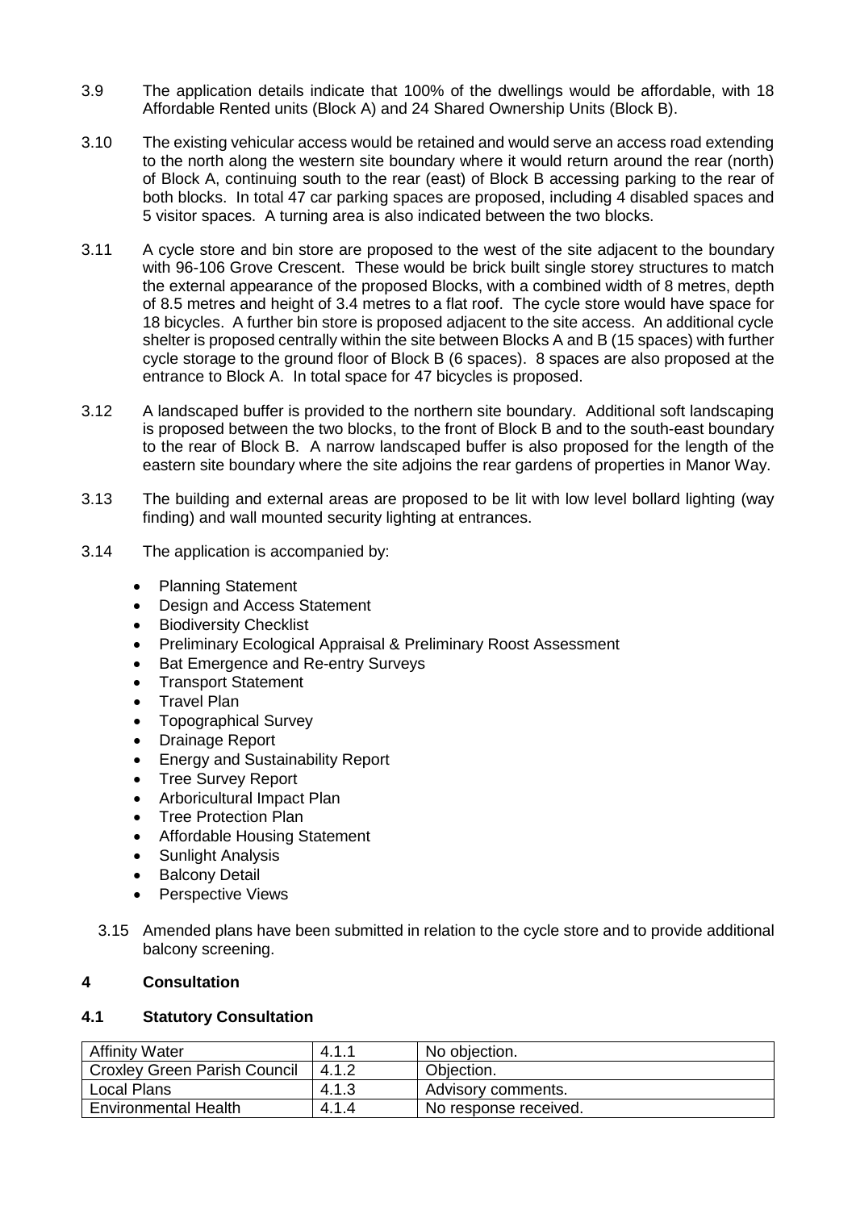3.9 The application details indicate that 100% of the dwellings would be affordable, with 18 Affordable Rented units (Block A) and 24 Shared Ownership Units (Block B).

3.10 The existing vehicular access would be retained and would serve an access road extending to the north along the western site boundary where it would return around the rear (north) of Block A, continuing south to the rear (east) of Block B accessing parking to the rear of both blocks. In total 47 car parking spaces are proposed, including 4 disabled spaces and 5 visitor spaces. A turning area is also indicated between the two blocks.

3.11 A cycle store and bin store are proposed to the west of the site adjacent to the boundary with 96-106 Grove Crescent. These would be brick built single storey structures to match the external appearance of the proposed Blocks, with a combined width of 8 metres, depth of 8.5 metres and height of 3.4 metres to a flat roof. The cycle store would have space for 18 bicycles. A further bin store is proposed adjacent to the site access. An additional cycle shelter is proposed centrally within the site between Blocks A and B (15 spaces) with further cycle storage to the ground floor of Block B (6 spaces). 8 spaces are also proposed at the entrance to Block A. In total space for 47 bicycles is proposed.

3.12 A landscaped buffer is provided to the northern site boundary. Additional soft landscaping is proposed between the two blocks, to the front of Block B and to the south-east boundary to the rear of Block B. A narrow landscaped buffer is also proposed for the length of the eastern site boundary where the site adjoins the rear gardens of properties in Manor Way.

3.13 The building and external areas are proposed to be lit with low level bollard lighting (way finding) and wall mounted security lighting at entrances.

3.14 The application is accompanied by:

- Planning Statement
- Design and Access Statement
- Biodiversity Checklist
- Preliminary Ecological Appraisal & Preliminary Roost Assessment
- Bat Emergence and Re-entry Surveys
- Transport Statement
- Travel Plan
- Topographical Survey
- Drainage Report
- Energy and Sustainability Report
- Tree Survey Report
- Arboricultural Impact Plan
- Tree Protection Plan
- Affordable Housing Statement
- Sunlight Analysis
- Balcony Detail
- Perspective Views

3.15 Amended plans have been submitted in relation to the cycle store and to provide additional balcony screening.

## 4 Consultation

### 4.1 Statutory Consultation

| Affinity Water | 4.1.1 | No objection. |
|---|---|---|
| Croxley Green Parish Council | 4.1.2 | Objection. |
| Local Plans | 4.1.3 | Advisory comments. |
| Environmental Health | 4.1.4 | No response received. |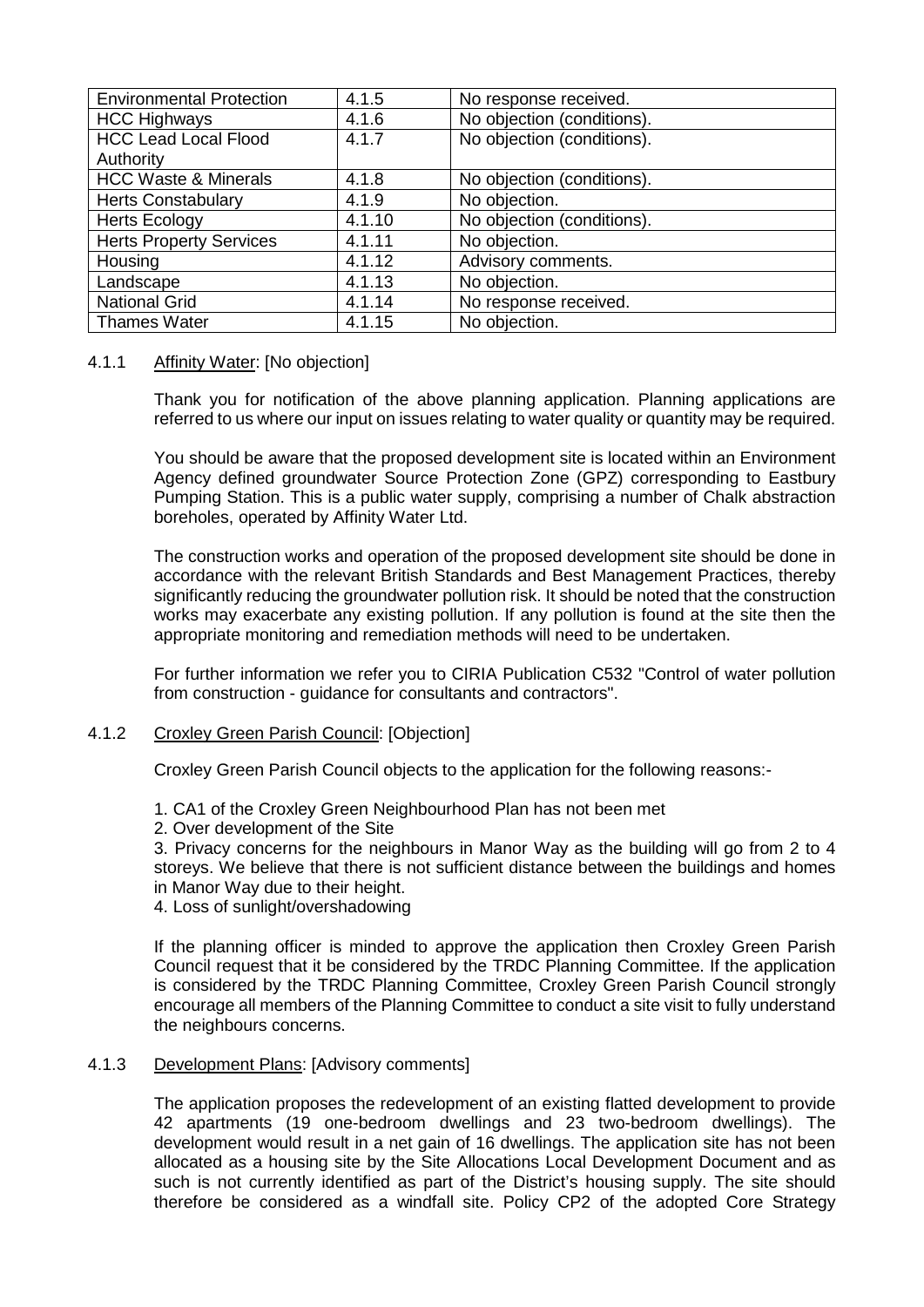| Environmental Protection | 4.1.5 | No response received. |
|---|---|---|
| HCC Highways | 4.1.6 | No objection (conditions). |
| HCC Lead Local Flood Authority | 4.1.7 | No objection (conditions). |
| HCC Waste & Minerals | 4.1.8 | No objection (conditions). |
| Herts Constabulary | 4.1.9 | No objection. |
| Herts Ecology | 4.1.10 | No objection (conditions). |
| Herts Property Services | 4.1.11 | No objection. |
| Housing | 4.1.12 | Advisory comments. |
| Landscape | 4.1.13 | No objection. |
| National Grid | 4.1.14 | No response received. |
| Thames Water | 4.1.15 | No objection. |

4.1.1 Affinity Water: [No objection]

Thank you for notification of the above planning application. Planning applications are referred to us where our input on issues relating to water quality or quantity may be required.

You should be aware that the proposed development site is located within an Environment Agency defined groundwater Source Protection Zone (GPZ) corresponding to Eastbury Pumping Station. This is a public water supply, comprising a number of Chalk abstraction boreholes, operated by Affinity Water Ltd.

The construction works and operation of the proposed development site should be done in accordance with the relevant British Standards and Best Management Practices, thereby significantly reducing the groundwater pollution risk. It should be noted that the construction works may exacerbate any existing pollution. If any pollution is found at the site then the appropriate monitoring and remediation methods will need to be undertaken.

For further information we refer you to CIRIA Publication C532 "Control of water pollution from construction - guidance for consultants and contractors".

4.1.2 Croxley Green Parish Council: [Objection]

Croxley Green Parish Council objects to the application for the following reasons:-

1. CA1 of the Croxley Green Neighbourhood Plan has not been met
2. Over development of the Site
3. Privacy concerns for the neighbours in Manor Way as the building will go from 2 to 4 storeys. We believe that there is not sufficient distance between the buildings and homes in Manor Way due to their height.
4. Loss of sunlight/overshadowing

If the planning officer is minded to approve the application then Croxley Green Parish Council request that it be considered by the TRDC Planning Committee. If the application is considered by the TRDC Planning Committee, Croxley Green Parish Council strongly encourage all members of the Planning Committee to conduct a site visit to fully understand the neighbours concerns.

4.1.3 Development Plans: [Advisory comments]

The application proposes the redevelopment of an existing flatted development to provide 42 apartments (19 one-bedroom dwellings and 23 two-bedroom dwellings). The development would result in a net gain of 16 dwellings. The application site has not been allocated as a housing site by the Site Allocations Local Development Document and as such is not currently identified as part of the District's housing supply. The site should therefore be considered as a windfall site. Policy CP2 of the adopted Core Strategy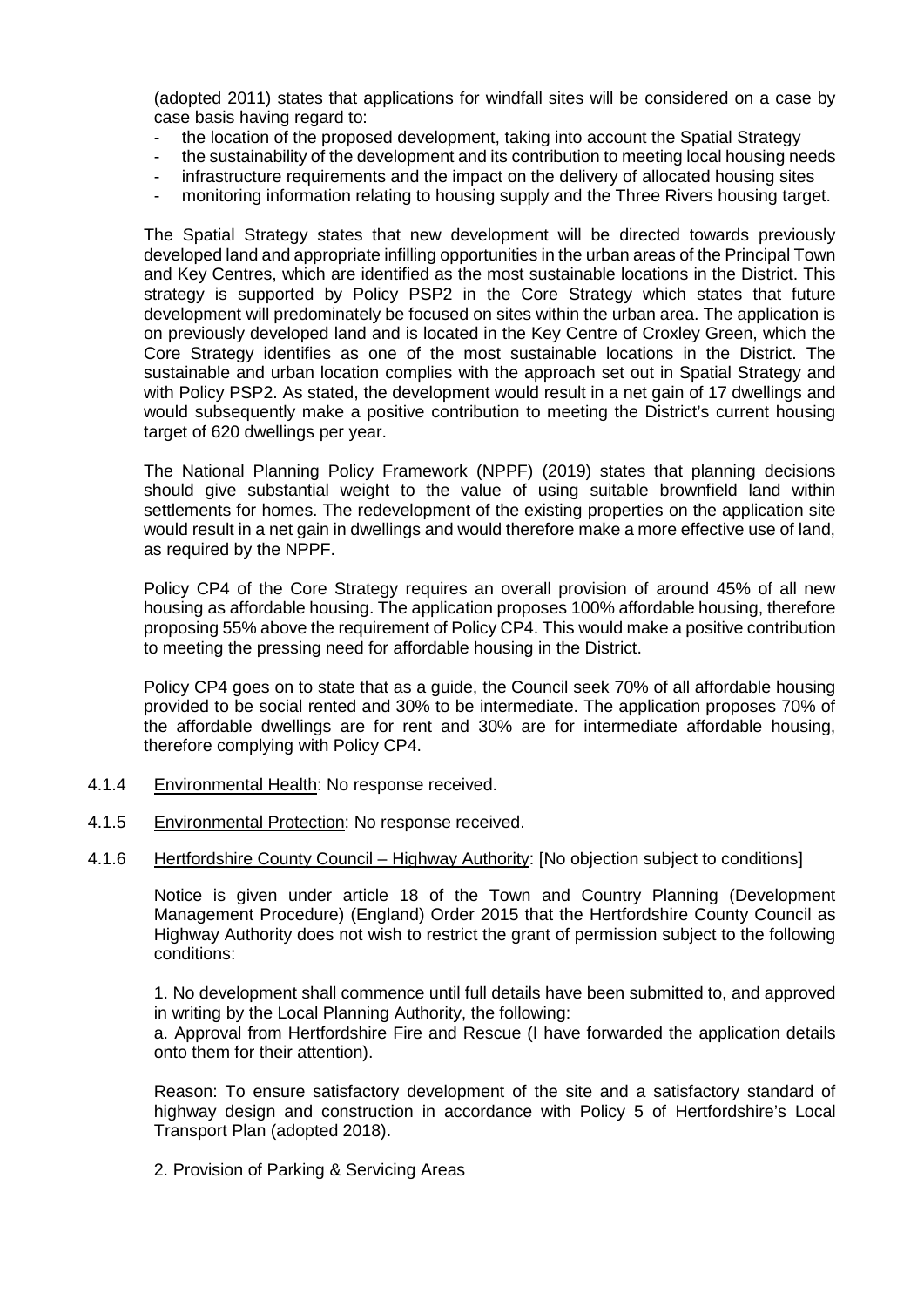(adopted 2011) states that applications for windfall sites will be considered on a case by case basis having regard to:

- the location of the proposed development, taking into account the Spatial Strategy
- the sustainability of the development and its contribution to meeting local housing needs
- infrastructure requirements and the impact on the delivery of allocated housing sites
- monitoring information relating to housing supply and the Three Rivers housing target.

The Spatial Strategy states that new development will be directed towards previously developed land and appropriate infilling opportunities in the urban areas of the Principal Town and Key Centres, which are identified as the most sustainable locations in the District. This strategy is supported by Policy PSP2 in the Core Strategy which states that future development will predominately be focused on sites within the urban area. The application is on previously developed land and is located in the Key Centre of Croxley Green, which the Core Strategy identifies as one of the most sustainable locations in the District. The sustainable and urban location complies with the approach set out in Spatial Strategy and with Policy PSP2. As stated, the development would result in a net gain of 17 dwellings and would subsequently make a positive contribution to meeting the District's current housing target of 620 dwellings per year.

The National Planning Policy Framework (NPPF) (2019) states that planning decisions should give substantial weight to the value of using suitable brownfield land within settlements for homes. The redevelopment of the existing properties on the application site would result in a net gain in dwellings and would therefore make a more effective use of land, as required by the NPPF.

Policy CP4 of the Core Strategy requires an overall provision of around 45% of all new housing as affordable housing. The application proposes 100% affordable housing, therefore proposing 55% above the requirement of Policy CP4. This would make a positive contribution to meeting the pressing need for affordable housing in the District.

Policy CP4 goes on to state that as a guide, the Council seek 70% of all affordable housing provided to be social rented and 30% to be intermediate. The application proposes 70% of the affordable dwellings are for rent and 30% are for intermediate affordable housing, therefore complying with Policy CP4.

4.1.4 Environmental Health: No response received.

4.1.5 Environmental Protection: No response received.

4.1.6 Hertfordshire County Council – Highway Authority: [No objection subject to conditions]

Notice is given under article 18 of the Town and Country Planning (Development Management Procedure) (England) Order 2015 that the Hertfordshire County Council as Highway Authority does not wish to restrict the grant of permission subject to the following conditions:

1. No development shall commence until full details have been submitted to, and approved in writing by the Local Planning Authority, the following:
a. Approval from Hertfordshire Fire and Rescue (I have forwarded the application details onto them for their attention).

Reason: To ensure satisfactory development of the site and a satisfactory standard of highway design and construction in accordance with Policy 5 of Hertfordshire's Local Transport Plan (adopted 2018).

2. Provision of Parking & Servicing Areas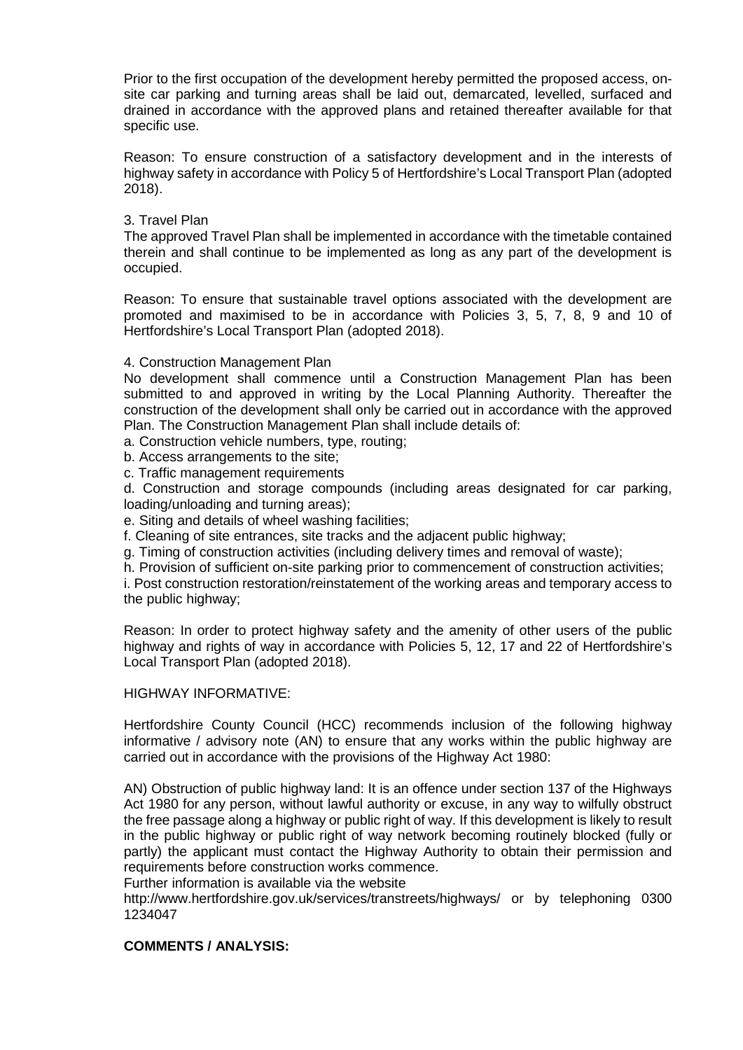Prior to the first occupation of the development hereby permitted the proposed access, on-site car parking and turning areas shall be laid out, demarcated, levelled, surfaced and drained in accordance with the approved plans and retained thereafter available for that specific use.

Reason: To ensure construction of a satisfactory development and in the interests of highway safety in accordance with Policy 5 of Hertfordshire's Local Transport Plan (adopted 2018).

3. Travel Plan
The approved Travel Plan shall be implemented in accordance with the timetable contained therein and shall continue to be implemented as long as any part of the development is occupied.

Reason: To ensure that sustainable travel options associated with the development are promoted and maximised to be in accordance with Policies 3, 5, 7, 8, 9 and 10 of Hertfordshire's Local Transport Plan (adopted 2018).

4. Construction Management Plan
No development shall commence until a Construction Management Plan has been submitted to and approved in writing by the Local Planning Authority. Thereafter the construction of the development shall only be carried out in accordance with the approved Plan. The Construction Management Plan shall include details of:

a. Construction vehicle numbers, type, routing;
b. Access arrangements to the site;
c. Traffic management requirements
d. Construction and storage compounds (including areas designated for car parking, loading/unloading and turning areas);
e. Siting and details of wheel washing facilities;
f. Cleaning of site entrances, site tracks and the adjacent public highway;
g. Timing of construction activities (including delivery times and removal of waste);
h. Provision of sufficient on-site parking prior to commencement of construction activities;
i. Post construction restoration/reinstatement of the working areas and temporary access to the public highway;

Reason: In order to protect highway safety and the amenity of other users of the public highway and rights of way in accordance with Policies 5, 12, 17 and 22 of Hertfordshire's Local Transport Plan (adopted 2018).

HIGHWAY INFORMATIVE:

Hertfordshire County Council (HCC) recommends inclusion of the following highway informative / advisory note (AN) to ensure that any works within the public highway are carried out in accordance with the provisions of the Highway Act 1980:

AN) Obstruction of public highway land: It is an offence under section 137 of the Highways Act 1980 for any person, without lawful authority or excuse, in any way to wilfully obstruct the free passage along a highway or public right of way. If this development is likely to result in the public highway or public right of way network becoming routinely blocked (fully or partly) the applicant must contact the Highway Authority to obtain their permission and requirements before construction works commence.
Further information is available via the website http://www.hertfordshire.gov.uk/services/transtreets/highways/ or by telephoning 0300 1234047

**COMMENTS / ANALYSIS:**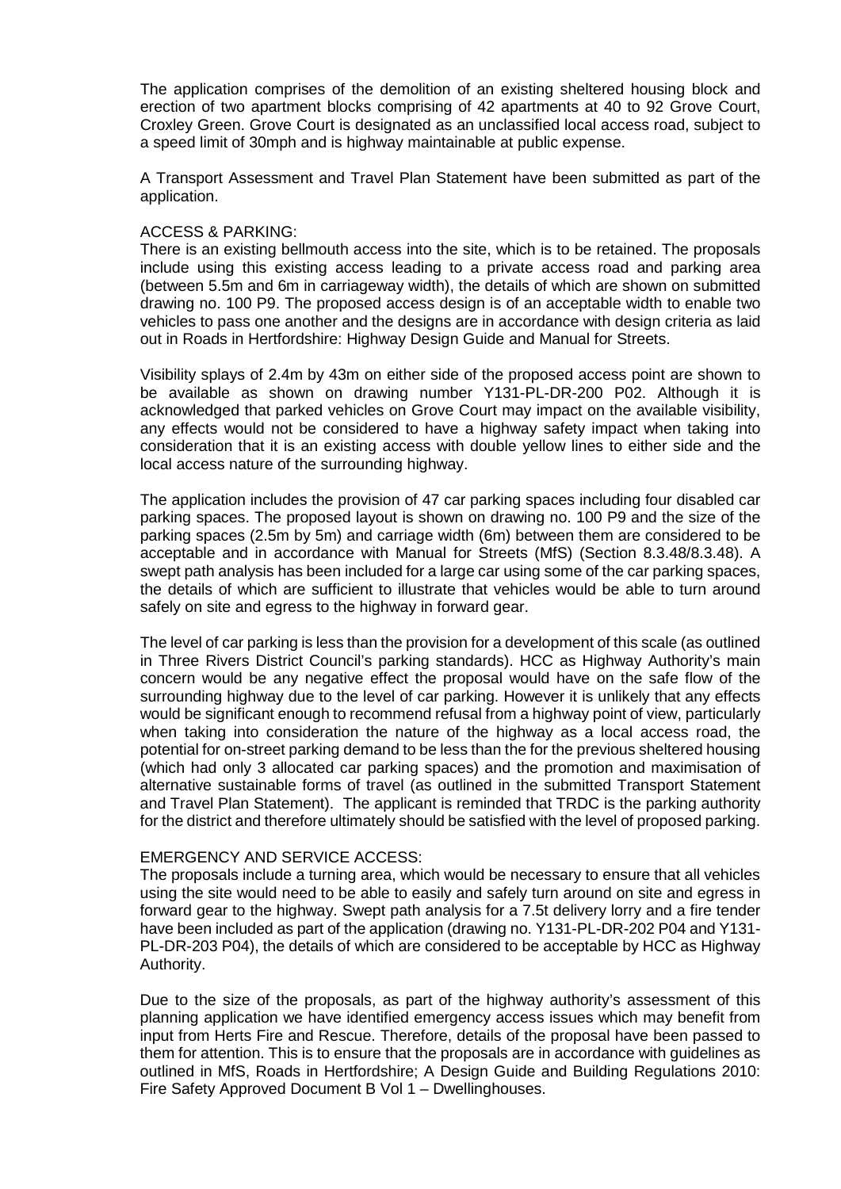The application comprises of the demolition of an existing sheltered housing block and erection of two apartment blocks comprising of 42 apartments at 40 to 92 Grove Court, Croxley Green. Grove Court is designated as an unclassified local access road, subject to a speed limit of 30mph and is highway maintainable at public expense.

A Transport Assessment and Travel Plan Statement have been submitted as part of the application.

ACCESS & PARKING:

There is an existing bellmouth access into the site, which is to be retained. The proposals include using this existing access leading to a private access road and parking area (between 5.5m and 6m in carriageway width), the details of which are shown on submitted drawing no. 100 P9. The proposed access design is of an acceptable width to enable two vehicles to pass one another and the designs are in accordance with design criteria as laid out in Roads in Hertfordshire: Highway Design Guide and Manual for Streets.

Visibility splays of 2.4m by 43m on either side of the proposed access point are shown to be available as shown on drawing number Y131-PL-DR-200 P02. Although it is acknowledged that parked vehicles on Grove Court may impact on the available visibility, any effects would not be considered to have a highway safety impact when taking into consideration that it is an existing access with double yellow lines to either side and the local access nature of the surrounding highway.

The application includes the provision of 47 car parking spaces including four disabled car parking spaces. The proposed layout is shown on drawing no. 100 P9 and the size of the parking spaces (2.5m by 5m) and carriage width (6m) between them are considered to be acceptable and in accordance with Manual for Streets (MfS) (Section 8.3.48/8.3.48). A swept path analysis has been included for a large car using some of the car parking spaces, the details of which are sufficient to illustrate that vehicles would be able to turn around safely on site and egress to the highway in forward gear.

The level of car parking is less than the provision for a development of this scale (as outlined in Three Rivers District Council's parking standards). HCC as Highway Authority's main concern would be any negative effect the proposal would have on the safe flow of the surrounding highway due to the level of car parking. However it is unlikely that any effects would be significant enough to recommend refusal from a highway point of view, particularly when taking into consideration the nature of the highway as a local access road, the potential for on-street parking demand to be less than the for the previous sheltered housing (which had only 3 allocated car parking spaces) and the promotion and maximisation of alternative sustainable forms of travel (as outlined in the submitted Transport Statement and Travel Plan Statement). The applicant is reminded that TRDC is the parking authority for the district and therefore ultimately should be satisfied with the level of proposed parking.

EMERGENCY AND SERVICE ACCESS:

The proposals include a turning area, which would be necessary to ensure that all vehicles using the site would need to be able to easily and safely turn around on site and egress in forward gear to the highway. Swept path analysis for a 7.5t delivery lorry and a fire tender have been included as part of the application (drawing no. Y131-PL-DR-202 P04 and Y131-PL-DR-203 P04), the details of which are considered to be acceptable by HCC as Highway Authority.

Due to the size of the proposals, as part of the highway authority's assessment of this planning application we have identified emergency access issues which may benefit from input from Herts Fire and Rescue. Therefore, details of the proposal have been passed to them for attention. This is to ensure that the proposals are in accordance with guidelines as outlined in MfS, Roads in Hertfordshire; A Design Guide and Building Regulations 2010: Fire Safety Approved Document B Vol 1 – Dwellinghouses.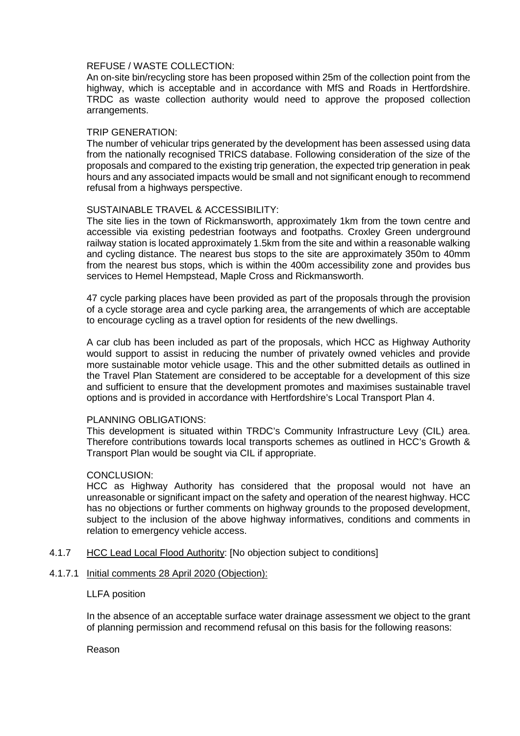REFUSE / WASTE COLLECTION:

An on-site bin/recycling store has been proposed within 25m of the collection point from the highway, which is acceptable and in accordance with MfS and Roads in Hertfordshire. TRDC as waste collection authority would need to approve the proposed collection arrangements.

TRIP GENERATION:

The number of vehicular trips generated by the development has been assessed using data from the nationally recognised TRICS database. Following consideration of the size of the proposals and compared to the existing trip generation, the expected trip generation in peak hours and any associated impacts would be small and not significant enough to recommend refusal from a highways perspective.

SUSTAINABLE TRAVEL & ACCESSIBILITY:

The site lies in the town of Rickmansworth, approximately 1km from the town centre and accessible via existing pedestrian footways and footpaths. Croxley Green underground railway station is located approximately 1.5km from the site and within a reasonable walking and cycling distance. The nearest bus stops to the site are approximately 350m to 40mm from the nearest bus stops, which is within the 400m accessibility zone and provides bus services to Hemel Hempstead, Maple Cross and Rickmansworth.

47 cycle parking places have been provided as part of the proposals through the provision of a cycle storage area and cycle parking area, the arrangements of which are acceptable to encourage cycling as a travel option for residents of the new dwellings.

A car club has been included as part of the proposals, which HCC as Highway Authority would support to assist in reducing the number of privately owned vehicles and provide more sustainable motor vehicle usage. This and the other submitted details as outlined in the Travel Plan Statement are considered to be acceptable for a development of this size and sufficient to ensure that the development promotes and maximises sustainable travel options and is provided in accordance with Hertfordshire's Local Transport Plan 4.

PLANNING OBLIGATIONS:

This development is situated within TRDC's Community Infrastructure Levy (CIL) area. Therefore contributions towards local transports schemes as outlined in HCC's Growth & Transport Plan would be sought via CIL if appropriate.

CONCLUSION:

HCC as Highway Authority has considered that the proposal would not have an unreasonable or significant impact on the safety and operation of the nearest highway. HCC has no objections or further comments on highway grounds to the proposed development, subject to the inclusion of the above highway informatives, conditions and comments in relation to emergency vehicle access.

4.1.7 HCC Lead Local Flood Authority: [No objection subject to conditions]

4.1.7.1 Initial comments 28 April 2020 (Objection):

LLFA position

In the absence of an acceptable surface water drainage assessment we object to the grant of planning permission and recommend refusal on this basis for the following reasons:

Reason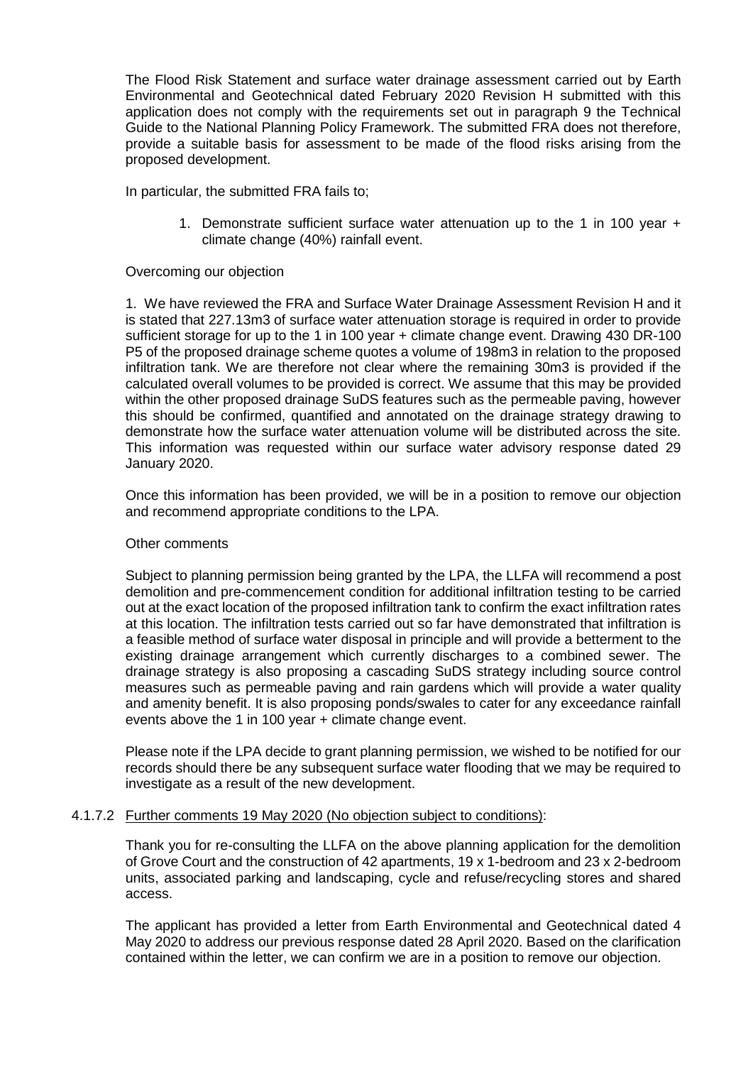The Flood Risk Statement and surface water drainage assessment carried out by Earth Environmental and Geotechnical dated February 2020 Revision H submitted with this application does not comply with the requirements set out in paragraph 9 the Technical Guide to the National Planning Policy Framework. The submitted FRA does not therefore, provide a suitable basis for assessment to be made of the flood risks arising from the proposed development.

In particular, the submitted FRA fails to;

1. Demonstrate sufficient surface water attenuation up to the 1 in 100 year + climate change (40%) rainfall event.

Overcoming our objection

1. We have reviewed the FRA and Surface Water Drainage Assessment Revision H and it is stated that 227.13m3 of surface water attenuation storage is required in order to provide sufficient storage for up to the 1 in 100 year + climate change event. Drawing 430 DR-100 P5 of the proposed drainage scheme quotes a volume of 198m3 in relation to the proposed infiltration tank. We are therefore not clear where the remaining 30m3 is provided if the calculated overall volumes to be provided is correct. We assume that this may be provided within the other proposed drainage SuDS features such as the permeable paving, however this should be confirmed, quantified and annotated on the drainage strategy drawing to demonstrate how the surface water attenuation volume will be distributed across the site. This information was requested within our surface water advisory response dated 29 January 2020.

Once this information has been provided, we will be in a position to remove our objection and recommend appropriate conditions to the LPA.

Other comments

Subject to planning permission being granted by the LPA, the LLFA will recommend a post demolition and pre-commencement condition for additional infiltration testing to be carried out at the exact location of the proposed infiltration tank to confirm the exact infiltration rates at this location. The infiltration tests carried out so far have demonstrated that infiltration is a feasible method of surface water disposal in principle and will provide a betterment to the existing drainage arrangement which currently discharges to a combined sewer. The drainage strategy is also proposing a cascading SuDS strategy including source control measures such as permeable paving and rain gardens which will provide a water quality and amenity benefit. It is also proposing ponds/swales to cater for any exceedance rainfall events above the 1 in 100 year + climate change event.

Please note if the LPA decide to grant planning permission, we wished to be notified for our records should there be any subsequent surface water flooding that we may be required to investigate as a result of the new development.

4.1.7.2 Further comments 19 May 2020 (No objection subject to conditions):

Thank you for re-consulting the LLFA on the above planning application for the demolition of Grove Court and the construction of 42 apartments, 19 x 1-bedroom and 23 x 2-bedroom units, associated parking and landscaping, cycle and refuse/recycling stores and shared access.

The applicant has provided a letter from Earth Environmental and Geotechnical dated 4 May 2020 to address our previous response dated 28 April 2020. Based on the clarification contained within the letter, we can confirm we are in a position to remove our objection.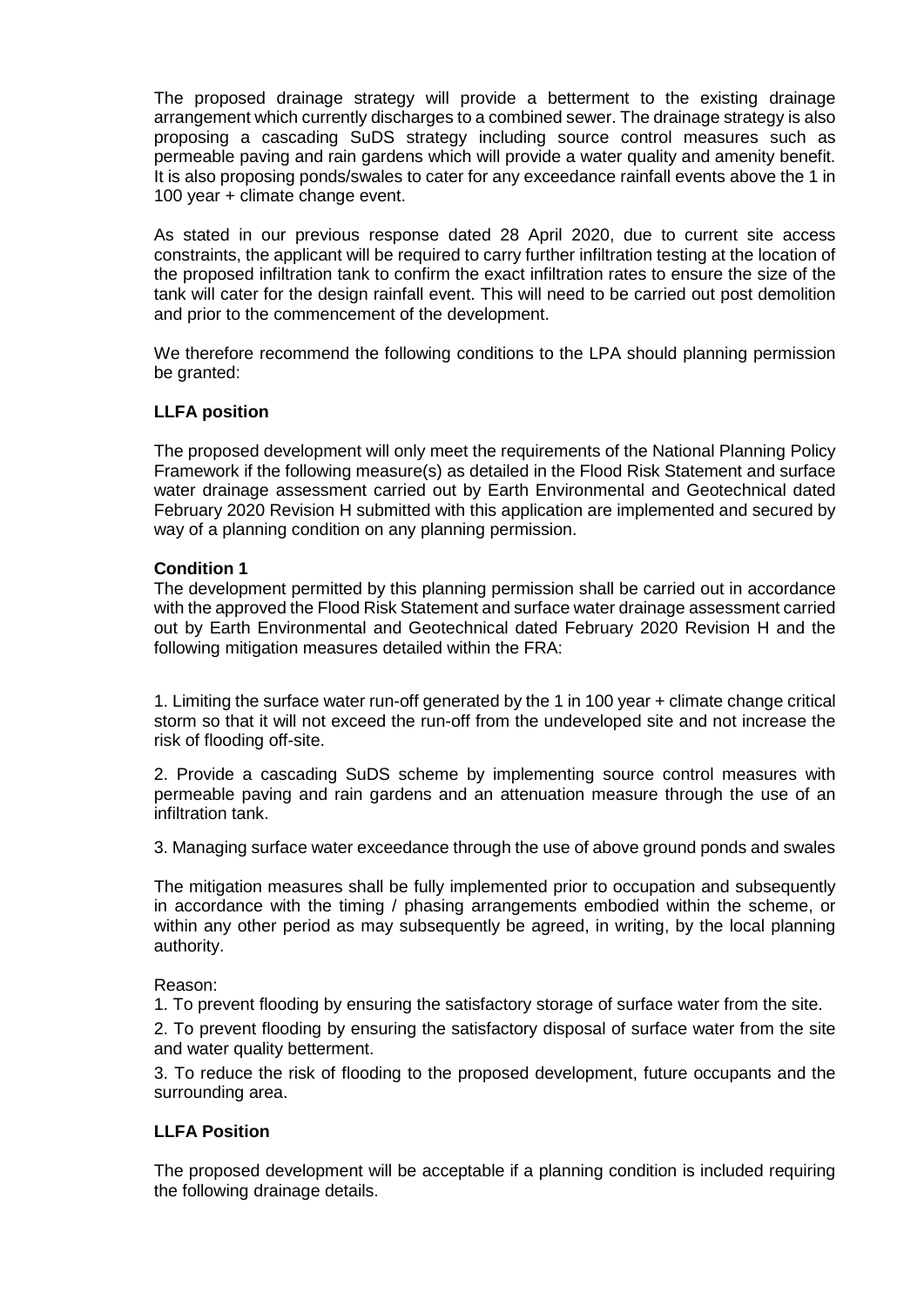The proposed drainage strategy will provide a betterment to the existing drainage arrangement which currently discharges to a combined sewer. The drainage strategy is also proposing a cascading SuDS strategy including source control measures such as permeable paving and rain gardens which will provide a water quality and amenity benefit. It is also proposing ponds/swales to cater for any exceedance rainfall events above the 1 in 100 year + climate change event.

As stated in our previous response dated 28 April 2020, due to current site access constraints, the applicant will be required to carry further infiltration testing at the location of the proposed infiltration tank to confirm the exact infiltration rates to ensure the size of the tank will cater for the design rainfall event. This will need to be carried out post demolition and prior to the commencement of the development.

We therefore recommend the following conditions to the LPA should planning permission be granted:

**LLFA position**

The proposed development will only meet the requirements of the National Planning Policy Framework if the following measure(s) as detailed in the Flood Risk Statement and surface water drainage assessment carried out by Earth Environmental and Geotechnical dated February 2020 Revision H submitted with this application are implemented and secured by way of a planning condition on any planning permission.

**Condition 1**

The development permitted by this planning permission shall be carried out in accordance with the approved the Flood Risk Statement and surface water drainage assessment carried out by Earth Environmental and Geotechnical dated February 2020 Revision H and the following mitigation measures detailed within the FRA:

1. Limiting the surface water run-off generated by the 1 in 100 year + climate change critical storm so that it will not exceed the run-off from the undeveloped site and not increase the risk of flooding off-site.

2. Provide a cascading SuDS scheme by implementing source control measures with permeable paving and rain gardens and an attenuation measure through the use of an infiltration tank.

3. Managing surface water exceedance through the use of above ground ponds and swales

The mitigation measures shall be fully implemented prior to occupation and subsequently in accordance with the timing / phasing arrangements embodied within the scheme, or within any other period as may subsequently be agreed, in writing, by the local planning authority.

Reason:

1. To prevent flooding by ensuring the satisfactory storage of surface water from the site.

2. To prevent flooding by ensuring the satisfactory disposal of surface water from the site and water quality betterment.

3. To reduce the risk of flooding to the proposed development, future occupants and the surrounding area.

**LLFA Position**

The proposed development will be acceptable if a planning condition is included requiring the following drainage details.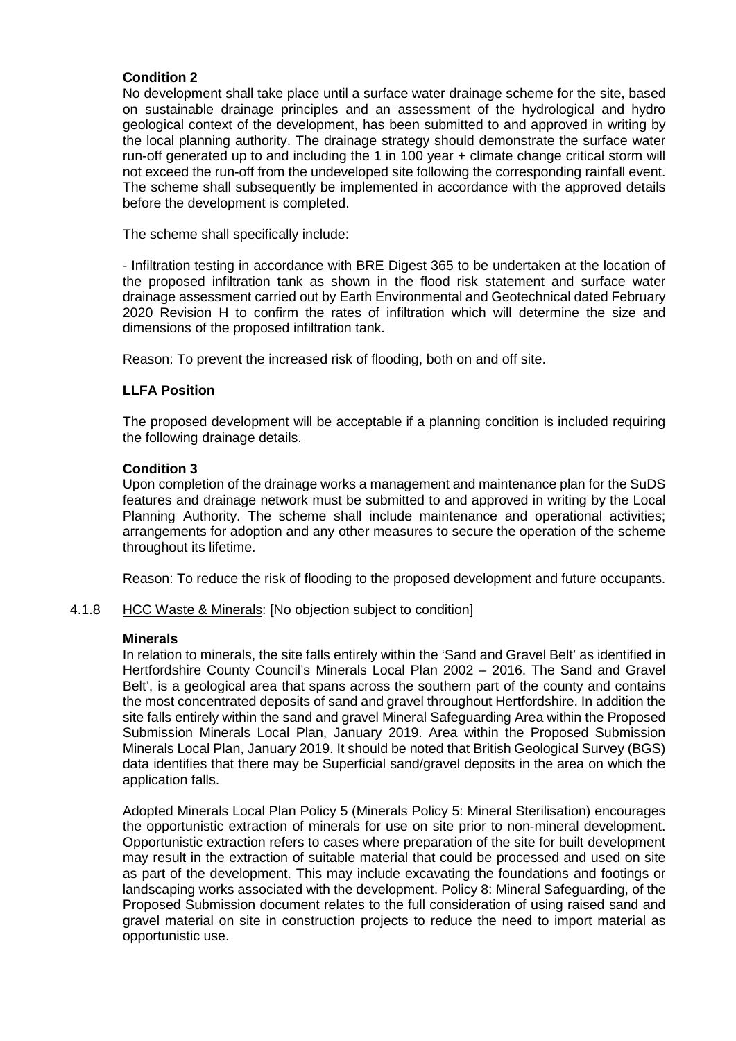**Condition 2**

No development shall take place until a surface water drainage scheme for the site, based on sustainable drainage principles and an assessment of the hydrological and hydro geological context of the development, has been submitted to and approved in writing by the local planning authority. The drainage strategy should demonstrate the surface water run-off generated up to and including the 1 in 100 year + climate change critical storm will not exceed the run-off from the undeveloped site following the corresponding rainfall event. The scheme shall subsequently be implemented in accordance with the approved details before the development is completed.

The scheme shall specifically include:

- Infiltration testing in accordance with BRE Digest 365 to be undertaken at the location of the proposed infiltration tank as shown in the flood risk statement and surface water drainage assessment carried out by Earth Environmental and Geotechnical dated February 2020 Revision H to confirm the rates of infiltration which will determine the size and dimensions of the proposed infiltration tank.

Reason: To prevent the increased risk of flooding, both on and off site.

**LLFA Position**

The proposed development will be acceptable if a planning condition is included requiring the following drainage details.

**Condition 3**

Upon completion of the drainage works a management and maintenance plan for the SuDS features and drainage network must be submitted to and approved in writing by the Local Planning Authority. The scheme shall include maintenance and operational activities; arrangements for adoption and any other measures to secure the operation of the scheme throughout its lifetime.

Reason: To reduce the risk of flooding to the proposed development and future occupants.

4.1.8 HCC Waste & Minerals: [No objection subject to condition]

**Minerals**

In relation to minerals, the site falls entirely within the 'Sand and Gravel Belt' as identified in Hertfordshire County Council's Minerals Local Plan 2002 – 2016. The Sand and Gravel Belt', is a geological area that spans across the southern part of the county and contains the most concentrated deposits of sand and gravel throughout Hertfordshire. In addition the site falls entirely within the sand and gravel Mineral Safeguarding Area within the Proposed Submission Minerals Local Plan, January 2019. Area within the Proposed Submission Minerals Local Plan, January 2019. It should be noted that British Geological Survey (BGS) data identifies that there may be Superficial sand/gravel deposits in the area on which the application falls.

Adopted Minerals Local Plan Policy 5 (Minerals Policy 5: Mineral Sterilisation) encourages the opportunistic extraction of minerals for use on site prior to non-mineral development. Opportunistic extraction refers to cases where preparation of the site for built development may result in the extraction of suitable material that could be processed and used on site as part of the development. This may include excavating the foundations and footings or landscaping works associated with the development. Policy 8: Mineral Safeguarding, of the Proposed Submission document relates to the full consideration of using raised sand and gravel material on site in construction projects to reduce the need to import material as opportunistic use.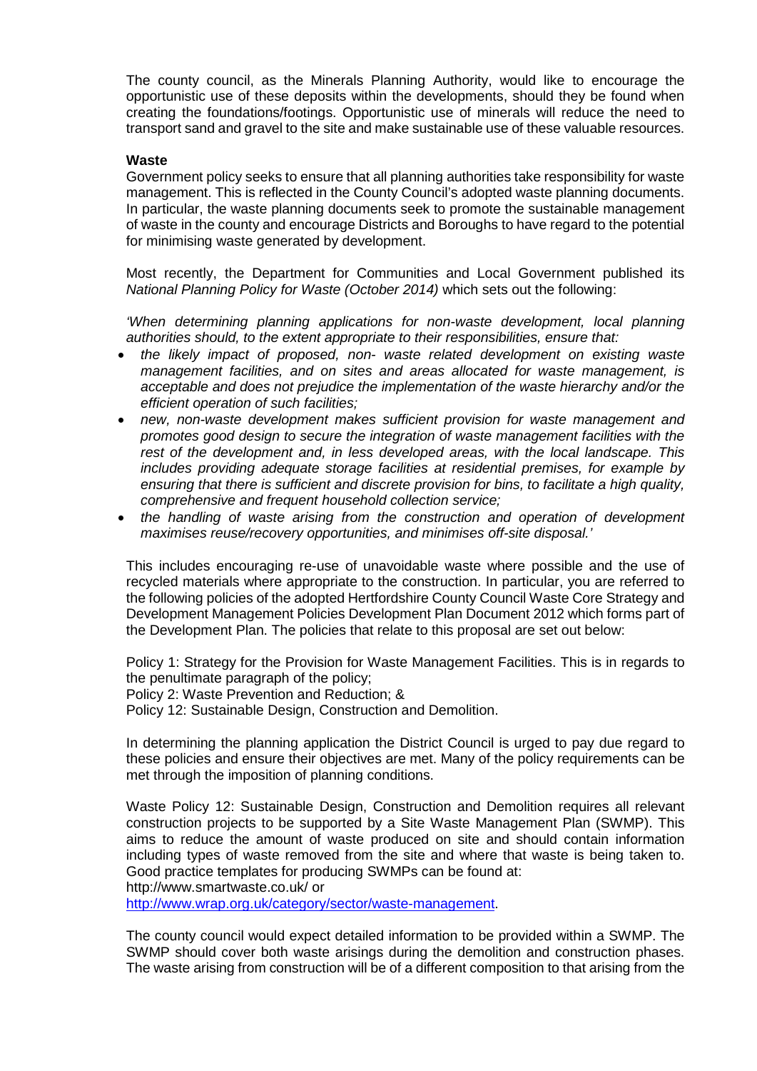The county council, as the Minerals Planning Authority, would like to encourage the opportunistic use of these deposits within the developments, should they be found when creating the foundations/footings. Opportunistic use of minerals will reduce the need to transport sand and gravel to the site and make sustainable use of these valuable resources.

**Waste**

Government policy seeks to ensure that all planning authorities take responsibility for waste management. This is reflected in the County Council's adopted waste planning documents. In particular, the waste planning documents seek to promote the sustainable management of waste in the county and encourage Districts and Boroughs to have regard to the potential for minimising waste generated by development.

Most recently, the Department for Communities and Local Government published its *National Planning Policy for Waste (October 2014)* which sets out the following:

*'When determining planning applications for non-waste development, local planning authorities should, to the extent appropriate to their responsibilities, ensure that:*

- *the likely impact of proposed, non- waste related development on existing waste management facilities, and on sites and areas allocated for waste management, is acceptable and does not prejudice the implementation of the waste hierarchy and/or the efficient operation of such facilities;*
- *new, non-waste development makes sufficient provision for waste management and promotes good design to secure the integration of waste management facilities with the rest of the development and, in less developed areas, with the local landscape. This includes providing adequate storage facilities at residential premises, for example by ensuring that there is sufficient and discrete provision for bins, to facilitate a high quality, comprehensive and frequent household collection service;*
- *the handling of waste arising from the construction and operation of development maximises reuse/recovery opportunities, and minimises off-site disposal.'*

This includes encouraging re-use of unavoidable waste where possible and the use of recycled materials where appropriate to the construction. In particular, you are referred to the following policies of the adopted Hertfordshire County Council Waste Core Strategy and Development Management Policies Development Plan Document 2012 which forms part of the Development Plan. The policies that relate to this proposal are set out below:

Policy 1: Strategy for the Provision for Waste Management Facilities. This is in regards to the penultimate paragraph of the policy;
Policy 2: Waste Prevention and Reduction; &
Policy 12: Sustainable Design, Construction and Demolition.

In determining the planning application the District Council is urged to pay due regard to these policies and ensure their objectives are met. Many of the policy requirements can be met through the imposition of planning conditions.

Waste Policy 12: Sustainable Design, Construction and Demolition requires all relevant construction projects to be supported by a Site Waste Management Plan (SWMP). This aims to reduce the amount of waste produced on site and should contain information including types of waste removed from the site and where that waste is being taken to. Good practice templates for producing SWMPs can be found at:
http://www.smartwaste.co.uk/ or
http://www.wrap.org.uk/category/sector/waste-management.

The county council would expect detailed information to be provided within a SWMP. The SWMP should cover both waste arisings during the demolition and construction phases. The waste arising from construction will be of a different composition to that arising from the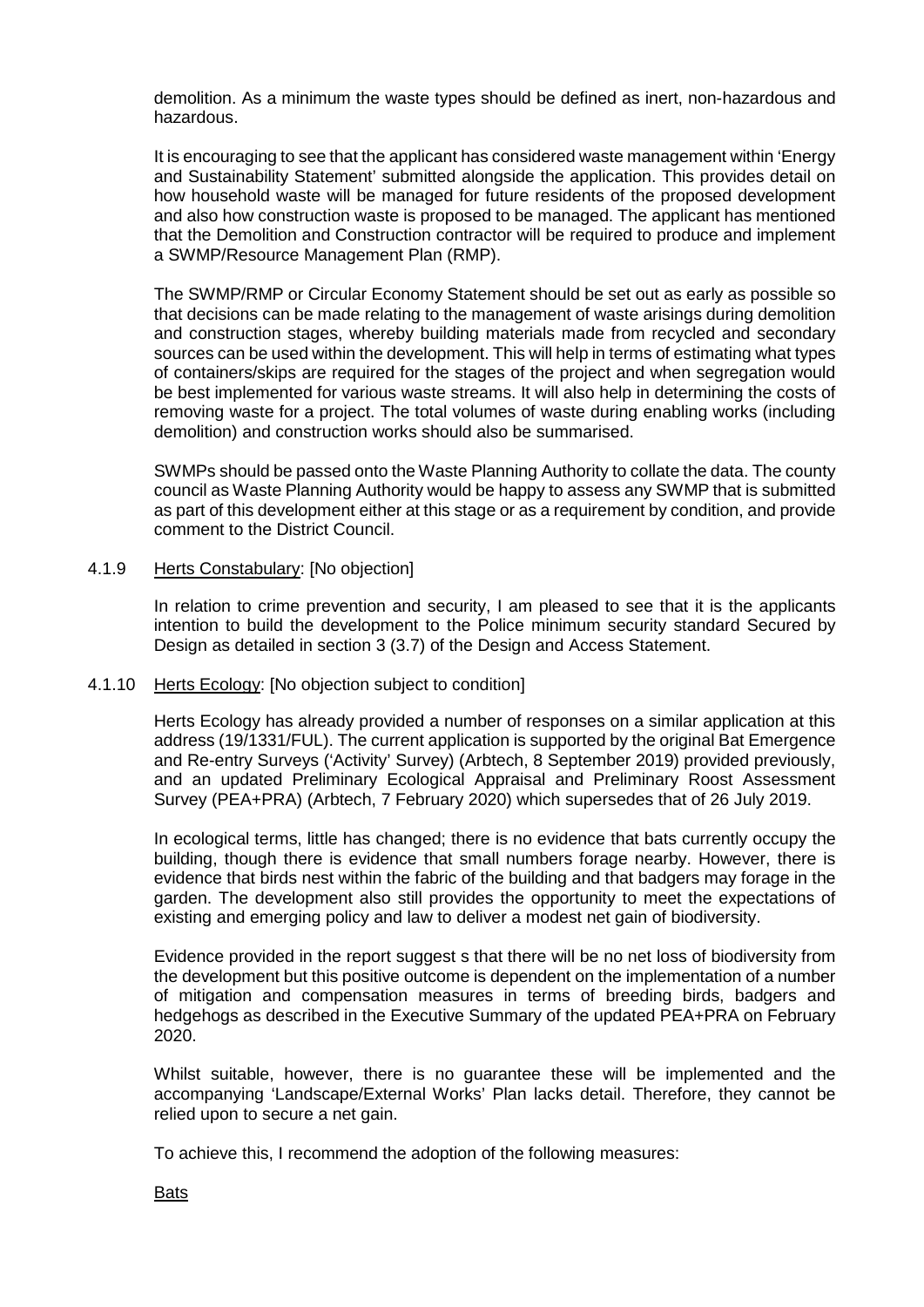demolition. As a minimum the waste types should be defined as inert, non-hazardous and hazardous.

It is encouraging to see that the applicant has considered waste management within 'Energy and Sustainability Statement' submitted alongside the application. This provides detail on how household waste will be managed for future residents of the proposed development and also how construction waste is proposed to be managed. The applicant has mentioned that the Demolition and Construction contractor will be required to produce and implement a SWMP/Resource Management Plan (RMP).

The SWMP/RMP or Circular Economy Statement should be set out as early as possible so that decisions can be made relating to the management of waste arisings during demolition and construction stages, whereby building materials made from recycled and secondary sources can be used within the development. This will help in terms of estimating what types of containers/skips are required for the stages of the project and when segregation would be best implemented for various waste streams. It will also help in determining the costs of removing waste for a project. The total volumes of waste during enabling works (including demolition) and construction works should also be summarised.

SWMPs should be passed onto the Waste Planning Authority to collate the data. The county council as Waste Planning Authority would be happy to assess any SWMP that is submitted as part of this development either at this stage or as a requirement by condition, and provide comment to the District Council.

4.1.9 <u>Herts Constabulary</u>: [No objection]

In relation to crime prevention and security, I am pleased to see that it is the applicants intention to build the development to the Police minimum security standard Secured by Design as detailed in section 3 (3.7) of the Design and Access Statement.

4.1.10 <u>Herts Ecology</u>: [No objection subject to condition]

Herts Ecology has already provided a number of responses on a similar application at this address (19/1331/FUL). The current application is supported by the original Bat Emergence and Re-entry Surveys ('Activity' Survey) (Arbtech, 8 September 2019) provided previously, and an updated Preliminary Ecological Appraisal and Preliminary Roost Assessment Survey (PEA+PRA) (Arbtech, 7 February 2020) which supersedes that of 26 July 2019.

In ecological terms, little has changed; there is no evidence that bats currently occupy the building, though there is evidence that small numbers forage nearby. However, there is evidence that birds nest within the fabric of the building and that badgers may forage in the garden. The development also still provides the opportunity to meet the expectations of existing and emerging policy and law to deliver a modest net gain of biodiversity.

Evidence provided in the report suggest s that there will be no net loss of biodiversity from the development but this positive outcome is dependent on the implementation of a number of mitigation and compensation measures in terms of breeding birds, badgers and hedgehogs as described in the Executive Summary of the updated PEA+PRA on February 2020.

Whilst suitable, however, there is no guarantee these will be implemented and the accompanying 'Landscape/External Works' Plan lacks detail. Therefore, they cannot be relied upon to secure a net gain.

To achieve this, I recommend the adoption of the following measures:

<u>Bats</u>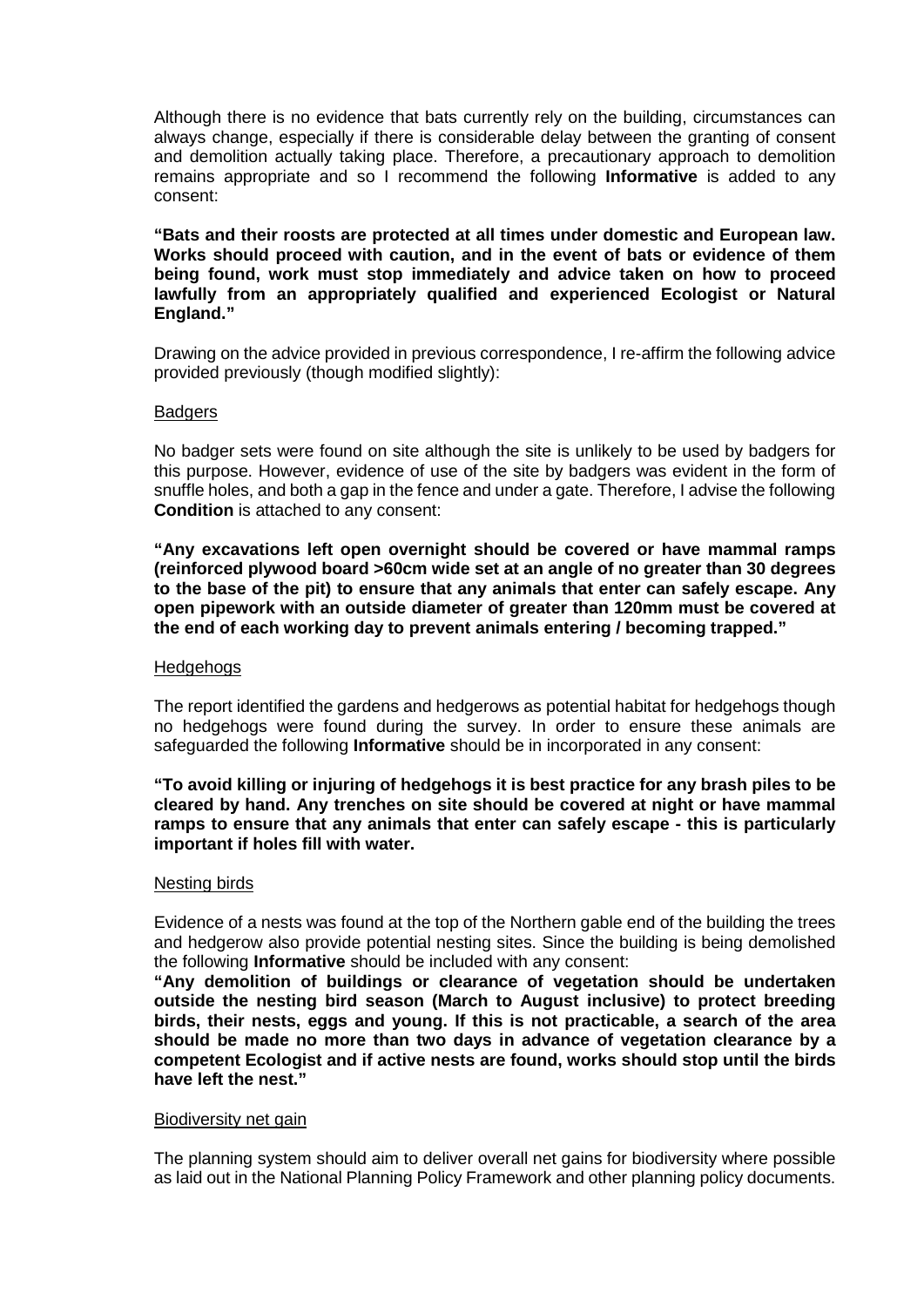Although there is no evidence that bats currently rely on the building, circumstances can always change, especially if there is considerable delay between the granting of consent and demolition actually taking place. Therefore, a precautionary approach to demolition remains appropriate and so I recommend the following **Informative** is added to any consent:

**"Bats and their roosts are protected at all times under domestic and European law. Works should proceed with caution, and in the event of bats or evidence of them being found, work must stop immediately and advice taken on how to proceed lawfully from an appropriately qualified and experienced Ecologist or Natural England."**

Drawing on the advice provided in previous correspondence, I re-affirm the following advice provided previously (though modified slightly):

Badgers

No badger sets were found on site although the site is unlikely to be used by badgers for this purpose. However, evidence of use of the site by badgers was evident in the form of snuffle holes, and both a gap in the fence and under a gate. Therefore, I advise the following **Condition** is attached to any consent:

**"Any excavations left open overnight should be covered or have mammal ramps (reinforced plywood board >60cm wide set at an angle of no greater than 30 degrees to the base of the pit) to ensure that any animals that enter can safely escape. Any open pipework with an outside diameter of greater than 120mm must be covered at the end of each working day to prevent animals entering / becoming trapped."**

Hedgehogs

The report identified the gardens and hedgerows as potential habitat for hedgehogs though no hedgehogs were found during the survey. In order to ensure these animals are safeguarded the following **Informative** should be in incorporated in any consent:

**"To avoid killing or injuring of hedgehogs it is best practice for any brash piles to be cleared by hand. Any trenches on site should be covered at night or have mammal ramps to ensure that any animals that enter can safely escape - this is particularly important if holes fill with water.**

Nesting birds

Evidence of a nests was found at the top of the Northern gable end of the building the trees and hedgerow also provide potential nesting sites. Since the building is being demolished the following **Informative** should be included with any consent:

**"Any demolition of buildings or clearance of vegetation should be undertaken outside the nesting bird season (March to August inclusive) to protect breeding birds, their nests, eggs and young. If this is not practicable, a search of the area should be made no more than two days in advance of vegetation clearance by a competent Ecologist and if active nests are found, works should stop until the birds have left the nest."**

Biodiversity net gain

The planning system should aim to deliver overall net gains for biodiversity where possible as laid out in the National Planning Policy Framework and other planning policy documents.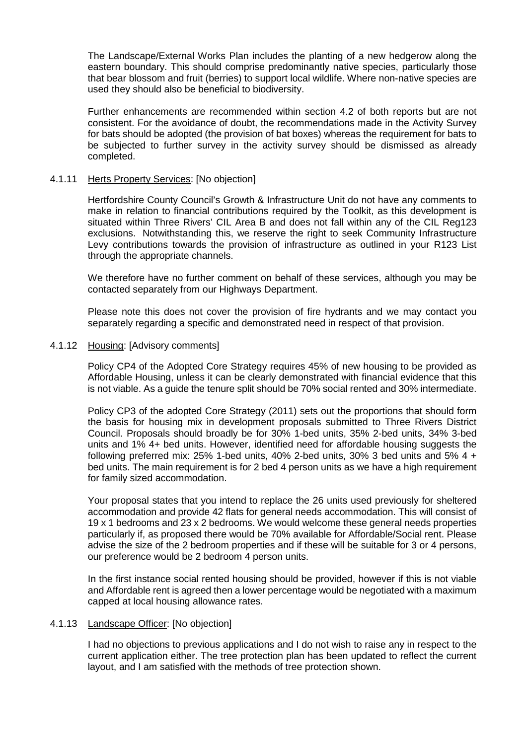The Landscape/External Works Plan includes the planting of a new hedgerow along the eastern boundary. This should comprise predominantly native species, particularly those that bear blossom and fruit (berries) to support local wildlife. Where non-native species are used they should also be beneficial to biodiversity.

Further enhancements are recommended within section 4.2 of both reports but are not consistent. For the avoidance of doubt, the recommendations made in the Activity Survey for bats should be adopted (the provision of bat boxes) whereas the requirement for bats to be subjected to further survey in the activity survey should be dismissed as already completed.

4.1.11 Herts Property Services: [No objection]

Hertfordshire County Council's Growth & Infrastructure Unit do not have any comments to make in relation to financial contributions required by the Toolkit, as this development is situated within Three Rivers' CIL Area B and does not fall within any of the CIL Reg123 exclusions. Notwithstanding this, we reserve the right to seek Community Infrastructure Levy contributions towards the provision of infrastructure as outlined in your R123 List through the appropriate channels.

We therefore have no further comment on behalf of these services, although you may be contacted separately from our Highways Department.

Please note this does not cover the provision of fire hydrants and we may contact you separately regarding a specific and demonstrated need in respect of that provision.

4.1.12 Housing: [Advisory comments]

Policy CP4 of the Adopted Core Strategy requires 45% of new housing to be provided as Affordable Housing, unless it can be clearly demonstrated with financial evidence that this is not viable. As a guide the tenure split should be 70% social rented and 30% intermediate.

Policy CP3 of the adopted Core Strategy (2011) sets out the proportions that should form the basis for housing mix in development proposals submitted to Three Rivers District Council. Proposals should broadly be for 30% 1-bed units, 35% 2-bed units, 34% 3-bed units and 1% 4+ bed units. However, identified need for affordable housing suggests the following preferred mix: 25% 1-bed units, 40% 2-bed units, 30% 3 bed units and 5% 4 + bed units. The main requirement is for 2 bed 4 person units as we have a high requirement for family sized accommodation.

Your proposal states that you intend to replace the 26 units used previously for sheltered accommodation and provide 42 flats for general needs accommodation. This will consist of 19 x 1 bedrooms and 23 x 2 bedrooms. We would welcome these general needs properties particularly if, as proposed there would be 70% available for Affordable/Social rent. Please advise the size of the 2 bedroom properties and if these will be suitable for 3 or 4 persons, our preference would be 2 bedroom 4 person units.

In the first instance social rented housing should be provided, however if this is not viable and Affordable rent is agreed then a lower percentage would be negotiated with a maximum capped at local housing allowance rates.

4.1.13 Landscape Officer: [No objection]

I had no objections to previous applications and I do not wish to raise any in respect to the current application either. The tree protection plan has been updated to reflect the current layout, and I am satisfied with the methods of tree protection shown.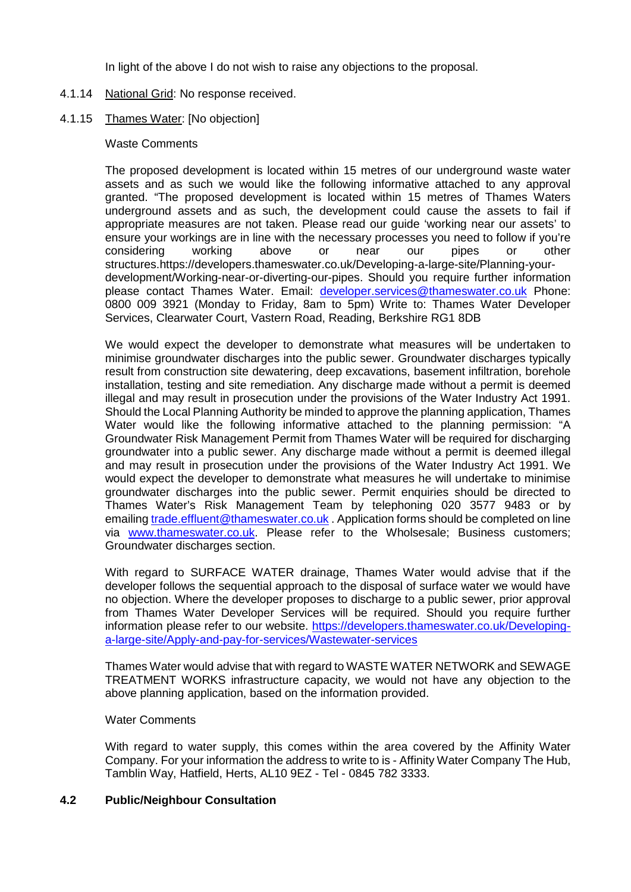In light of the above I do not wish to raise any objections to the proposal.

4.1.14 National Grid: No response received.

4.1.15 Thames Water: [No objection]

Waste Comments

The proposed development is located within 15 metres of our underground waste water assets and as such we would like the following informative attached to any approval granted. "The proposed development is located within 15 metres of Thames Waters underground assets and as such, the development could cause the assets to fail if appropriate measures are not taken. Please read our guide 'working near our assets' to ensure your workings are in line with the necessary processes you need to follow if you're considering working above or near our pipes or other structures.https://developers.thameswater.co.uk/Developing-a-large-site/Planning-your-development/Working-near-or-diverting-our-pipes. Should you require further information please contact Thames Water. Email: developer.services@thameswater.co.uk Phone: 0800 009 3921 (Monday to Friday, 8am to 5pm) Write to: Thames Water Developer Services, Clearwater Court, Vastern Road, Reading, Berkshire RG1 8DB

We would expect the developer to demonstrate what measures will be undertaken to minimise groundwater discharges into the public sewer. Groundwater discharges typically result from construction site dewatering, deep excavations, basement infiltration, borehole installation, testing and site remediation. Any discharge made without a permit is deemed illegal and may result in prosecution under the provisions of the Water Industry Act 1991. Should the Local Planning Authority be minded to approve the planning application, Thames Water would like the following informative attached to the planning permission: "A Groundwater Risk Management Permit from Thames Water will be required for discharging groundwater into a public sewer. Any discharge made without a permit is deemed illegal and may result in prosecution under the provisions of the Water Industry Act 1991. We would expect the developer to demonstrate what measures he will undertake to minimise groundwater discharges into the public sewer. Permit enquiries should be directed to Thames Water's Risk Management Team by telephoning 020 3577 9483 or by emailing trade.effluent@thameswater.co.uk . Application forms should be completed on line via www.thameswater.co.uk. Please refer to the Wholesale; Business customers; Groundwater discharges section.

With regard to SURFACE WATER drainage, Thames Water would advise that if the developer follows the sequential approach to the disposal of surface water we would have no objection. Where the developer proposes to discharge to a public sewer, prior approval from Thames Water Developer Services will be required. Should you require further information please refer to our website. https://developers.thameswater.co.uk/Developing-a-large-site/Apply-and-pay-for-services/Wastewater-services

Thames Water would advise that with regard to WASTE WATER NETWORK and SEWAGE TREATMENT WORKS infrastructure capacity, we would not have any objection to the above planning application, based on the information provided.

Water Comments

With regard to water supply, this comes within the area covered by the Affinity Water Company. For your information the address to write to is - Affinity Water Company The Hub, Tamblin Way, Hatfield, Herts, AL10 9EZ - Tel - 0845 782 3333.

### 4.2 Public/Neighbour Consultation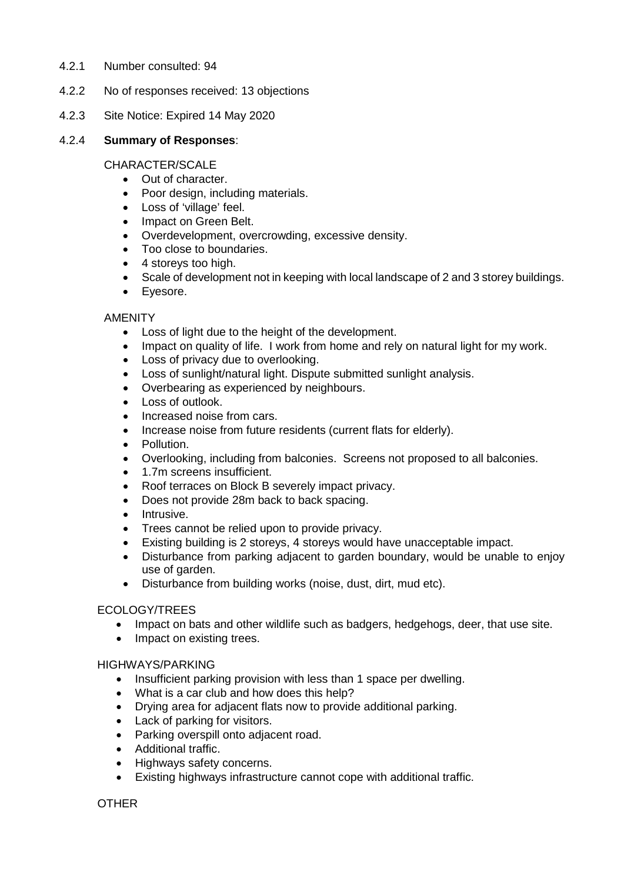4.2.1 Number consulted: 94

4.2.2 No of responses received: 13 objections

4.2.3 Site Notice: Expired 14 May 2020

4.2.4 **Summary of Responses**:

CHARACTER/SCALE

- Out of character.
- Poor design, including materials.
- Loss of 'village' feel.
- Impact on Green Belt.
- Overdevelopment, overcrowding, excessive density.
- Too close to boundaries.
- 4 storeys too high.
- Scale of development not in keeping with local landscape of 2 and 3 storey buildings.
- Eyesore.

AMENITY

- Loss of light due to the height of the development.
- Impact on quality of life. I work from home and rely on natural light for my work.
- Loss of privacy due to overlooking.
- Loss of sunlight/natural light. Dispute submitted sunlight analysis.
- Overbearing as experienced by neighbours.
- Loss of outlook.
- Increased noise from cars.
- Increase noise from future residents (current flats for elderly).
- Pollution.
- Overlooking, including from balconies. Screens not proposed to all balconies.
- 1.7m screens insufficient.
- Roof terraces on Block B severely impact privacy.
- Does not provide 28m back to back spacing.
- Intrusive.
- Trees cannot be relied upon to provide privacy.
- Existing building is 2 storeys, 4 storeys would have unacceptable impact.
- Disturbance from parking adjacent to garden boundary, would be unable to enjoy use of garden.
- Disturbance from building works (noise, dust, dirt, mud etc).

ECOLOGY/TREES

- Impact on bats and other wildlife such as badgers, hedgehogs, deer, that use site.
- Impact on existing trees.

HIGHWAYS/PARKING

- Insufficient parking provision with less than 1 space per dwelling.
- What is a car club and how does this help?
- Drying area for adjacent flats now to provide additional parking.
- Lack of parking for visitors.
- Parking overspill onto adjacent road.
- Additional traffic.
- Highways safety concerns.
- Existing highways infrastructure cannot cope with additional traffic.

OTHER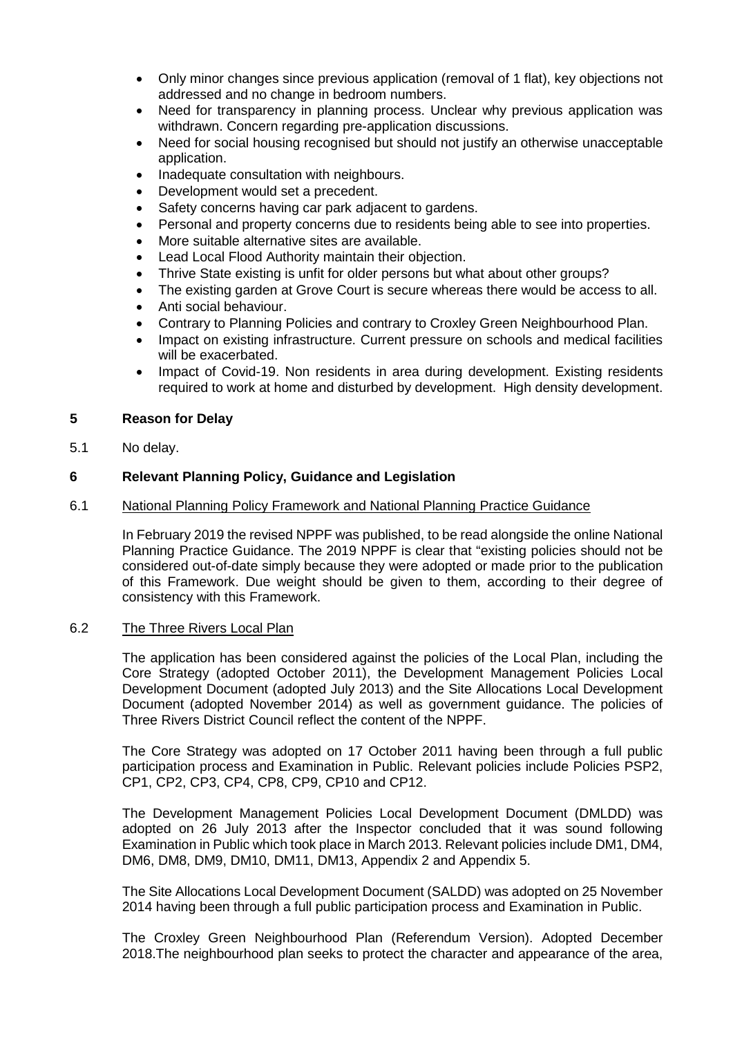- Only minor changes since previous application (removal of 1 flat), key objections not addressed and no change in bedroom numbers.
- Need for transparency in planning process. Unclear why previous application was withdrawn. Concern regarding pre-application discussions.
- Need for social housing recognised but should not justify an otherwise unacceptable application.
- Inadequate consultation with neighbours.
- Development would set a precedent.
- Safety concerns having car park adjacent to gardens.
- Personal and property concerns due to residents being able to see into properties.
- More suitable alternative sites are available.
- Lead Local Flood Authority maintain their objection.
- Thrive State existing is unfit for older persons but what about other groups?
- The existing garden at Grove Court is secure whereas there would be access to all.
- Anti social behaviour.
- Contrary to Planning Policies and contrary to Croxley Green Neighbourhood Plan.
- Impact on existing infrastructure. Current pressure on schools and medical facilities will be exacerbated.
- Impact of Covid-19. Non residents in area during development. Existing residents required to work at home and disturbed by development. High density development.

## 5 Reason for Delay

5.1 No delay.

## 6 Relevant Planning Policy, Guidance and Legislation

6.1 National Planning Policy Framework and National Planning Practice Guidance

In February 2019 the revised NPPF was published, to be read alongside the online National Planning Practice Guidance. The 2019 NPPF is clear that "existing policies should not be considered out-of-date simply because they were adopted or made prior to the publication of this Framework. Due weight should be given to them, according to their degree of consistency with this Framework.

6.2 The Three Rivers Local Plan

The application has been considered against the policies of the Local Plan, including the Core Strategy (adopted October 2011), the Development Management Policies Local Development Document (adopted July 2013) and the Site Allocations Local Development Document (adopted November 2014) as well as government guidance. The policies of Three Rivers District Council reflect the content of the NPPF.

The Core Strategy was adopted on 17 October 2011 having been through a full public participation process and Examination in Public. Relevant policies include Policies PSP2, CP1, CP2, CP3, CP4, CP8, CP9, CP10 and CP12.

The Development Management Policies Local Development Document (DMLDD) was adopted on 26 July 2013 after the Inspector concluded that it was sound following Examination in Public which took place in March 2013. Relevant policies include DM1, DM4, DM6, DM8, DM9, DM10, DM11, DM13, Appendix 2 and Appendix 5.

The Site Allocations Local Development Document (SALDD) was adopted on 25 November 2014 having been through a full public participation process and Examination in Public.

The Croxley Green Neighbourhood Plan (Referendum Version). Adopted December 2018.The neighbourhood plan seeks to protect the character and appearance of the area,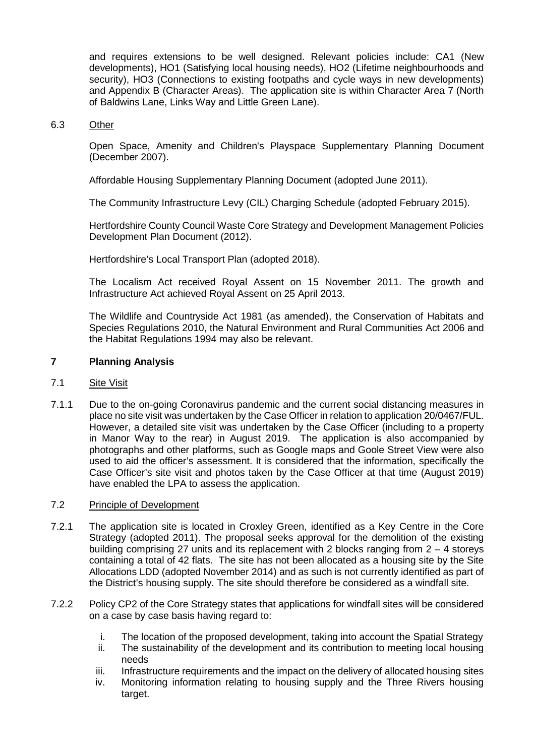and requires extensions to be well designed. Relevant policies include: CA1 (New developments), HO1 (Satisfying local housing needs), HO2 (Lifetime neighbourhoods and security), HO3 (Connections to existing footpaths and cycle ways in new developments) and Appendix B (Character Areas). The application site is within Character Area 7 (North of Baldwins Lane, Links Way and Little Green Lane).

6.3 Other

Open Space, Amenity and Children's Playspace Supplementary Planning Document (December 2007).

Affordable Housing Supplementary Planning Document (adopted June 2011).

The Community Infrastructure Levy (CIL) Charging Schedule (adopted February 2015).

Hertfordshire County Council Waste Core Strategy and Development Management Policies Development Plan Document (2012).

Hertfordshire's Local Transport Plan (adopted 2018).

The Localism Act received Royal Assent on 15 November 2011. The growth and Infrastructure Act achieved Royal Assent on 25 April 2013.

The Wildlife and Countryside Act 1981 (as amended), the Conservation of Habitats and Species Regulations 2010, the Natural Environment and Rural Communities Act 2006 and the Habitat Regulations 1994 may also be relevant.

## 7 Planning Analysis

7.1 Site Visit

7.1.1 Due to the on-going Coronavirus pandemic and the current social distancing measures in place no site visit was undertaken by the Case Officer in relation to application 20/0467/FUL. However, a detailed site visit was undertaken by the Case Officer (including to a property in Manor Way to the rear) in August 2019. The application is also accompanied by photographs and other platforms, such as Google maps and Goole Street View were also used to aid the officer's assessment. It is considered that the information, specifically the Case Officer's site visit and photos taken by the Case Officer at that time (August 2019) have enabled the LPA to assess the application.

7.2 Principle of Development

7.2.1 The application site is located in Croxley Green, identified as a Key Centre in the Core Strategy (adopted 2011). The proposal seeks approval for the demolition of the existing building comprising 27 units and its replacement with 2 blocks ranging from 2 – 4 storeys containing a total of 42 flats. The site has not been allocated as a housing site by the Site Allocations LDD (adopted November 2014) and as such is not currently identified as part of the District's housing supply. The site should therefore be considered as a windfall site.

7.2.2 Policy CP2 of the Core Strategy states that applications for windfall sites will be considered on a case by case basis having regard to:

i. The location of the proposed development, taking into account the Spatial Strategy
ii. The sustainability of the development and its contribution to meeting local housing needs
iii. Infrastructure requirements and the impact on the delivery of allocated housing sites
iv. Monitoring information relating to housing supply and the Three Rivers housing target.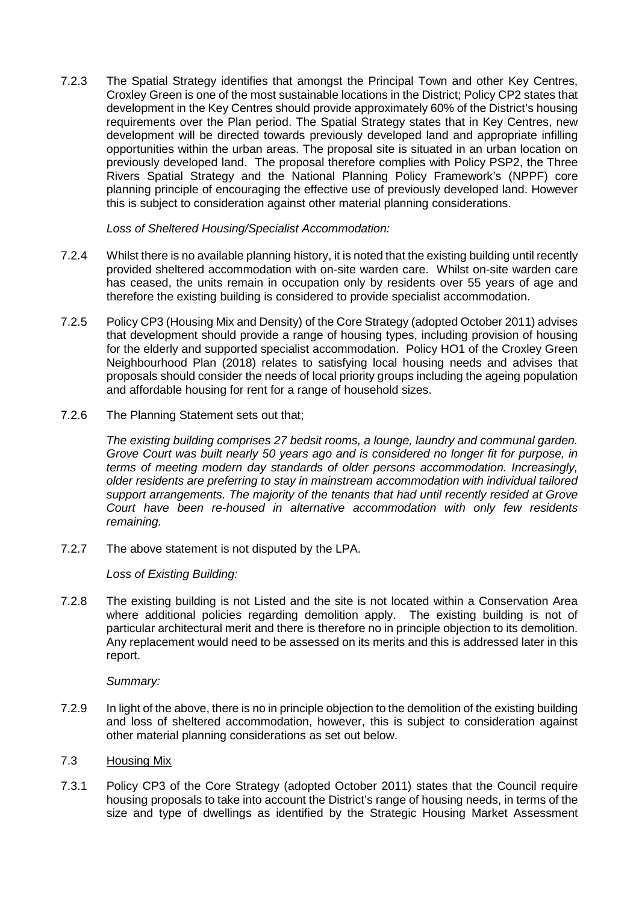7.2.3 The Spatial Strategy identifies that amongst the Principal Town and other Key Centres, Croxley Green is one of the most sustainable locations in the District; Policy CP2 states that development in the Key Centres should provide approximately 60% of the District's housing requirements over the Plan period. The Spatial Strategy states that in Key Centres, new development will be directed towards previously developed land and appropriate infilling opportunities within the urban areas. The proposal site is situated in an urban location on previously developed land. The proposal therefore complies with Policy PSP2, the Three Rivers Spatial Strategy and the National Planning Policy Framework's (NPPF) core planning principle of encouraging the effective use of previously developed land. However this is subject to consideration against other material planning considerations.

*Loss of Sheltered Housing/Specialist Accommodation:*

7.2.4 Whilst there is no available planning history, it is noted that the existing building until recently provided sheltered accommodation with on-site warden care. Whilst on-site warden care has ceased, the units remain in occupation only by residents over 55 years of age and therefore the existing building is considered to provide specialist accommodation.

7.2.5 Policy CP3 (Housing Mix and Density) of the Core Strategy (adopted October 2011) advises that development should provide a range of housing types, including provision of housing for the elderly and supported specialist accommodation. Policy HO1 of the Croxley Green Neighbourhood Plan (2018) relates to satisfying local housing needs and advises that proposals should consider the needs of local priority groups including the ageing population and affordable housing for rent for a range of household sizes.

7.2.6 The Planning Statement sets out that;

*The existing building comprises 27 bedsit rooms, a lounge, laundry and communal garden. Grove Court was built nearly 50 years ago and is considered no longer fit for purpose, in terms of meeting modern day standards of older persons accommodation. Increasingly, older residents are preferring to stay in mainstream accommodation with individual tailored support arrangements. The majority of the tenants that had until recently resided at Grove Court have been re-housed in alternative accommodation with only few residents remaining.*

7.2.7 The above statement is not disputed by the LPA.

*Loss of Existing Building:*

7.2.8 The existing building is not Listed and the site is not located within a Conservation Area where additional policies regarding demolition apply. The existing building is not of particular architectural merit and there is therefore no in principle objection to its demolition. Any replacement would need to be assessed on its merits and this is addressed later in this report.

*Summary:*

7.2.9 In light of the above, there is no in principle objection to the demolition of the existing building and loss of sheltered accommodation, however, this is subject to consideration against other material planning considerations as set out below.

7.3 Housing Mix

7.3.1 Policy CP3 of the Core Strategy (adopted October 2011) states that the Council require housing proposals to take into account the District's range of housing needs, in terms of the size and type of dwellings as identified by the Strategic Housing Market Assessment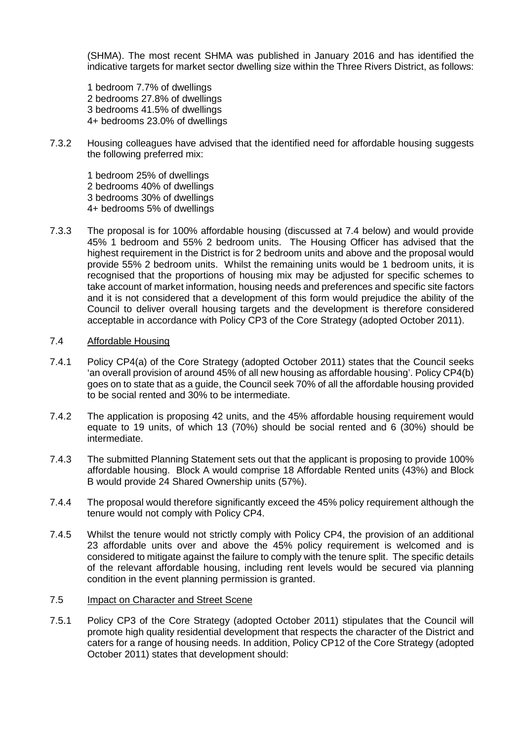(SHMA). The most recent SHMA was published in January 2016 and has identified the indicative targets for market sector dwelling size within the Three Rivers District, as follows:

1 bedroom 7.7% of dwellings
2 bedrooms 27.8% of dwellings
3 bedrooms 41.5% of dwellings
4+ bedrooms 23.0% of dwellings

7.3.2 Housing colleagues have advised that the identified need for affordable housing suggests the following preferred mix:

1 bedroom 25% of dwellings
2 bedrooms 40% of dwellings
3 bedrooms 30% of dwellings
4+ bedrooms 5% of dwellings

7.3.3 The proposal is for 100% affordable housing (discussed at 7.4 below) and would provide 45% 1 bedroom and 55% 2 bedroom units. The Housing Officer has advised that the highest requirement in the District is for 2 bedroom units and above and the proposal would provide 55% 2 bedroom units. Whilst the remaining units would be 1 bedroom units, it is recognised that the proportions of housing mix may be adjusted for specific schemes to take account of market information, housing needs and preferences and specific site factors and it is not considered that a development of this form would prejudice the ability of the Council to deliver overall housing targets and the development is therefore considered acceptable in accordance with Policy CP3 of the Core Strategy (adopted October 2011).

7.4 <u>Affordable Housing</u>

7.4.1 Policy CP4(a) of the Core Strategy (adopted October 2011) states that the Council seeks 'an overall provision of around 45% of all new housing as affordable housing'. Policy CP4(b) goes on to state that as a guide, the Council seek 70% of all the affordable housing provided to be social rented and 30% to be intermediate.

7.4.2 The application is proposing 42 units, and the 45% affordable housing requirement would equate to 19 units, of which 13 (70%) should be social rented and 6 (30%) should be intermediate.

7.4.3 The submitted Planning Statement sets out that the applicant is proposing to provide 100% affordable housing. Block A would comprise 18 Affordable Rented units (43%) and Block B would provide 24 Shared Ownership units (57%).

7.4.4 The proposal would therefore significantly exceed the 45% policy requirement although the tenure would not comply with Policy CP4.

7.4.5 Whilst the tenure would not strictly comply with Policy CP4, the provision of an additional 23 affordable units over and above the 45% policy requirement is welcomed and is considered to mitigate against the failure to comply with the tenure split. The specific details of the relevant affordable housing, including rent levels would be secured via planning condition in the event planning permission is granted.

7.5 <u>Impact on Character and Street Scene</u>

7.5.1 Policy CP3 of the Core Strategy (adopted October 2011) stipulates that the Council will promote high quality residential development that respects the character of the District and caters for a range of housing needs. In addition, Policy CP12 of the Core Strategy (adopted October 2011) states that development should: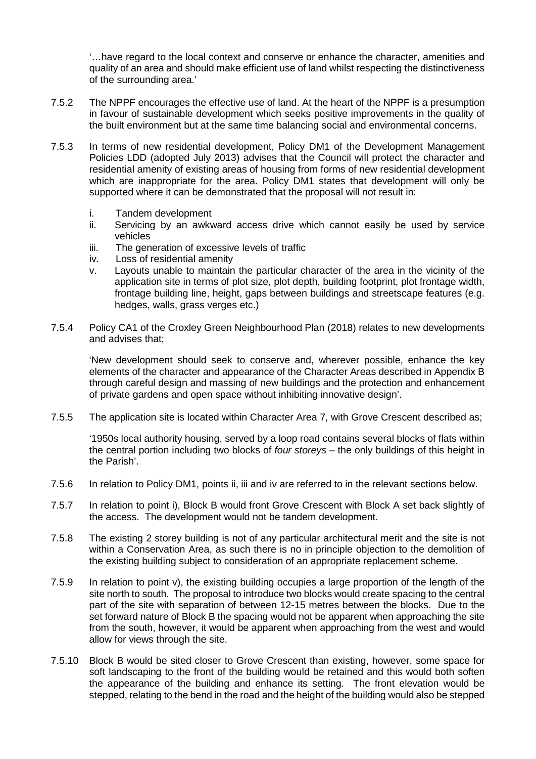'…have regard to the local context and conserve or enhance the character, amenities and quality of an area and should make efficient use of land whilst respecting the distinctiveness of the surrounding area.'

7.5.2 The NPPF encourages the effective use of land. At the heart of the NPPF is a presumption in favour of sustainable development which seeks positive improvements in the quality of the built environment but at the same time balancing social and environmental concerns.

7.5.3 In terms of new residential development, Policy DM1 of the Development Management Policies LDD (adopted July 2013) advises that the Council will protect the character and residential amenity of existing areas of housing from forms of new residential development which are inappropriate for the area. Policy DM1 states that development will only be supported where it can be demonstrated that the proposal will not result in:

i. Tandem development
ii. Servicing by an awkward access drive which cannot easily be used by service vehicles
iii. The generation of excessive levels of traffic
iv. Loss of residential amenity
v. Layouts unable to maintain the particular character of the area in the vicinity of the application site in terms of plot size, plot depth, building footprint, plot frontage width, frontage building line, height, gaps between buildings and streetscape features (e.g. hedges, walls, grass verges etc.)

7.5.4 Policy CA1 of the Croxley Green Neighbourhood Plan (2018) relates to new developments and advises that;

'New development should seek to conserve and, wherever possible, enhance the key elements of the character and appearance of the Character Areas described in Appendix B through careful design and massing of new buildings and the protection and enhancement of private gardens and open space without inhibiting innovative design'.

7.5.5 The application site is located within Character Area 7, with Grove Crescent described as;

'1950s local authority housing, served by a loop road contains several blocks of flats within the central portion including two blocks of *four storeys* – the only buildings of this height in the Parish'.

7.5.6 In relation to Policy DM1, points ii, iii and iv are referred to in the relevant sections below.

7.5.7 In relation to point i), Block B would front Grove Crescent with Block A set back slightly of the access. The development would not be tandem development.

7.5.8 The existing 2 storey building is not of any particular architectural merit and the site is not within a Conservation Area, as such there is no in principle objection to the demolition of the existing building subject to consideration of an appropriate replacement scheme.

7.5.9 In relation to point v), the existing building occupies a large proportion of the length of the site north to south. The proposal to introduce two blocks would create spacing to the central part of the site with separation of between 12-15 metres between the blocks. Due to the set forward nature of Block B the spacing would not be apparent when approaching the site from the south, however, it would be apparent when approaching from the west and would allow for views through the site.

7.5.10 Block B would be sited closer to Grove Crescent than existing, however, some space for soft landscaping to the front of the building would be retained and this would both soften the appearance of the building and enhance its setting. The front elevation would be stepped, relating to the bend in the road and the height of the building would also be stepped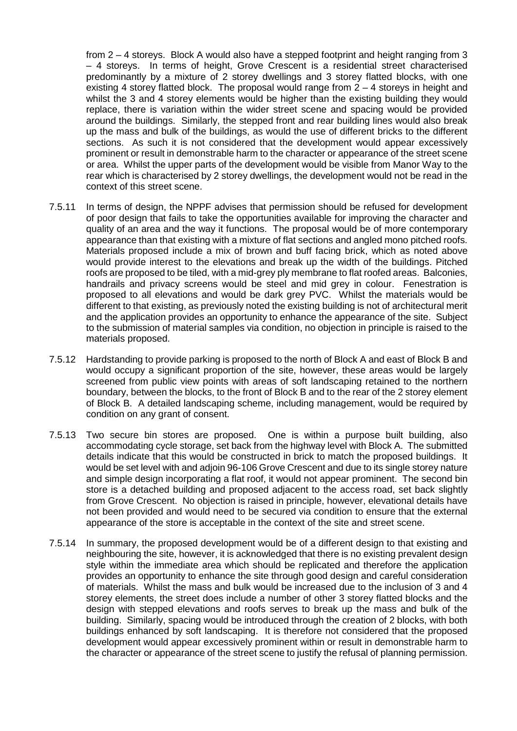from 2 – 4 storeys. Block A would also have a stepped footprint and height ranging from 3 – 4 storeys. In terms of height, Grove Crescent is a residential street characterised predominantly by a mixture of 2 storey dwellings and 3 storey flatted blocks, with one existing 4 storey flatted block. The proposal would range from 2 – 4 storeys in height and whilst the 3 and 4 storey elements would be higher than the existing building they would replace, there is variation within the wider street scene and spacing would be provided around the buildings. Similarly, the stepped front and rear building lines would also break up the mass and bulk of the buildings, as would the use of different bricks to the different sections. As such it is not considered that the development would appear excessively prominent or result in demonstrable harm to the character or appearance of the street scene or area. Whilst the upper parts of the development would be visible from Manor Way to the rear which is characterised by 2 storey dwellings, the development would not be read in the context of this street scene.

7.5.11 In terms of design, the NPPF advises that permission should be refused for development of poor design that fails to take the opportunities available for improving the character and quality of an area and the way it functions. The proposal would be of more contemporary appearance than that existing with a mixture of flat sections and angled mono pitched roofs. Materials proposed include a mix of brown and buff facing brick, which as noted above would provide interest to the elevations and break up the width of the buildings. Pitched roofs are proposed to be tiled, with a mid-grey ply membrane to flat roofed areas. Balconies, handrails and privacy screens would be steel and mid grey in colour. Fenestration is proposed to all elevations and would be dark grey PVC. Whilst the materials would be different to that existing, as previously noted the existing building is not of architectural merit and the application provides an opportunity to enhance the appearance of the site. Subject to the submission of material samples via condition, no objection in principle is raised to the materials proposed.

7.5.12 Hardstanding to provide parking is proposed to the north of Block A and east of Block B and would occupy a significant proportion of the site, however, these areas would be largely screened from public view points with areas of soft landscaping retained to the northern boundary, between the blocks, to the front of Block B and to the rear of the 2 storey element of Block B. A detailed landscaping scheme, including management, would be required by condition on any grant of consent.

7.5.13 Two secure bin stores are proposed. One is within a purpose built building, also accommodating cycle storage, set back from the highway level with Block A. The submitted details indicate that this would be constructed in brick to match the proposed buildings. It would be set level with and adjoin 96-106 Grove Crescent and due to its single storey nature and simple design incorporating a flat roof, it would not appear prominent. The second bin store is a detached building and proposed adjacent to the access road, set back slightly from Grove Crescent. No objection is raised in principle, however, elevational details have not been provided and would need to be secured via condition to ensure that the external appearance of the store is acceptable in the context of the site and street scene.

7.5.14 In summary, the proposed development would be of a different design to that existing and neighbouring the site, however, it is acknowledged that there is no existing prevalent design style within the immediate area which should be replicated and therefore the application provides an opportunity to enhance the site through good design and careful consideration of materials. Whilst the mass and bulk would be increased due to the inclusion of 3 and 4 storey elements, the street does include a number of other 3 storey flatted blocks and the design with stepped elevations and roofs serves to break up the mass and bulk of the building. Similarly, spacing would be introduced through the creation of 2 blocks, with both buildings enhanced by soft landscaping. It is therefore not considered that the proposed development would appear excessively prominent within or result in demonstrable harm to the character or appearance of the street scene to justify the refusal of planning permission.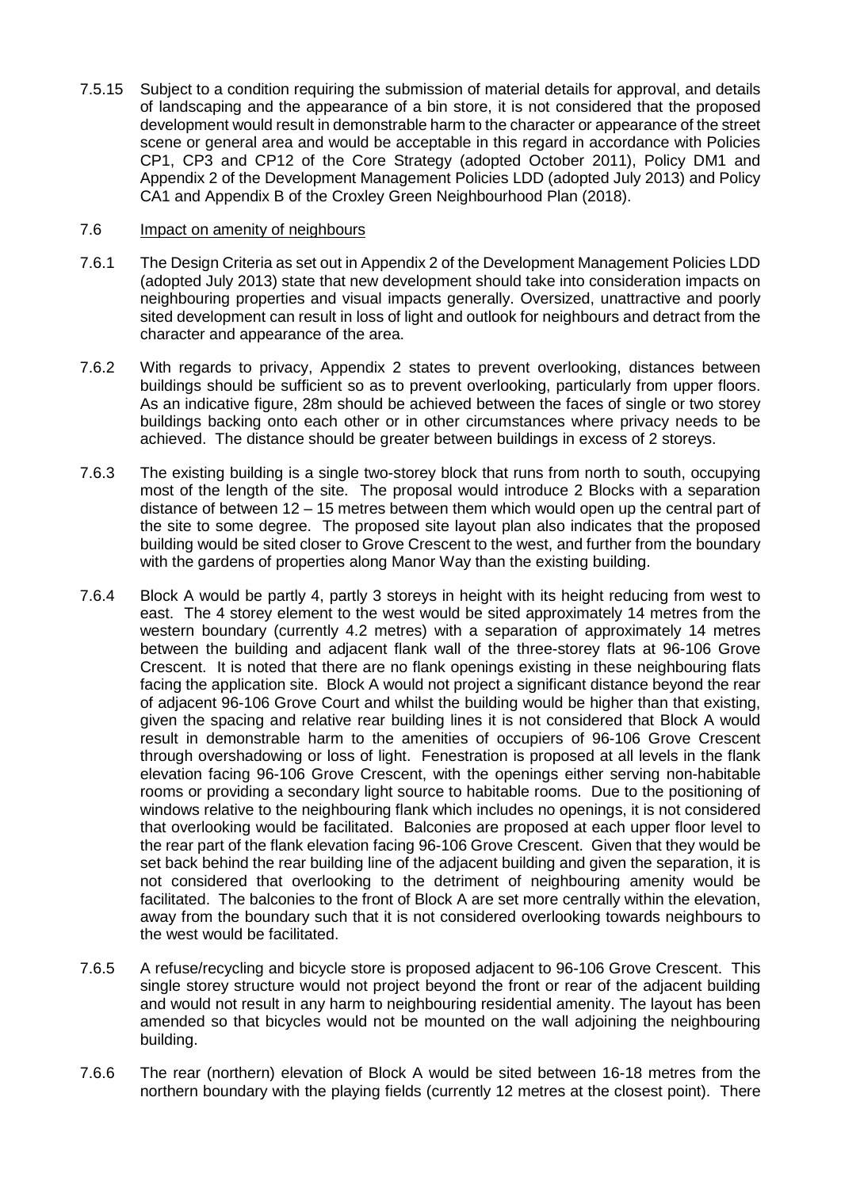7.5.15 Subject to a condition requiring the submission of material details for approval, and details of landscaping and the appearance of a bin store, it is not considered that the proposed development would result in demonstrable harm to the character or appearance of the street scene or general area and would be acceptable in this regard in accordance with Policies CP1, CP3 and CP12 of the Core Strategy (adopted October 2011), Policy DM1 and Appendix 2 of the Development Management Policies LDD (adopted July 2013) and Policy CA1 and Appendix B of the Croxley Green Neighbourhood Plan (2018).

7.6 Impact on amenity of neighbours

7.6.1 The Design Criteria as set out in Appendix 2 of the Development Management Policies LDD (adopted July 2013) state that new development should take into consideration impacts on neighbouring properties and visual impacts generally. Oversized, unattractive and poorly sited development can result in loss of light and outlook for neighbours and detract from the character and appearance of the area.

7.6.2 With regards to privacy, Appendix 2 states to prevent overlooking, distances between buildings should be sufficient so as to prevent overlooking, particularly from upper floors. As an indicative figure, 28m should be achieved between the faces of single or two storey buildings backing onto each other or in other circumstances where privacy needs to be achieved. The distance should be greater between buildings in excess of 2 storeys.

7.6.3 The existing building is a single two-storey block that runs from north to south, occupying most of the length of the site. The proposal would introduce 2 Blocks with a separation distance of between 12 – 15 metres between them which would open up the central part of the site to some degree. The proposed site layout plan also indicates that the proposed building would be sited closer to Grove Crescent to the west, and further from the boundary with the gardens of properties along Manor Way than the existing building.

7.6.4 Block A would be partly 4, partly 3 storeys in height with its height reducing from west to east. The 4 storey element to the west would be sited approximately 14 metres from the western boundary (currently 4.2 metres) with a separation of approximately 14 metres between the building and adjacent flank wall of the three-storey flats at 96-106 Grove Crescent. It is noted that there are no flank openings existing in these neighbouring flats facing the application site. Block A would not project a significant distance beyond the rear of adjacent 96-106 Grove Court and whilst the building would be higher than that existing, given the spacing and relative rear building lines it is not considered that Block A would result in demonstrable harm to the amenities of occupiers of 96-106 Grove Crescent through overshadowing or loss of light. Fenestration is proposed at all levels in the flank elevation facing 96-106 Grove Crescent, with the openings either serving non-habitable rooms or providing a secondary light source to habitable rooms. Due to the positioning of windows relative to the neighbouring flank which includes no openings, it is not considered that overlooking would be facilitated. Balconies are proposed at each upper floor level to the rear part of the flank elevation facing 96-106 Grove Crescent. Given that they would be set back behind the rear building line of the adjacent building and given the separation, it is not considered that overlooking to the detriment of neighbouring amenity would be facilitated. The balconies to the front of Block A are set more centrally within the elevation, away from the boundary such that it is not considered overlooking towards neighbours to the west would be facilitated.

7.6.5 A refuse/recycling and bicycle store is proposed adjacent to 96-106 Grove Crescent. This single storey structure would not project beyond the front or rear of the adjacent building and would not result in any harm to neighbouring residential amenity. The layout has been amended so that bicycles would not be mounted on the wall adjoining the neighbouring building.

7.6.6 The rear (northern) elevation of Block A would be sited between 16-18 metres from the northern boundary with the playing fields (currently 12 metres at the closest point). There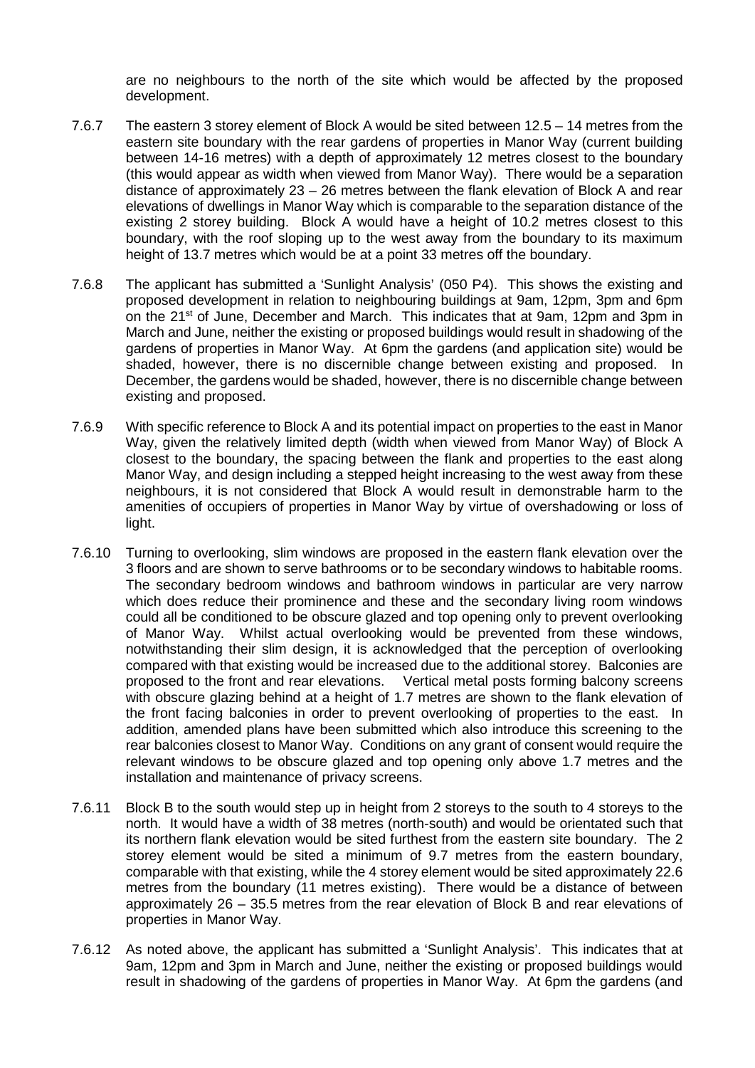are no neighbours to the north of the site which would be affected by the proposed development.

7.6.7 The eastern 3 storey element of Block A would be sited between 12.5 – 14 metres from the eastern site boundary with the rear gardens of properties in Manor Way (current building between 14-16 metres) with a depth of approximately 12 metres closest to the boundary (this would appear as width when viewed from Manor Way). There would be a separation distance of approximately 23 – 26 metres between the flank elevation of Block A and rear elevations of dwellings in Manor Way which is comparable to the separation distance of the existing 2 storey building. Block A would have a height of 10.2 metres closest to this boundary, with the roof sloping up to the west away from the boundary to its maximum height of 13.7 metres which would be at a point 33 metres off the boundary.

7.6.8 The applicant has submitted a 'Sunlight Analysis' (050 P4). This shows the existing and proposed development in relation to neighbouring buildings at 9am, 12pm, 3pm and 6pm on the 21st of June, December and March. This indicates that at 9am, 12pm and 3pm in March and June, neither the existing or proposed buildings would result in shadowing of the gardens of properties in Manor Way. At 6pm the gardens (and application site) would be shaded, however, there is no discernible change between existing and proposed. In December, the gardens would be shaded, however, there is no discernible change between existing and proposed.

7.6.9 With specific reference to Block A and its potential impact on properties to the east in Manor Way, given the relatively limited depth (width when viewed from Manor Way) of Block A closest to the boundary, the spacing between the flank and properties to the east along Manor Way, and design including a stepped height increasing to the west away from these neighbours, it is not considered that Block A would result in demonstrable harm to the amenities of occupiers of properties in Manor Way by virtue of overshadowing or loss of light.

7.6.10 Turning to overlooking, slim windows are proposed in the eastern flank elevation over the 3 floors and are shown to serve bathrooms or to be secondary windows to habitable rooms. The secondary bedroom windows and bathroom windows in particular are very narrow which does reduce their prominence and these and the secondary living room windows could all be conditioned to be obscure glazed and top opening only to prevent overlooking of Manor Way. Whilst actual overlooking would be prevented from these windows, notwithstanding their slim design, it is acknowledged that the perception of overlooking compared with that existing would be increased due to the additional storey. Balconies are proposed to the front and rear elevations. Vertical metal posts forming balcony screens with obscure glazing behind at a height of 1.7 metres are shown to the flank elevation of the front facing balconies in order to prevent overlooking of properties to the east. In addition, amended plans have been submitted which also introduce this screening to the rear balconies closest to Manor Way. Conditions on any grant of consent would require the relevant windows to be obscure glazed and top opening only above 1.7 metres and the installation and maintenance of privacy screens.

7.6.11 Block B to the south would step up in height from 2 storeys to the south to 4 storeys to the north. It would have a width of 38 metres (north-south) and would be orientated such that its northern flank elevation would be sited furthest from the eastern site boundary. The 2 storey element would be sited a minimum of 9.7 metres from the eastern boundary, comparable with that existing, while the 4 storey element would be sited approximately 22.6 metres from the boundary (11 metres existing). There would be a distance of between approximately 26 – 35.5 metres from the rear elevation of Block B and rear elevations of properties in Manor Way.

7.6.12 As noted above, the applicant has submitted a 'Sunlight Analysis'. This indicates that at 9am, 12pm and 3pm in March and June, neither the existing or proposed buildings would result in shadowing of the gardens of properties in Manor Way. At 6pm the gardens (and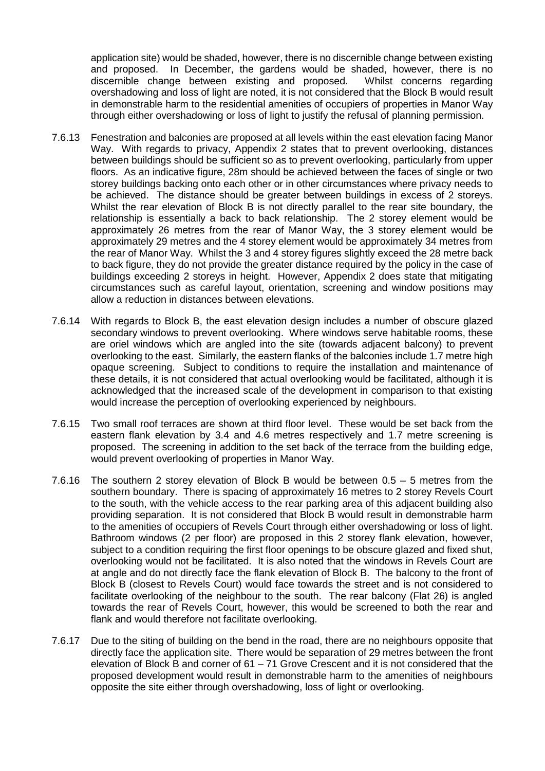application site) would be shaded, however, there is no discernible change between existing and proposed. In December, the gardens would be shaded, however, there is no discernible change between existing and proposed. Whilst concerns regarding overshadowing and loss of light are noted, it is not considered that the Block B would result in demonstrable harm to the residential amenities of occupiers of properties in Manor Way through either overshadowing or loss of light to justify the refusal of planning permission.

7.6.13 Fenestration and balconies are proposed at all levels within the east elevation facing Manor Way. With regards to privacy, Appendix 2 states that to prevent overlooking, distances between buildings should be sufficient so as to prevent overlooking, particularly from upper floors. As an indicative figure, 28m should be achieved between the faces of single or two storey buildings backing onto each other or in other circumstances where privacy needs to be achieved. The distance should be greater between buildings in excess of 2 storeys. Whilst the rear elevation of Block B is not directly parallel to the rear site boundary, the relationship is essentially a back to back relationship. The 2 storey element would be approximately 26 metres from the rear of Manor Way, the 3 storey element would be approximately 29 metres and the 4 storey element would be approximately 34 metres from the rear of Manor Way. Whilst the 3 and 4 storey figures slightly exceed the 28 metre back to back figure, they do not provide the greater distance required by the policy in the case of buildings exceeding 2 storeys in height. However, Appendix 2 does state that mitigating circumstances such as careful layout, orientation, screening and window positions may allow a reduction in distances between elevations.

7.6.14 With regards to Block B, the east elevation design includes a number of obscure glazed secondary windows to prevent overlooking. Where windows serve habitable rooms, these are oriel windows which are angled into the site (towards adjacent balcony) to prevent overlooking to the east. Similarly, the eastern flanks of the balconies include 1.7 metre high opaque screening. Subject to conditions to require the installation and maintenance of these details, it is not considered that actual overlooking would be facilitated, although it is acknowledged that the increased scale of the development in comparison to that existing would increase the perception of overlooking experienced by neighbours.

7.6.15 Two small roof terraces are shown at third floor level. These would be set back from the eastern flank elevation by 3.4 and 4.6 metres respectively and 1.7 metre screening is proposed. The screening in addition to the set back of the terrace from the building edge, would prevent overlooking of properties in Manor Way.

7.6.16 The southern 2 storey elevation of Block B would be between 0.5 – 5 metres from the southern boundary. There is spacing of approximately 16 metres to 2 storey Revels Court to the south, with the vehicle access to the rear parking area of this adjacent building also providing separation. It is not considered that Block B would result in demonstrable harm to the amenities of occupiers of Revels Court through either overshadowing or loss of light. Bathroom windows (2 per floor) are proposed in this 2 storey flank elevation, however, subject to a condition requiring the first floor openings to be obscure glazed and fixed shut, overlooking would not be facilitated. It is also noted that the windows in Revels Court are at angle and do not directly face the flank elevation of Block B. The balcony to the front of Block B (closest to Revels Court) would face towards the street and is not considered to facilitate overlooking of the neighbour to the south. The rear balcony (Flat 26) is angled towards the rear of Revels Court, however, this would be screened to both the rear and flank and would therefore not facilitate overlooking.

7.6.17 Due to the siting of building on the bend in the road, there are no neighbours opposite that directly face the application site. There would be separation of 29 metres between the front elevation of Block B and corner of 61 – 71 Grove Crescent and it is not considered that the proposed development would result in demonstrable harm to the amenities of neighbours opposite the site either through overshadowing, loss of light or overlooking.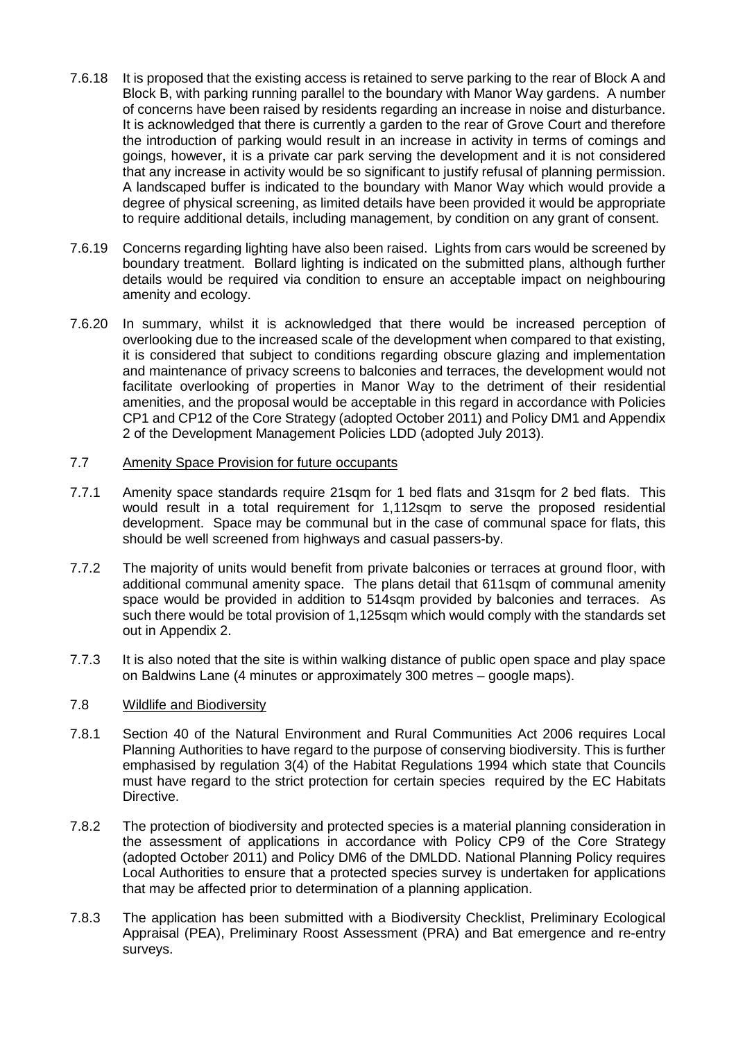7.6.18 It is proposed that the existing access is retained to serve parking to the rear of Block A and Block B, with parking running parallel to the boundary with Manor Way gardens. A number of concerns have been raised by residents regarding an increase in noise and disturbance. It is acknowledged that there is currently a garden to the rear of Grove Court and therefore the introduction of parking would result in an increase in activity in terms of comings and goings, however, it is a private car park serving the development and it is not considered that any increase in activity would be so significant to justify refusal of planning permission. A landscaped buffer is indicated to the boundary with Manor Way which would provide a degree of physical screening, as limited details have been provided it would be appropriate to require additional details, including management, by condition on any grant of consent.

7.6.19 Concerns regarding lighting have also been raised. Lights from cars would be screened by boundary treatment. Bollard lighting is indicated on the submitted plans, although further details would be required via condition to ensure an acceptable impact on neighbouring amenity and ecology.

7.6.20 In summary, whilst it is acknowledged that there would be increased perception of overlooking due to the increased scale of the development when compared to that existing, it is considered that subject to conditions regarding obscure glazing and implementation and maintenance of privacy screens to balconies and terraces, the development would not facilitate overlooking of properties in Manor Way to the detriment of their residential amenities, and the proposal would be acceptable in this regard in accordance with Policies CP1 and CP12 of the Core Strategy (adopted October 2011) and Policy DM1 and Appendix 2 of the Development Management Policies LDD (adopted July 2013).

7.7 <u>Amenity Space Provision for future occupants</u>

7.7.1 Amenity space standards require 21sqm for 1 bed flats and 31sqm for 2 bed flats. This would result in a total requirement for 1,112sqm to serve the proposed residential development. Space may be communal but in the case of communal space for flats, this should be well screened from highways and casual passers-by.

7.7.2 The majority of units would benefit from private balconies or terraces at ground floor, with additional communal amenity space. The plans detail that 611sqm of communal amenity space would be provided in addition to 514sqm provided by balconies and terraces. As such there would be total provision of 1,125sqm which would comply with the standards set out in Appendix 2.

7.7.3 It is also noted that the site is within walking distance of public open space and play space on Baldwins Lane (4 minutes or approximately 300 metres – google maps).

7.8 <u>Wildlife and Biodiversity</u>

7.8.1 Section 40 of the Natural Environment and Rural Communities Act 2006 requires Local Planning Authorities to have regard to the purpose of conserving biodiversity. This is further emphasised by regulation 3(4) of the Habitat Regulations 1994 which state that Councils must have regard to the strict protection for certain species required by the EC Habitats Directive.

7.8.2 The protection of biodiversity and protected species is a material planning consideration in the assessment of applications in accordance with Policy CP9 of the Core Strategy (adopted October 2011) and Policy DM6 of the DMLDD. National Planning Policy requires Local Authorities to ensure that a protected species survey is undertaken for applications that may be affected prior to determination of a planning application.

7.8.3 The application has been submitted with a Biodiversity Checklist, Preliminary Ecological Appraisal (PEA), Preliminary Roost Assessment (PRA) and Bat emergence and re-entry surveys.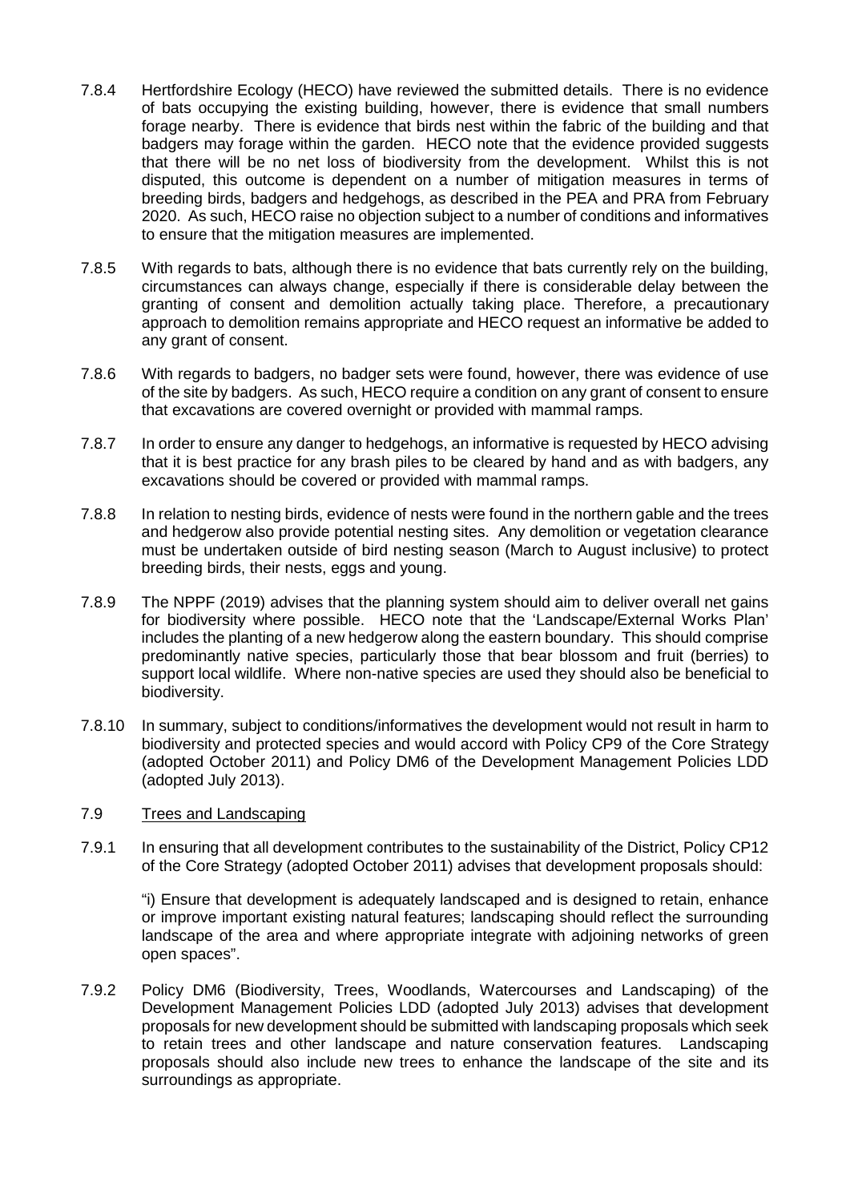7.8.4 Hertfordshire Ecology (HECO) have reviewed the submitted details. There is no evidence of bats occupying the existing building, however, there is evidence that small numbers forage nearby. There is evidence that birds nest within the fabric of the building and that badgers may forage within the garden. HECO note that the evidence provided suggests that there will be no net loss of biodiversity from the development. Whilst this is not disputed, this outcome is dependent on a number of mitigation measures in terms of breeding birds, badgers and hedgehogs, as described in the PEA and PRA from February 2020. As such, HECO raise no objection subject to a number of conditions and informatives to ensure that the mitigation measures are implemented.

7.8.5 With regards to bats, although there is no evidence that bats currently rely on the building, circumstances can always change, especially if there is considerable delay between the granting of consent and demolition actually taking place. Therefore, a precautionary approach to demolition remains appropriate and HECO request an informative be added to any grant of consent.

7.8.6 With regards to badgers, no badger sets were found, however, there was evidence of use of the site by badgers. As such, HECO require a condition on any grant of consent to ensure that excavations are covered overnight or provided with mammal ramps.

7.8.7 In order to ensure any danger to hedgehogs, an informative is requested by HECO advising that it is best practice for any brash piles to be cleared by hand and as with badgers, any excavations should be covered or provided with mammal ramps.

7.8.8 In relation to nesting birds, evidence of nests were found in the northern gable and the trees and hedgerow also provide potential nesting sites. Any demolition or vegetation clearance must be undertaken outside of bird nesting season (March to August inclusive) to protect breeding birds, their nests, eggs and young.

7.8.9 The NPPF (2019) advises that the planning system should aim to deliver overall net gains for biodiversity where possible. HECO note that the 'Landscape/External Works Plan' includes the planting of a new hedgerow along the eastern boundary. This should comprise predominantly native species, particularly those that bear blossom and fruit (berries) to support local wildlife. Where non-native species are used they should also be beneficial to biodiversity.

7.8.10 In summary, subject to conditions/informatives the development would not result in harm to biodiversity and protected species and would accord with Policy CP9 of the Core Strategy (adopted October 2011) and Policy DM6 of the Development Management Policies LDD (adopted July 2013).

7.9 <u>Trees and Landscaping</u>

7.9.1 In ensuring that all development contributes to the sustainability of the District, Policy CP12 of the Core Strategy (adopted October 2011) advises that development proposals should:

"i) Ensure that development is adequately landscaped and is designed to retain, enhance or improve important existing natural features; landscaping should reflect the surrounding landscape of the area and where appropriate integrate with adjoining networks of green open spaces".

7.9.2 Policy DM6 (Biodiversity, Trees, Woodlands, Watercourses and Landscaping) of the Development Management Policies LDD (adopted July 2013) advises that development proposals for new development should be submitted with landscaping proposals which seek to retain trees and other landscape and nature conservation features. Landscaping proposals should also include new trees to enhance the landscape of the site and its surroundings as appropriate.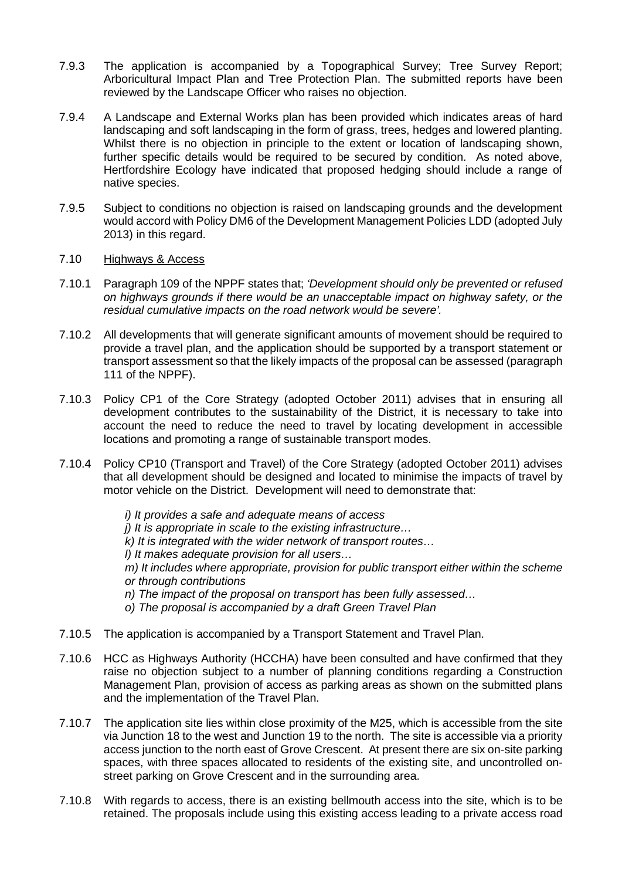7.9.3 The application is accompanied by a Topographical Survey; Tree Survey Report; Arboricultural Impact Plan and Tree Protection Plan. The submitted reports have been reviewed by the Landscape Officer who raises no objection.

7.9.4 A Landscape and External Works plan has been provided which indicates areas of hard landscaping and soft landscaping in the form of grass, trees, hedges and lowered planting. Whilst there is no objection in principle to the extent or location of landscaping shown, further specific details would be required to be secured by condition. As noted above, Hertfordshire Ecology have indicated that proposed hedging should include a range of native species.

7.9.5 Subject to conditions no objection is raised on landscaping grounds and the development would accord with Policy DM6 of the Development Management Policies LDD (adopted July 2013) in this regard.

7.10 <u>Highways & Access</u>

7.10.1 Paragraph 109 of the NPPF states that; *'Development should only be prevented or refused on highways grounds if there would be an unacceptable impact on highway safety, or the residual cumulative impacts on the road network would be severe'.*

7.10.2 All developments that will generate significant amounts of movement should be required to provide a travel plan, and the application should be supported by a transport statement or transport assessment so that the likely impacts of the proposal can be assessed (paragraph 111 of the NPPF).

7.10.3 Policy CP1 of the Core Strategy (adopted October 2011) advises that in ensuring all development contributes to the sustainability of the District, it is necessary to take into account the need to reduce the need to travel by locating development in accessible locations and promoting a range of sustainable transport modes.

7.10.4 Policy CP10 (Transport and Travel) of the Core Strategy (adopted October 2011) advises that all development should be designed and located to minimise the impacts of travel by motor vehicle on the District. Development will need to demonstrate that:

*i) It provides a safe and adequate means of access*
*j) It is appropriate in scale to the existing infrastructure…*
*k) It is integrated with the wider network of transport routes…*
*l) It makes adequate provision for all users…*
*m) It includes where appropriate, provision for public transport either within the scheme or through contributions*
*n) The impact of the proposal on transport has been fully assessed…*
*o) The proposal is accompanied by a draft Green Travel Plan*

7.10.5 The application is accompanied by a Transport Statement and Travel Plan.

7.10.6 HCC as Highways Authority (HCCHA) have been consulted and have confirmed that they raise no objection subject to a number of planning conditions regarding a Construction Management Plan, provision of access as parking areas as shown on the submitted plans and the implementation of the Travel Plan.

7.10.7 The application site lies within close proximity of the M25, which is accessible from the site via Junction 18 to the west and Junction 19 to the north. The site is accessible via a priority access junction to the north east of Grove Crescent. At present there are six on-site parking spaces, with three spaces allocated to residents of the existing site, and uncontrolled on-street parking on Grove Crescent and in the surrounding area.

7.10.8 With regards to access, there is an existing bellmouth access into the site, which is to be retained. The proposals include using this existing access leading to a private access road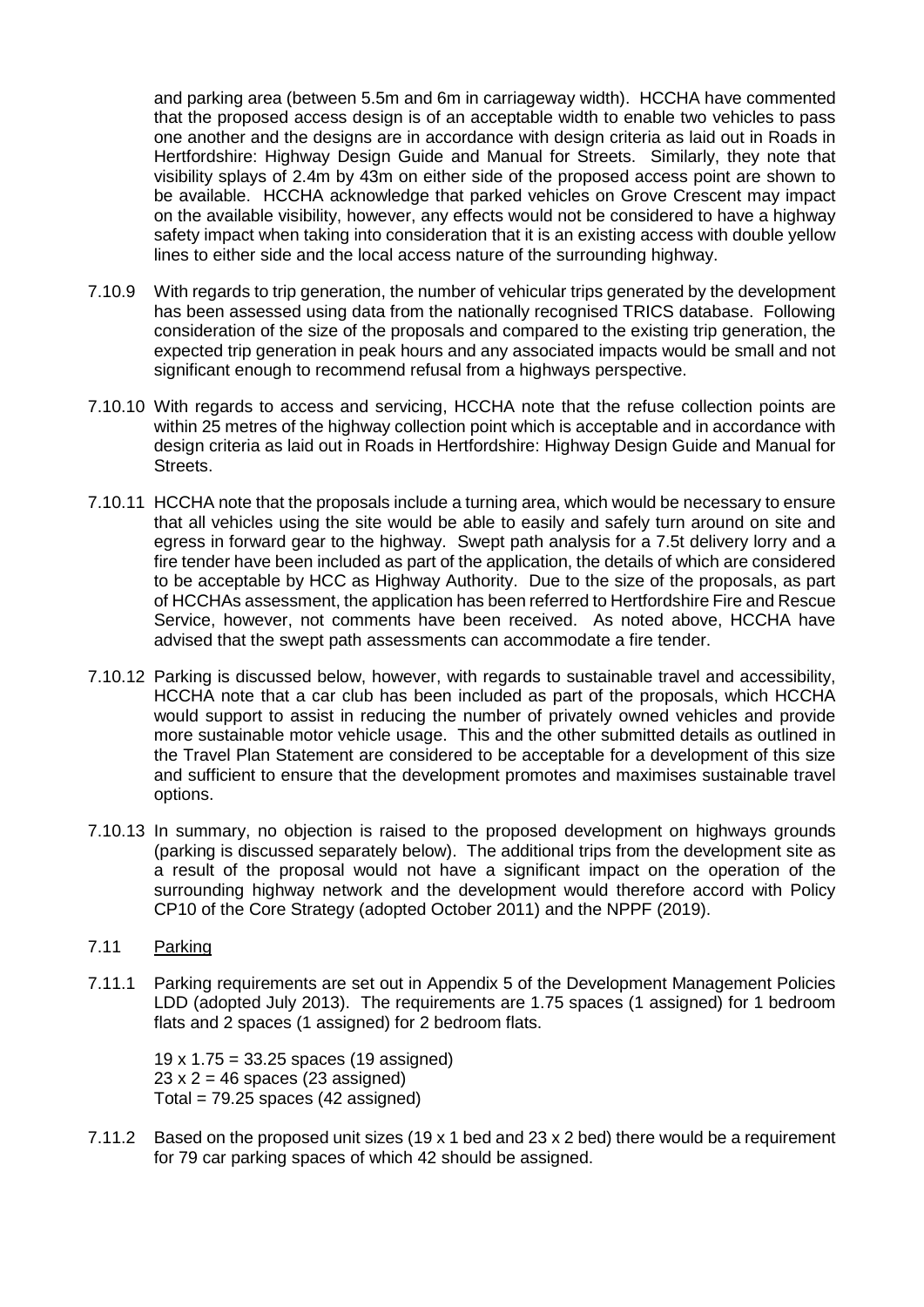and parking area (between 5.5m and 6m in carriageway width). HCCHA have commented that the proposed access design is of an acceptable width to enable two vehicles to pass one another and the designs are in accordance with design criteria as laid out in Roads in Hertfordshire: Highway Design Guide and Manual for Streets. Similarly, they note that visibility splays of 2.4m by 43m on either side of the proposed access point are shown to be available. HCCHA acknowledge that parked vehicles on Grove Crescent may impact on the available visibility, however, any effects would not be considered to have a highway safety impact when taking into consideration that it is an existing access with double yellow lines to either side and the local access nature of the surrounding highway.

7.10.9 With regards to trip generation, the number of vehicular trips generated by the development has been assessed using data from the nationally recognised TRICS database. Following consideration of the size of the proposals and compared to the existing trip generation, the expected trip generation in peak hours and any associated impacts would be small and not significant enough to recommend refusal from a highways perspective.

7.10.10 With regards to access and servicing, HCCHA note that the refuse collection points are within 25 metres of the highway collection point which is acceptable and in accordance with design criteria as laid out in Roads in Hertfordshire: Highway Design Guide and Manual for Streets.

7.10.11 HCCHA note that the proposals include a turning area, which would be necessary to ensure that all vehicles using the site would be able to easily and safely turn around on site and egress in forward gear to the highway. Swept path analysis for a 7.5t delivery lorry and a fire tender have been included as part of the application, the details of which are considered to be acceptable by HCC as Highway Authority. Due to the size of the proposals, as part of HCCHAs assessment, the application has been referred to Hertfordshire Fire and Rescue Service, however, not comments have been received. As noted above, HCCHA have advised that the swept path assessments can accommodate a fire tender.

7.10.12 Parking is discussed below, however, with regards to sustainable travel and accessibility, HCCHA note that a car club has been included as part of the proposals, which HCCHA would support to assist in reducing the number of privately owned vehicles and provide more sustainable motor vehicle usage. This and the other submitted details as outlined in the Travel Plan Statement are considered to be acceptable for a development of this size and sufficient to ensure that the development promotes and maximises sustainable travel options.

7.10.13 In summary, no objection is raised to the proposed development on highways grounds (parking is discussed separately below). The additional trips from the development site as a result of the proposal would not have a significant impact on the operation of the surrounding highway network and the development would therefore accord with Policy CP10 of the Core Strategy (adopted October 2011) and the NPPF (2019).

## 7.11 Parking

7.11.1 Parking requirements are set out in Appendix 5 of the Development Management Policies LDD (adopted July 2013). The requirements are 1.75 spaces (1 assigned) for 1 bedroom flats and 2 spaces (1 assigned) for 2 bedroom flats.

19 x 1.75 = 33.25 spaces (19 assigned)
23 x 2 = 46 spaces (23 assigned)
Total = 79.25 spaces (42 assigned)

7.11.2 Based on the proposed unit sizes (19 x 1 bed and 23 x 2 bed) there would be a requirement for 79 car parking spaces of which 42 should be assigned.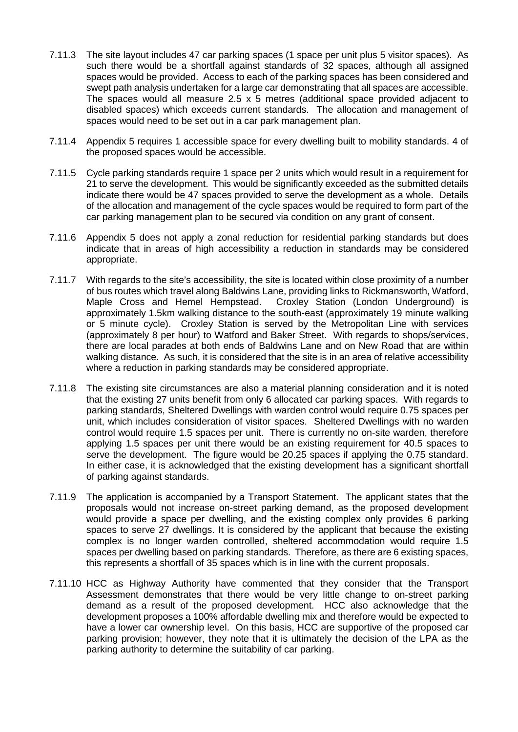7.11.3 The site layout includes 47 car parking spaces (1 space per unit plus 5 visitor spaces). As such there would be a shortfall against standards of 32 spaces, although all assigned spaces would be provided. Access to each of the parking spaces has been considered and swept path analysis undertaken for a large car demonstrating that all spaces are accessible. The spaces would all measure 2.5 x 5 metres (additional space provided adjacent to disabled spaces) which exceeds current standards. The allocation and management of spaces would need to be set out in a car park management plan.

7.11.4 Appendix 5 requires 1 accessible space for every dwelling built to mobility standards. 4 of the proposed spaces would be accessible.

7.11.5 Cycle parking standards require 1 space per 2 units which would result in a requirement for 21 to serve the development. This would be significantly exceeded as the submitted details indicate there would be 47 spaces provided to serve the development as a whole. Details of the allocation and management of the cycle spaces would be required to form part of the car parking management plan to be secured via condition on any grant of consent.

7.11.6 Appendix 5 does not apply a zonal reduction for residential parking standards but does indicate that in areas of high accessibility a reduction in standards may be considered appropriate.

7.11.7 With regards to the site's accessibility, the site is located within close proximity of a number of bus routes which travel along Baldwins Lane, providing links to Rickmansworth, Watford, Maple Cross and Hemel Hempstead. Croxley Station (London Underground) is approximately 1.5km walking distance to the south-east (approximately 19 minute walking or 5 minute cycle). Croxley Station is served by the Metropolitan Line with services (approximately 8 per hour) to Watford and Baker Street. With regards to shops/services, there are local parades at both ends of Baldwins Lane and on New Road that are within walking distance. As such, it is considered that the site is in an area of relative accessibility where a reduction in parking standards may be considered appropriate.

7.11.8 The existing site circumstances are also a material planning consideration and it is noted that the existing 27 units benefit from only 6 allocated car parking spaces. With regards to parking standards, Sheltered Dwellings with warden control would require 0.75 spaces per unit, which includes consideration of visitor spaces. Sheltered Dwellings with no warden control would require 1.5 spaces per unit. There is currently no on-site warden, therefore applying 1.5 spaces per unit there would be an existing requirement for 40.5 spaces to serve the development. The figure would be 20.25 spaces if applying the 0.75 standard. In either case, it is acknowledged that the existing development has a significant shortfall of parking against standards.

7.11.9 The application is accompanied by a Transport Statement. The applicant states that the proposals would not increase on-street parking demand, as the proposed development would provide a space per dwelling, and the existing complex only provides 6 parking spaces to serve 27 dwellings. It is considered by the applicant that because the existing complex is no longer warden controlled, sheltered accommodation would require 1.5 spaces per dwelling based on parking standards. Therefore, as there are 6 existing spaces, this represents a shortfall of 35 spaces which is in line with the current proposals.

7.11.10 HCC as Highway Authority have commented that they consider that the Transport Assessment demonstrates that there would be very little change to on-street parking demand as a result of the proposed development. HCC also acknowledge that the development proposes a 100% affordable dwelling mix and therefore would be expected to have a lower car ownership level. On this basis, HCC are supportive of the proposed car parking provision; however, they note that it is ultimately the decision of the LPA as the parking authority to determine the suitability of car parking.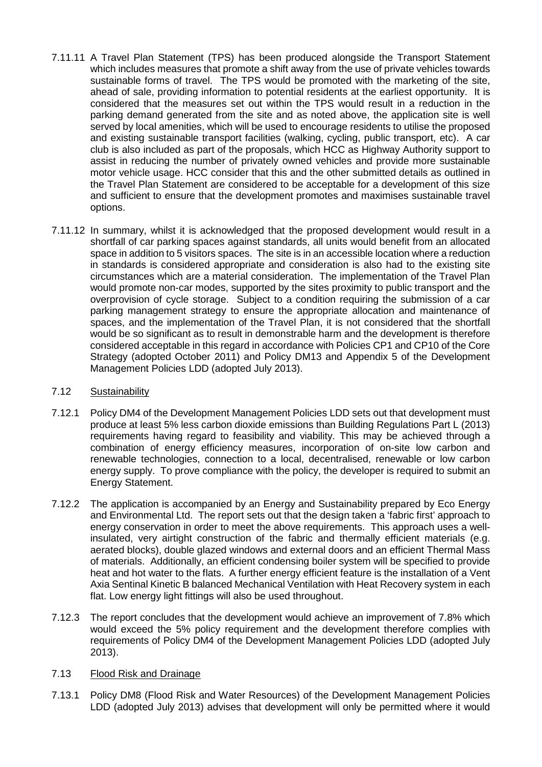7.11.11 A Travel Plan Statement (TPS) has been produced alongside the Transport Statement which includes measures that promote a shift away from the use of private vehicles towards sustainable forms of travel. The TPS would be promoted with the marketing of the site, ahead of sale, providing information to potential residents at the earliest opportunity. It is considered that the measures set out within the TPS would result in a reduction in the parking demand generated from the site and as noted above, the application site is well served by local amenities, which will be used to encourage residents to utilise the proposed and existing sustainable transport facilities (walking, cycling, public transport, etc). A car club is also included as part of the proposals, which HCC as Highway Authority support to assist in reducing the number of privately owned vehicles and provide more sustainable motor vehicle usage. HCC consider that this and the other submitted details as outlined in the Travel Plan Statement are considered to be acceptable for a development of this size and sufficient to ensure that the development promotes and maximises sustainable travel options.

7.11.12 In summary, whilst it is acknowledged that the proposed development would result in a shortfall of car parking spaces against standards, all units would benefit from an allocated space in addition to 5 visitors spaces. The site is in an accessible location where a reduction in standards is considered appropriate and consideration is also had to the existing site circumstances which are a material consideration. The implementation of the Travel Plan would promote non-car modes, supported by the sites proximity to public transport and the overprovision of cycle storage. Subject to a condition requiring the submission of a car parking management strategy to ensure the appropriate allocation and maintenance of spaces, and the implementation of the Travel Plan, it is not considered that the shortfall would be so significant as to result in demonstrable harm and the development is therefore considered acceptable in this regard in accordance with Policies CP1 and CP10 of the Core Strategy (adopted October 2011) and Policy DM13 and Appendix 5 of the Development Management Policies LDD (adopted July 2013).

## 7.12 Sustainability

7.12.1 Policy DM4 of the Development Management Policies LDD sets out that development must produce at least 5% less carbon dioxide emissions than Building Regulations Part L (2013) requirements having regard to feasibility and viability. This may be achieved through a combination of energy efficiency measures, incorporation of on-site low carbon and renewable technologies, connection to a local, decentralised, renewable or low carbon energy supply. To prove compliance with the policy, the developer is required to submit an Energy Statement.

7.12.2 The application is accompanied by an Energy and Sustainability prepared by Eco Energy and Environmental Ltd. The report sets out that the design taken a 'fabric first' approach to energy conservation in order to meet the above requirements. This approach uses a well-insulated, very airtight construction of the fabric and thermally efficient materials (e.g. aerated blocks), double glazed windows and external doors and an efficient Thermal Mass of materials. Additionally, an efficient condensing boiler system will be specified to provide heat and hot water to the flats. A further energy efficient feature is the installation of a Vent Axia Sentinal Kinetic B balanced Mechanical Ventilation with Heat Recovery system in each flat. Low energy light fittings will also be used throughout.

7.12.3 The report concludes that the development would achieve an improvement of 7.8% which would exceed the 5% policy requirement and the development therefore complies with requirements of Policy DM4 of the Development Management Policies LDD (adopted July 2013).

## 7.13 Flood Risk and Drainage

7.13.1 Policy DM8 (Flood Risk and Water Resources) of the Development Management Policies LDD (adopted July 2013) advises that development will only be permitted where it would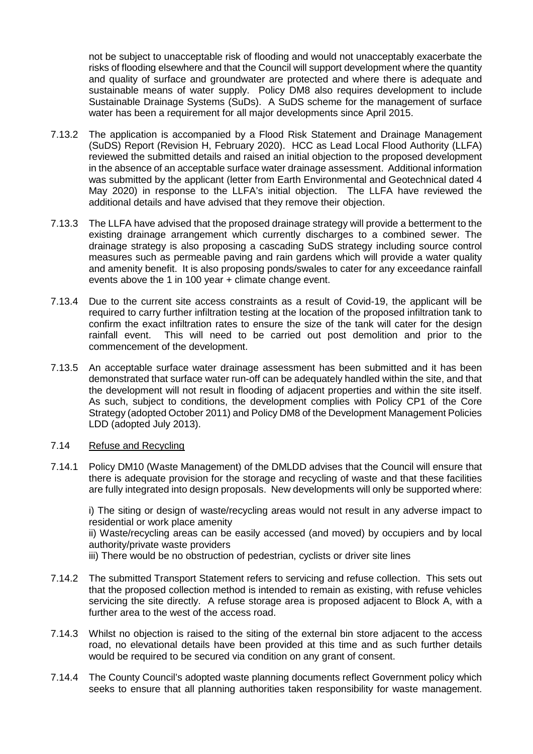not be subject to unacceptable risk of flooding and would not unacceptably exacerbate the risks of flooding elsewhere and that the Council will support development where the quantity and quality of surface and groundwater are protected and where there is adequate and sustainable means of water supply. Policy DM8 also requires development to include Sustainable Drainage Systems (SuDs). A SuDS scheme for the management of surface water has been a requirement for all major developments since April 2015.

7.13.2 The application is accompanied by a Flood Risk Statement and Drainage Management (SuDS) Report (Revision H, February 2020). HCC as Lead Local Flood Authority (LLFA) reviewed the submitted details and raised an initial objection to the proposed development in the absence of an acceptable surface water drainage assessment. Additional information was submitted by the applicant (letter from Earth Environmental and Geotechnical dated 4 May 2020) in response to the LLFA's initial objection. The LLFA have reviewed the additional details and have advised that they remove their objection.

7.13.3 The LLFA have advised that the proposed drainage strategy will provide a betterment to the existing drainage arrangement which currently discharges to a combined sewer. The drainage strategy is also proposing a cascading SuDS strategy including source control measures such as permeable paving and rain gardens which will provide a water quality and amenity benefit. It is also proposing ponds/swales to cater for any exceedance rainfall events above the 1 in 100 year + climate change event.

7.13.4 Due to the current site access constraints as a result of Covid-19, the applicant will be required to carry further infiltration testing at the location of the proposed infiltration tank to confirm the exact infiltration rates to ensure the size of the tank will cater for the design rainfall event. This will need to be carried out post demolition and prior to the commencement of the development.

7.13.5 An acceptable surface water drainage assessment has been submitted and it has been demonstrated that surface water run-off can be adequately handled within the site, and that the development will not result in flooding of adjacent properties and within the site itself. As such, subject to conditions, the development complies with Policy CP1 of the Core Strategy (adopted October 2011) and Policy DM8 of the Development Management Policies LDD (adopted July 2013).

7.14 <u>Refuse and Recycling</u>

7.14.1 Policy DM10 (Waste Management) of the DMLDD advises that the Council will ensure that there is adequate provision for the storage and recycling of waste and that these facilities are fully integrated into design proposals. New developments will only be supported where:

i) The siting or design of waste/recycling areas would not result in any adverse impact to residential or work place amenity

ii) Waste/recycling areas can be easily accessed (and moved) by occupiers and by local authority/private waste providers

iii) There would be no obstruction of pedestrian, cyclists or driver site lines

7.14.2 The submitted Transport Statement refers to servicing and refuse collection. This sets out that the proposed collection method is intended to remain as existing, with refuse vehicles servicing the site directly. A refuse storage area is proposed adjacent to Block A, with a further area to the west of the access road.

7.14.3 Whilst no objection is raised to the siting of the external bin store adjacent to the access road, no elevational details have been provided at this time and as such further details would be required to be secured via condition on any grant of consent.

7.14.4 The County Council's adopted waste planning documents reflect Government policy which seeks to ensure that all planning authorities taken responsibility for waste management.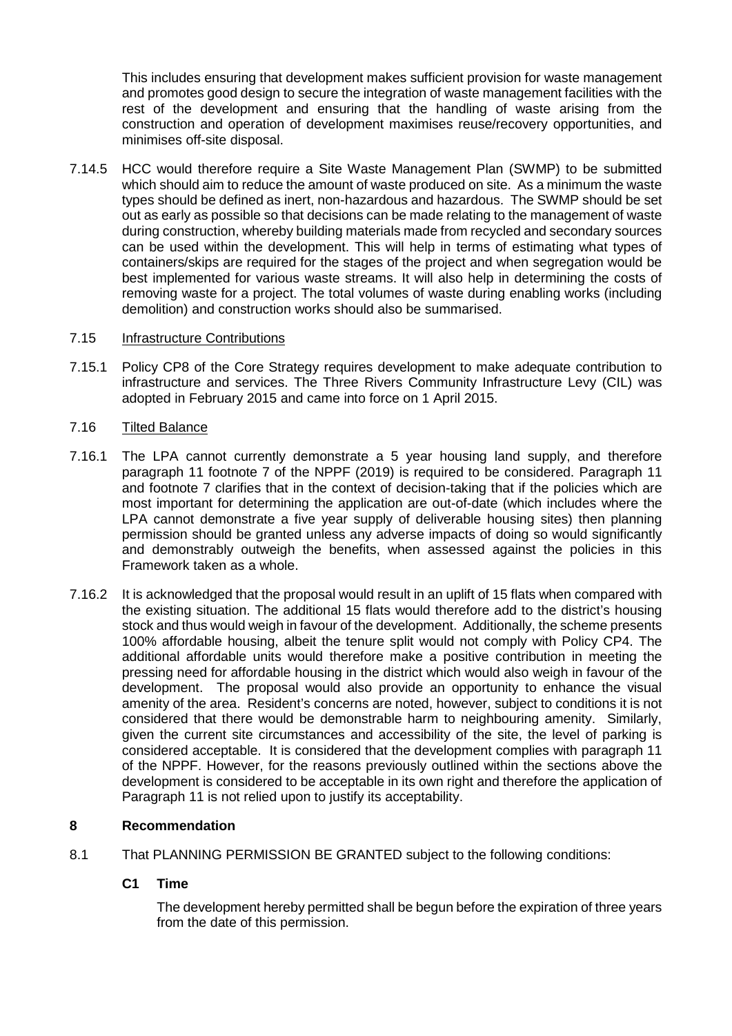This includes ensuring that development makes sufficient provision for waste management and promotes good design to secure the integration of waste management facilities with the rest of the development and ensuring that the handling of waste arising from the construction and operation of development maximises reuse/recovery opportunities, and minimises off-site disposal.

7.14.5 HCC would therefore require a Site Waste Management Plan (SWMP) to be submitted which should aim to reduce the amount of waste produced on site. As a minimum the waste types should be defined as inert, non-hazardous and hazardous. The SWMP should be set out as early as possible so that decisions can be made relating to the management of waste during construction, whereby building materials made from recycled and secondary sources can be used within the development. This will help in terms of estimating what types of containers/skips are required for the stages of the project and when segregation would be best implemented for various waste streams. It will also help in determining the costs of removing waste for a project. The total volumes of waste during enabling works (including demolition) and construction works should also be summarised.

7.15 Infrastructure Contributions

7.15.1 Policy CP8 of the Core Strategy requires development to make adequate contribution to infrastructure and services. The Three Rivers Community Infrastructure Levy (CIL) was adopted in February 2015 and came into force on 1 April 2015.

7.16 Tilted Balance

7.16.1 The LPA cannot currently demonstrate a 5 year housing land supply, and therefore paragraph 11 footnote 7 of the NPPF (2019) is required to be considered. Paragraph 11 and footnote 7 clarifies that in the context of decision-taking that if the policies which are most important for determining the application are out-of-date (which includes where the LPA cannot demonstrate a five year supply of deliverable housing sites) then planning permission should be granted unless any adverse impacts of doing so would significantly and demonstrably outweigh the benefits, when assessed against the policies in this Framework taken as a whole.

7.16.2 It is acknowledged that the proposal would result in an uplift of 15 flats when compared with the existing situation. The additional 15 flats would therefore add to the district's housing stock and thus would weigh in favour of the development. Additionally, the scheme presents 100% affordable housing, albeit the tenure split would not comply with Policy CP4. The additional affordable units would therefore make a positive contribution in meeting the pressing need for affordable housing in the district which would also weigh in favour of the development. The proposal would also provide an opportunity to enhance the visual amenity of the area. Resident's concerns are noted, however, subject to conditions it is not considered that there would be demonstrable harm to neighbouring amenity. Similarly, given the current site circumstances and accessibility of the site, the level of parking is considered acceptable. It is considered that the development complies with paragraph 11 of the NPPF. However, for the reasons previously outlined within the sections above the development is considered to be acceptable in its own right and therefore the application of Paragraph 11 is not relied upon to justify its acceptability.

## 8 Recommendation

8.1 That PLANNING PERMISSION BE GRANTED subject to the following conditions:

**C1 Time**

The development hereby permitted shall be begun before the expiration of three years from the date of this permission.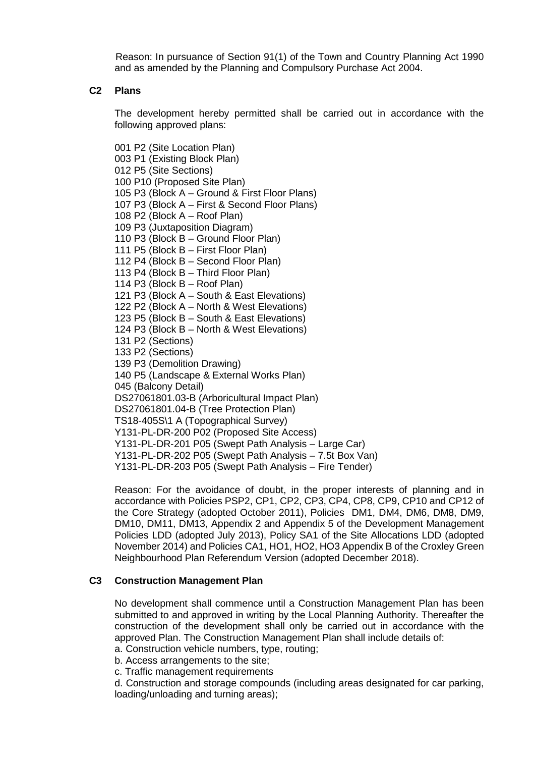Reason: In pursuance of Section 91(1) of the Town and Country Planning Act 1990 and as amended by the Planning and Compulsory Purchase Act 2004.

**C2 Plans**

The development hereby permitted shall be carried out in accordance with the following approved plans:

001 P2 (Site Location Plan)
003 P1 (Existing Block Plan)
012 P5 (Site Sections)
100 P10 (Proposed Site Plan)
105 P3 (Block A – Ground & First Floor Plans)
107 P3 (Block A – First & Second Floor Plans)
108 P2 (Block A – Roof Plan)
109 P3 (Juxtaposition Diagram)
110 P3 (Block B – Ground Floor Plan)
111 P5 (Block B – First Floor Plan)
112 P4 (Block B – Second Floor Plan)
113 P4 (Block B – Third Floor Plan)
114 P3 (Block B – Roof Plan)
121 P3 (Block A – South & East Elevations)
122 P2 (Block A – North & West Elevations)
123 P5 (Block B – South & East Elevations)
124 P3 (Block B – North & West Elevations)
131 P2 (Sections)
133 P2 (Sections)
139 P3 (Demolition Drawing)
140 P5 (Landscape & External Works Plan)
045 (Balcony Detail)
DS27061801.03-B (Arboricultural Impact Plan)
DS27061801.04-B (Tree Protection Plan)
TS18-405S\1 A (Topographical Survey)
Y131-PL-DR-200 P02 (Proposed Site Access)
Y131-PL-DR-201 P05 (Swept Path Analysis – Large Car)
Y131-PL-DR-202 P05 (Swept Path Analysis – 7.5t Box Van)
Y131-PL-DR-203 P05 (Swept Path Analysis – Fire Tender)

Reason: For the avoidance of doubt, in the proper interests of planning and in accordance with Policies PSP2, CP1, CP2, CP3, CP4, CP8, CP9, CP10 and CP12 of the Core Strategy (adopted October 2011), Policies DM1, DM4, DM6, DM8, DM9, DM10, DM11, DM13, Appendix 2 and Appendix 5 of the Development Management Policies LDD (adopted July 2013), Policy SA1 of the Site Allocations LDD (adopted November 2014) and Policies CA1, HO1, HO2, HO3 Appendix B of the Croxley Green Neighbourhood Plan Referendum Version (adopted December 2018).

**C3 Construction Management Plan**

No development shall commence until a Construction Management Plan has been submitted to and approved in writing by the Local Planning Authority. Thereafter the construction of the development shall only be carried out in accordance with the approved Plan. The Construction Management Plan shall include details of:

a. Construction vehicle numbers, type, routing;
b. Access arrangements to the site;
c. Traffic management requirements
d. Construction and storage compounds (including areas designated for car parking, loading/unloading and turning areas);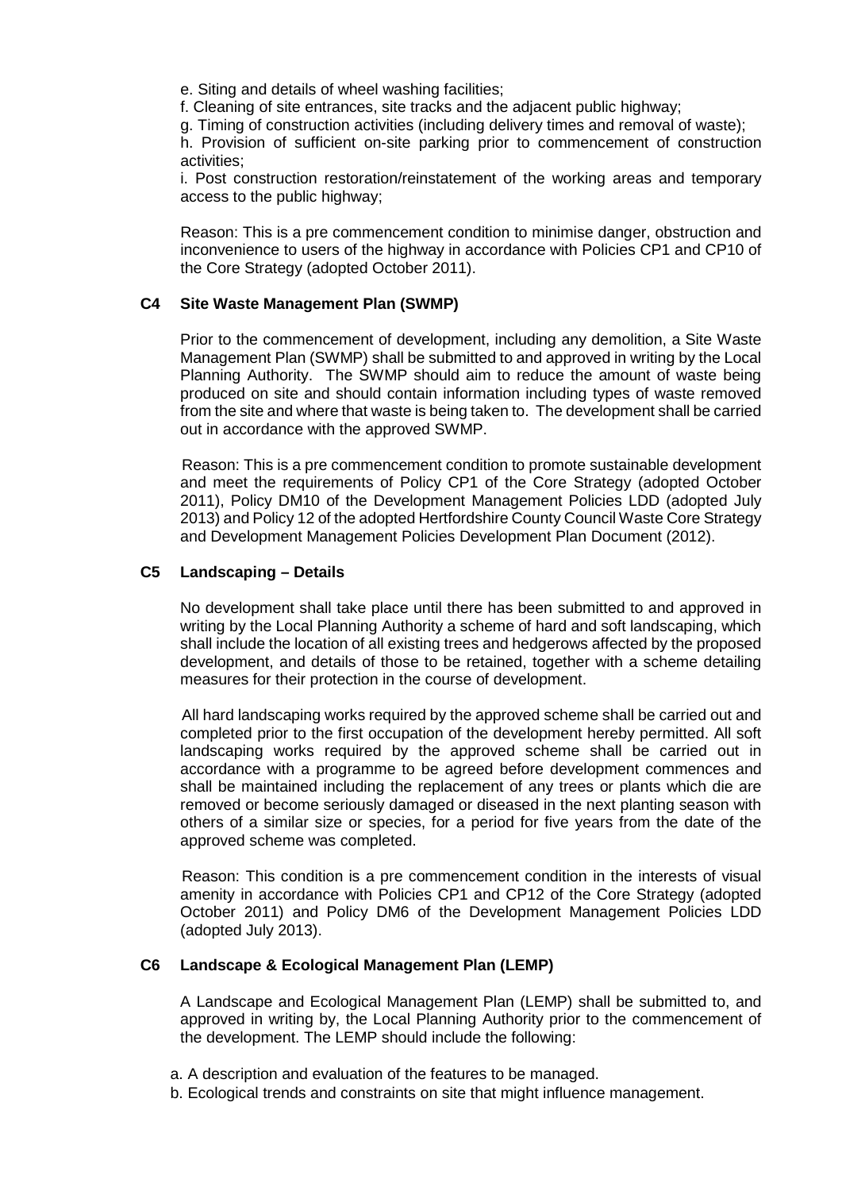e. Siting and details of wheel washing facilities;

f. Cleaning of site entrances, site tracks and the adjacent public highway;

g. Timing of construction activities (including delivery times and removal of waste);

h. Provision of sufficient on-site parking prior to commencement of construction activities;

i. Post construction restoration/reinstatement of the working areas and temporary access to the public highway;

Reason: This is a pre commencement condition to minimise danger, obstruction and inconvenience to users of the highway in accordance with Policies CP1 and CP10 of the Core Strategy (adopted October 2011).

### C4 Site Waste Management Plan (SWMP)

Prior to the commencement of development, including any demolition, a Site Waste Management Plan (SWMP) shall be submitted to and approved in writing by the Local Planning Authority. The SWMP should aim to reduce the amount of waste being produced on site and should contain information including types of waste removed from the site and where that waste is being taken to. The development shall be carried out in accordance with the approved SWMP.

Reason: This is a pre commencement condition to promote sustainable development and meet the requirements of Policy CP1 of the Core Strategy (adopted October 2011), Policy DM10 of the Development Management Policies LDD (adopted July 2013) and Policy 12 of the adopted Hertfordshire County Council Waste Core Strategy and Development Management Policies Development Plan Document (2012).

### C5 Landscaping – Details

No development shall take place until there has been submitted to and approved in writing by the Local Planning Authority a scheme of hard and soft landscaping, which shall include the location of all existing trees and hedgerows affected by the proposed development, and details of those to be retained, together with a scheme detailing measures for their protection in the course of development.

All hard landscaping works required by the approved scheme shall be carried out and completed prior to the first occupation of the development hereby permitted. All soft landscaping works required by the approved scheme shall be carried out in accordance with a programme to be agreed before development commences and shall be maintained including the replacement of any trees or plants which die are removed or become seriously damaged or diseased in the next planting season with others of a similar size or species, for a period for five years from the date of the approved scheme was completed.

Reason: This condition is a pre commencement condition in the interests of visual amenity in accordance with Policies CP1 and CP12 of the Core Strategy (adopted October 2011) and Policy DM6 of the Development Management Policies LDD (adopted July 2013).

### C6 Landscape & Ecological Management Plan (LEMP)

A Landscape and Ecological Management Plan (LEMP) shall be submitted to, and approved in writing by, the Local Planning Authority prior to the commencement of the development. The LEMP should include the following:

a. A description and evaluation of the features to be managed.

b. Ecological trends and constraints on site that might influence management.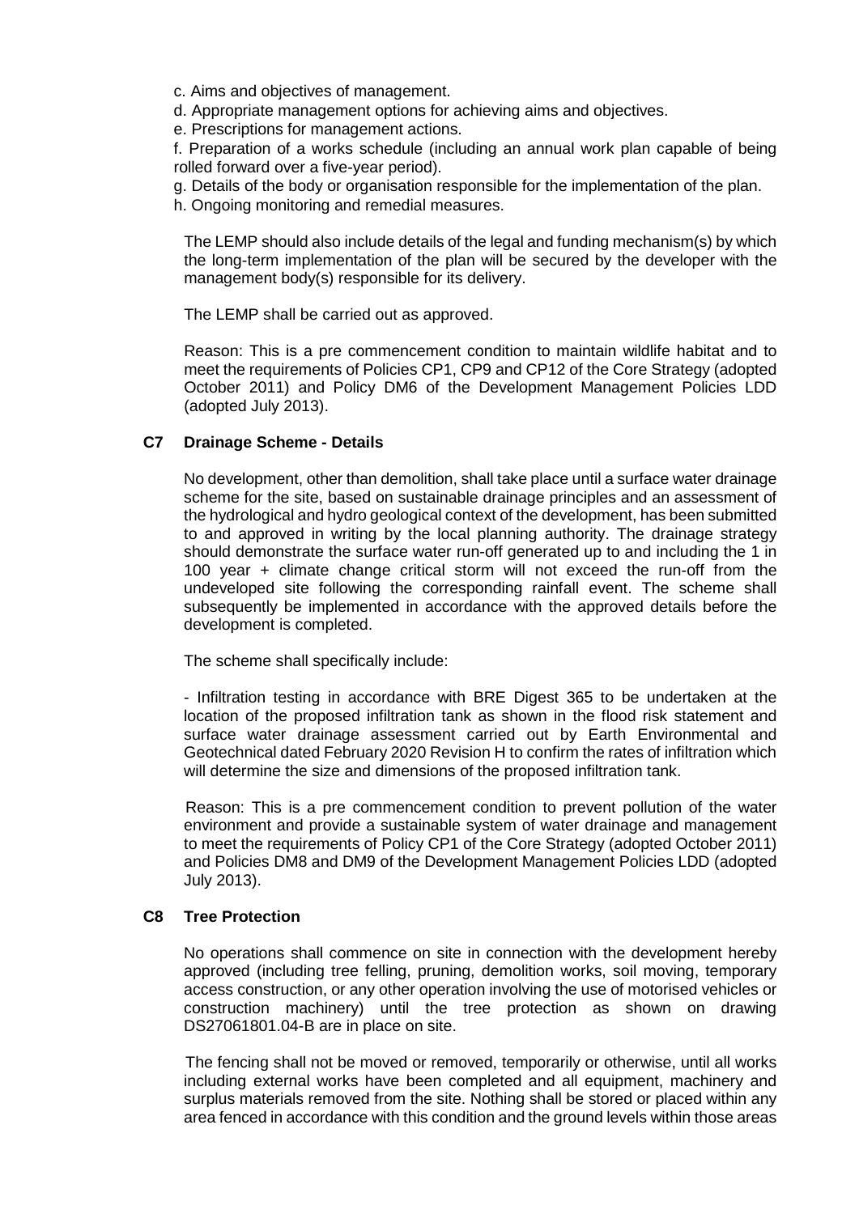c. Aims and objectives of management.

d. Appropriate management options for achieving aims and objectives.

e. Prescriptions for management actions.

f. Preparation of a works schedule (including an annual work plan capable of being rolled forward over a five-year period).

g. Details of the body or organisation responsible for the implementation of the plan.

h. Ongoing monitoring and remedial measures.

The LEMP should also include details of the legal and funding mechanism(s) by which the long-term implementation of the plan will be secured by the developer with the management body(s) responsible for its delivery.

The LEMP shall be carried out as approved.

Reason: This is a pre commencement condition to maintain wildlife habitat and to meet the requirements of Policies CP1, CP9 and CP12 of the Core Strategy (adopted October 2011) and Policy DM6 of the Development Management Policies LDD (adopted July 2013).

### C7 Drainage Scheme - Details

No development, other than demolition, shall take place until a surface water drainage scheme for the site, based on sustainable drainage principles and an assessment of the hydrological and hydro geological context of the development, has been submitted to and approved in writing by the local planning authority. The drainage strategy should demonstrate the surface water run-off generated up to and including the 1 in 100 year + climate change critical storm will not exceed the run-off from the undeveloped site following the corresponding rainfall event. The scheme shall subsequently be implemented in accordance with the approved details before the development is completed.

The scheme shall specifically include:

- Infiltration testing in accordance with BRE Digest 365 to be undertaken at the location of the proposed infiltration tank as shown in the flood risk statement and surface water drainage assessment carried out by Earth Environmental and Geotechnical dated February 2020 Revision H to confirm the rates of infiltration which will determine the size and dimensions of the proposed infiltration tank.

Reason: This is a pre commencement condition to prevent pollution of the water environment and provide a sustainable system of water drainage and management to meet the requirements of Policy CP1 of the Core Strategy (adopted October 2011) and Policies DM8 and DM9 of the Development Management Policies LDD (adopted July 2013).

### C8 Tree Protection

No operations shall commence on site in connection with the development hereby approved (including tree felling, pruning, demolition works, soil moving, temporary access construction, or any other operation involving the use of motorised vehicles or construction machinery) until the tree protection as shown on drawing DS27061801.04-B are in place on site.

The fencing shall not be moved or removed, temporarily or otherwise, until all works including external works have been completed and all equipment, machinery and surplus materials removed from the site. Nothing shall be stored or placed within any area fenced in accordance with this condition and the ground levels within those areas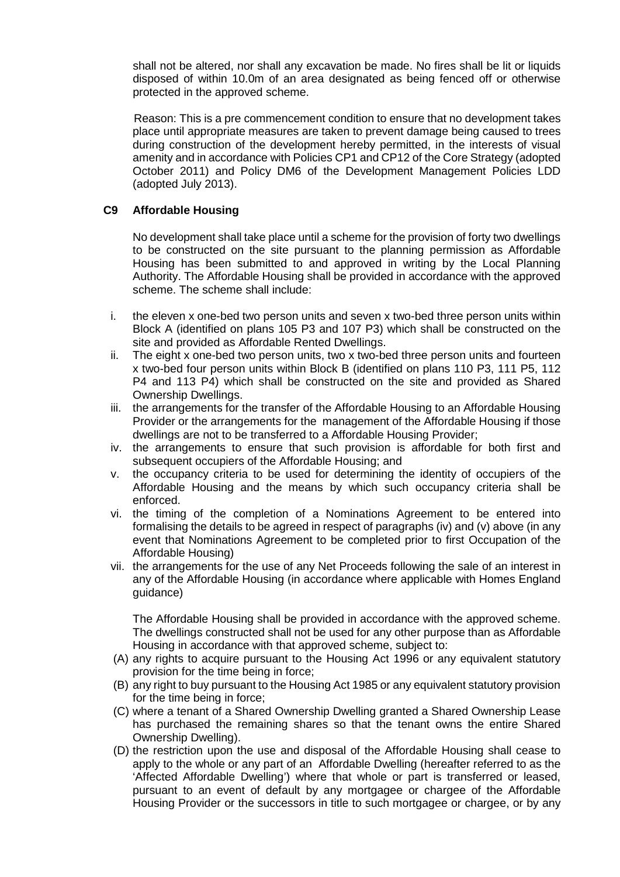shall not be altered, nor shall any excavation be made. No fires shall be lit or liquids disposed of within 10.0m of an area designated as being fenced off or otherwise protected in the approved scheme.

Reason: This is a pre commencement condition to ensure that no development takes place until appropriate measures are taken to prevent damage being caused to trees during construction of the development hereby permitted, in the interests of visual amenity and in accordance with Policies CP1 and CP12 of the Core Strategy (adopted October 2011) and Policy DM6 of the Development Management Policies LDD (adopted July 2013).

**C9 Affordable Housing**

No development shall take place until a scheme for the provision of forty two dwellings to be constructed on the site pursuant to the planning permission as Affordable Housing has been submitted to and approved in writing by the Local Planning Authority. The Affordable Housing shall be provided in accordance with the approved scheme. The scheme shall include:

i. the eleven x one-bed two person units and seven x two-bed three person units within Block A (identified on plans 105 P3 and 107 P3) which shall be constructed on the site and provided as Affordable Rented Dwellings.
ii. The eight x one-bed two person units, two x two-bed three person units and fourteen x two-bed four person units within Block B (identified on plans 110 P3, 111 P5, 112 P4 and 113 P4) which shall be constructed on the site and provided as Shared Ownership Dwellings.
iii. the arrangements for the transfer of the Affordable Housing to an Affordable Housing Provider or the arrangements for the management of the Affordable Housing if those dwellings are not to be transferred to a Affordable Housing Provider;
iv. the arrangements to ensure that such provision is affordable for both first and subsequent occupiers of the Affordable Housing; and
v. the occupancy criteria to be used for determining the identity of occupiers of the Affordable Housing and the means by which such occupancy criteria shall be enforced.
vi. the timing of the completion of a Nominations Agreement to be entered into formalising the details to be agreed in respect of paragraphs (iv) and (v) above (in any event that Nominations Agreement to be completed prior to first Occupation of the Affordable Housing)
vii. the arrangements for the use of any Net Proceeds following the sale of an interest in any of the Affordable Housing (in accordance where applicable with Homes England guidance)

The Affordable Housing shall be provided in accordance with the approved scheme. The dwellings constructed shall not be used for any other purpose than as Affordable Housing in accordance with that approved scheme, subject to:

(A) any rights to acquire pursuant to the Housing Act 1996 or any equivalent statutory provision for the time being in force;
(B) any right to buy pursuant to the Housing Act 1985 or any equivalent statutory provision for the time being in force;
(C) where a tenant of a Shared Ownership Dwelling granted a Shared Ownership Lease has purchased the remaining shares so that the tenant owns the entire Shared Ownership Dwelling).
(D) the restriction upon the use and disposal of the Affordable Housing shall cease to apply to the whole or any part of an Affordable Dwelling (hereafter referred to as the 'Affected Affordable Dwelling') where that whole or part is transferred or leased, pursuant to an event of default by any mortgagee or chargee of the Affordable Housing Provider or the successors in title to such mortgagee or chargee, or by any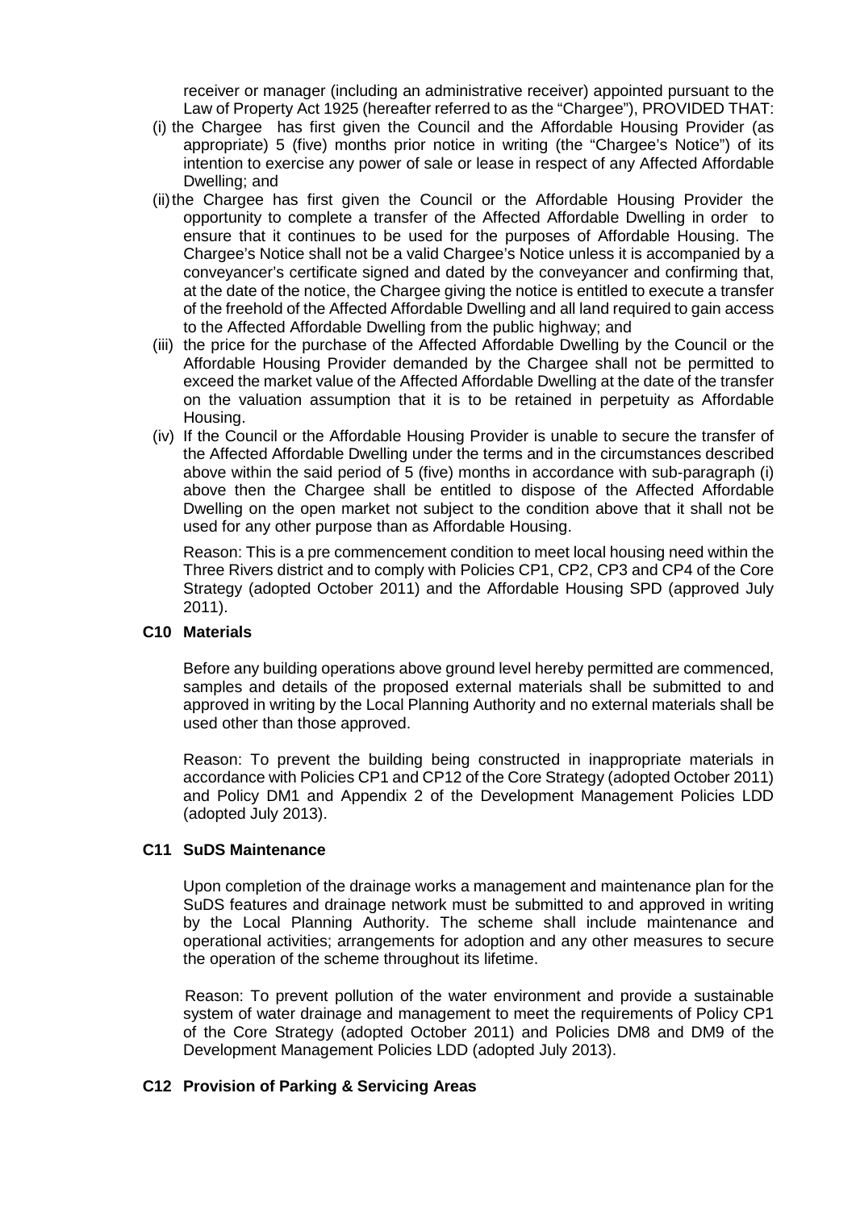receiver or manager (including an administrative receiver) appointed pursuant to the Law of Property Act 1925 (hereafter referred to as the "Chargee"), PROVIDED THAT:

(i) the Chargee has first given the Council and the Affordable Housing Provider (as appropriate) 5 (five) months prior notice in writing (the "Chargee's Notice") of its intention to exercise any power of sale or lease in respect of any Affected Affordable Dwelling; and

(ii) the Chargee has first given the Council or the Affordable Housing Provider the opportunity to complete a transfer of the Affected Affordable Dwelling in order to ensure that it continues to be used for the purposes of Affordable Housing. The Chargee's Notice shall not be a valid Chargee's Notice unless it is accompanied by a conveyancer's certificate signed and dated by the conveyancer and confirming that, at the date of the notice, the Chargee giving the notice is entitled to execute a transfer of the freehold of the Affected Affordable Dwelling and all land required to gain access to the Affected Affordable Dwelling from the public highway; and

(iii) the price for the purchase of the Affected Affordable Dwelling by the Council or the Affordable Housing Provider demanded by the Chargee shall not be permitted to exceed the market value of the Affected Affordable Dwelling at the date of the transfer on the valuation assumption that it is to be retained in perpetuity as Affordable Housing.

(iv) If the Council or the Affordable Housing Provider is unable to secure the transfer of the Affected Affordable Dwelling under the terms and in the circumstances described above within the said period of 5 (five) months in accordance with sub-paragraph (i) above then the Chargee shall be entitled to dispose of the Affected Affordable Dwelling on the open market not subject to the condition above that it shall not be used for any other purpose than as Affordable Housing.

Reason: This is a pre commencement condition to meet local housing need within the Three Rivers district and to comply with Policies CP1, CP2, CP3 and CP4 of the Core Strategy (adopted October 2011) and the Affordable Housing SPD (approved July 2011).

**C10 Materials**

Before any building operations above ground level hereby permitted are commenced, samples and details of the proposed external materials shall be submitted to and approved in writing by the Local Planning Authority and no external materials shall be used other than those approved.

Reason: To prevent the building being constructed in inappropriate materials in accordance with Policies CP1 and CP12 of the Core Strategy (adopted October 2011) and Policy DM1 and Appendix 2 of the Development Management Policies LDD (adopted July 2013).

**C11 SuDS Maintenance**

Upon completion of the drainage works a management and maintenance plan for the SuDS features and drainage network must be submitted to and approved in writing by the Local Planning Authority. The scheme shall include maintenance and operational activities; arrangements for adoption and any other measures to secure the operation of the scheme throughout its lifetime.

Reason: To prevent pollution of the water environment and provide a sustainable system of water drainage and management to meet the requirements of Policy CP1 of the Core Strategy (adopted October 2011) and Policies DM8 and DM9 of the Development Management Policies LDD (adopted July 2013).

**C12 Provision of Parking & Servicing Areas**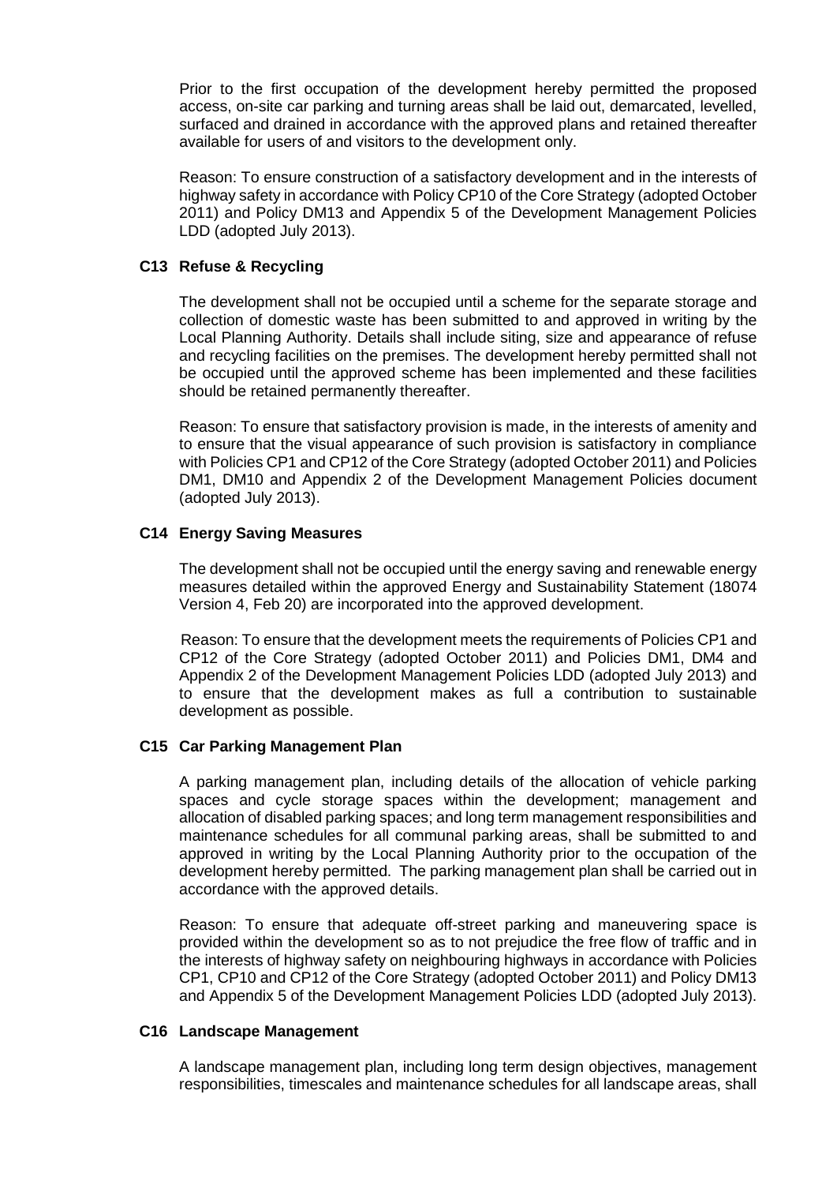Prior to the first occupation of the development hereby permitted the proposed access, on-site car parking and turning areas shall be laid out, demarcated, levelled, surfaced and drained in accordance with the approved plans and retained thereafter available for users of and visitors to the development only.

Reason: To ensure construction of a satisfactory development and in the interests of highway safety in accordance with Policy CP10 of the Core Strategy (adopted October 2011) and Policy DM13 and Appendix 5 of the Development Management Policies LDD (adopted July 2013).

**C13 Refuse & Recycling**

The development shall not be occupied until a scheme for the separate storage and collection of domestic waste has been submitted to and approved in writing by the Local Planning Authority. Details shall include siting, size and appearance of refuse and recycling facilities on the premises. The development hereby permitted shall not be occupied until the approved scheme has been implemented and these facilities should be retained permanently thereafter.

Reason: To ensure that satisfactory provision is made, in the interests of amenity and to ensure that the visual appearance of such provision is satisfactory in compliance with Policies CP1 and CP12 of the Core Strategy (adopted October 2011) and Policies DM1, DM10 and Appendix 2 of the Development Management Policies document (adopted July 2013).

**C14 Energy Saving Measures**

The development shall not be occupied until the energy saving and renewable energy measures detailed within the approved Energy and Sustainability Statement (18074 Version 4, Feb 20) are incorporated into the approved development.

Reason: To ensure that the development meets the requirements of Policies CP1 and CP12 of the Core Strategy (adopted October 2011) and Policies DM1, DM4 and Appendix 2 of the Development Management Policies LDD (adopted July 2013) and to ensure that the development makes as full a contribution to sustainable development as possible.

**C15 Car Parking Management Plan**

A parking management plan, including details of the allocation of vehicle parking spaces and cycle storage spaces within the development; management and allocation of disabled parking spaces; and long term management responsibilities and maintenance schedules for all communal parking areas, shall be submitted to and approved in writing by the Local Planning Authority prior to the occupation of the development hereby permitted. The parking management plan shall be carried out in accordance with the approved details.

Reason: To ensure that adequate off-street parking and maneuvering space is provided within the development so as to not prejudice the free flow of traffic and in the interests of highway safety on neighbouring highways in accordance with Policies CP1, CP10 and CP12 of the Core Strategy (adopted October 2011) and Policy DM13 and Appendix 5 of the Development Management Policies LDD (adopted July 2013).

**C16 Landscape Management**

A landscape management plan, including long term design objectives, management responsibilities, timescales and maintenance schedules for all landscape areas, shall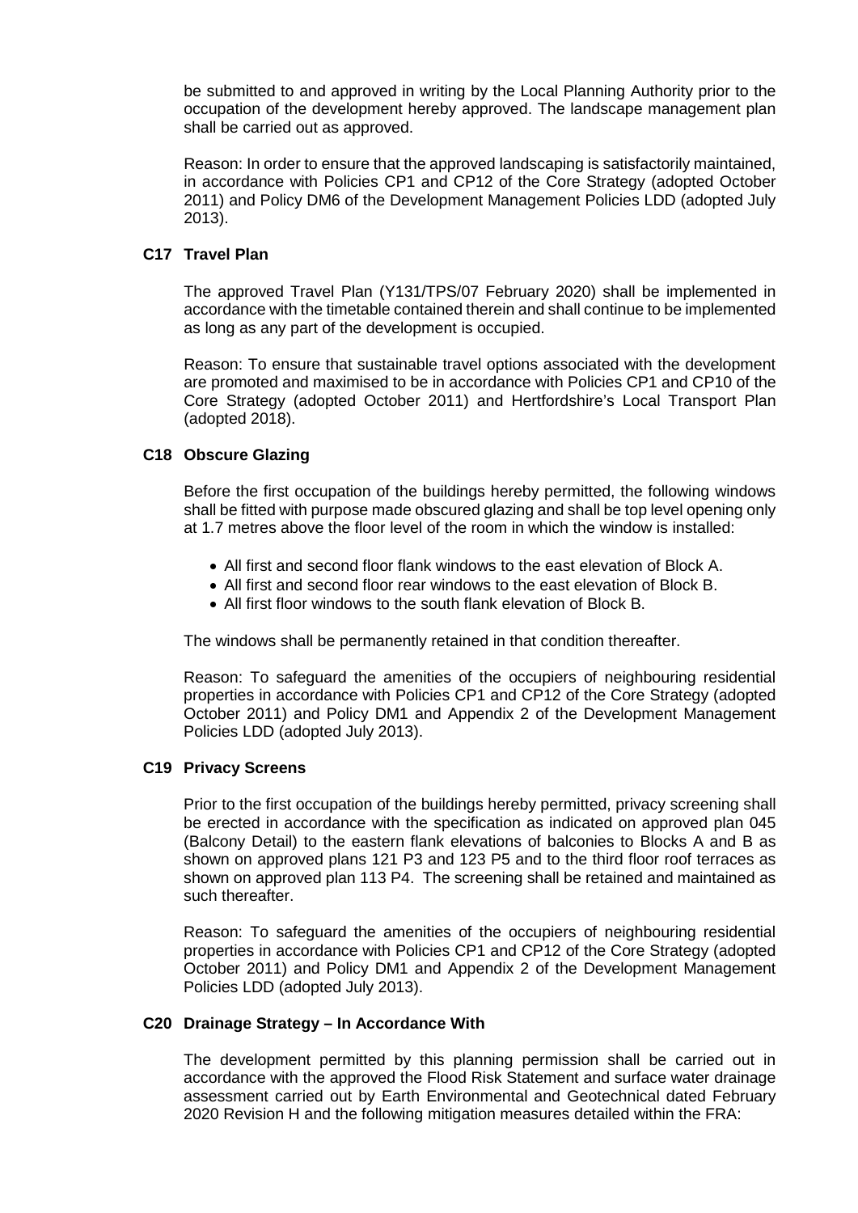be submitted to and approved in writing by the Local Planning Authority prior to the occupation of the development hereby approved. The landscape management plan shall be carried out as approved.

Reason: In order to ensure that the approved landscaping is satisfactorily maintained, in accordance with Policies CP1 and CP12 of the Core Strategy (adopted October 2011) and Policy DM6 of the Development Management Policies LDD (adopted July 2013).

**C17 Travel Plan**

The approved Travel Plan (Y131/TPS/07 February 2020) shall be implemented in accordance with the timetable contained therein and shall continue to be implemented as long as any part of the development is occupied.

Reason: To ensure that sustainable travel options associated with the development are promoted and maximised to be in accordance with Policies CP1 and CP10 of the Core Strategy (adopted October 2011) and Hertfordshire's Local Transport Plan (adopted 2018).

**C18 Obscure Glazing**

Before the first occupation of the buildings hereby permitted, the following windows shall be fitted with purpose made obscured glazing and shall be top level opening only at 1.7 metres above the floor level of the room in which the window is installed:

- All first and second floor flank windows to the east elevation of Block A.
- All first and second floor rear windows to the east elevation of Block B.
- All first floor windows to the south flank elevation of Block B.

The windows shall be permanently retained in that condition thereafter.

Reason: To safeguard the amenities of the occupiers of neighbouring residential properties in accordance with Policies CP1 and CP12 of the Core Strategy (adopted October 2011) and Policy DM1 and Appendix 2 of the Development Management Policies LDD (adopted July 2013).

**C19 Privacy Screens**

Prior to the first occupation of the buildings hereby permitted, privacy screening shall be erected in accordance with the specification as indicated on approved plan 045 (Balcony Detail) to the eastern flank elevations of balconies to Blocks A and B as shown on approved plans 121 P3 and 123 P5 and to the third floor roof terraces as shown on approved plan 113 P4. The screening shall be retained and maintained as such thereafter.

Reason: To safeguard the amenities of the occupiers of neighbouring residential properties in accordance with Policies CP1 and CP12 of the Core Strategy (adopted October 2011) and Policy DM1 and Appendix 2 of the Development Management Policies LDD (adopted July 2013).

**C20 Drainage Strategy – In Accordance With**

The development permitted by this planning permission shall be carried out in accordance with the approved the Flood Risk Statement and surface water drainage assessment carried out by Earth Environmental and Geotechnical dated February 2020 Revision H and the following mitigation measures detailed within the FRA: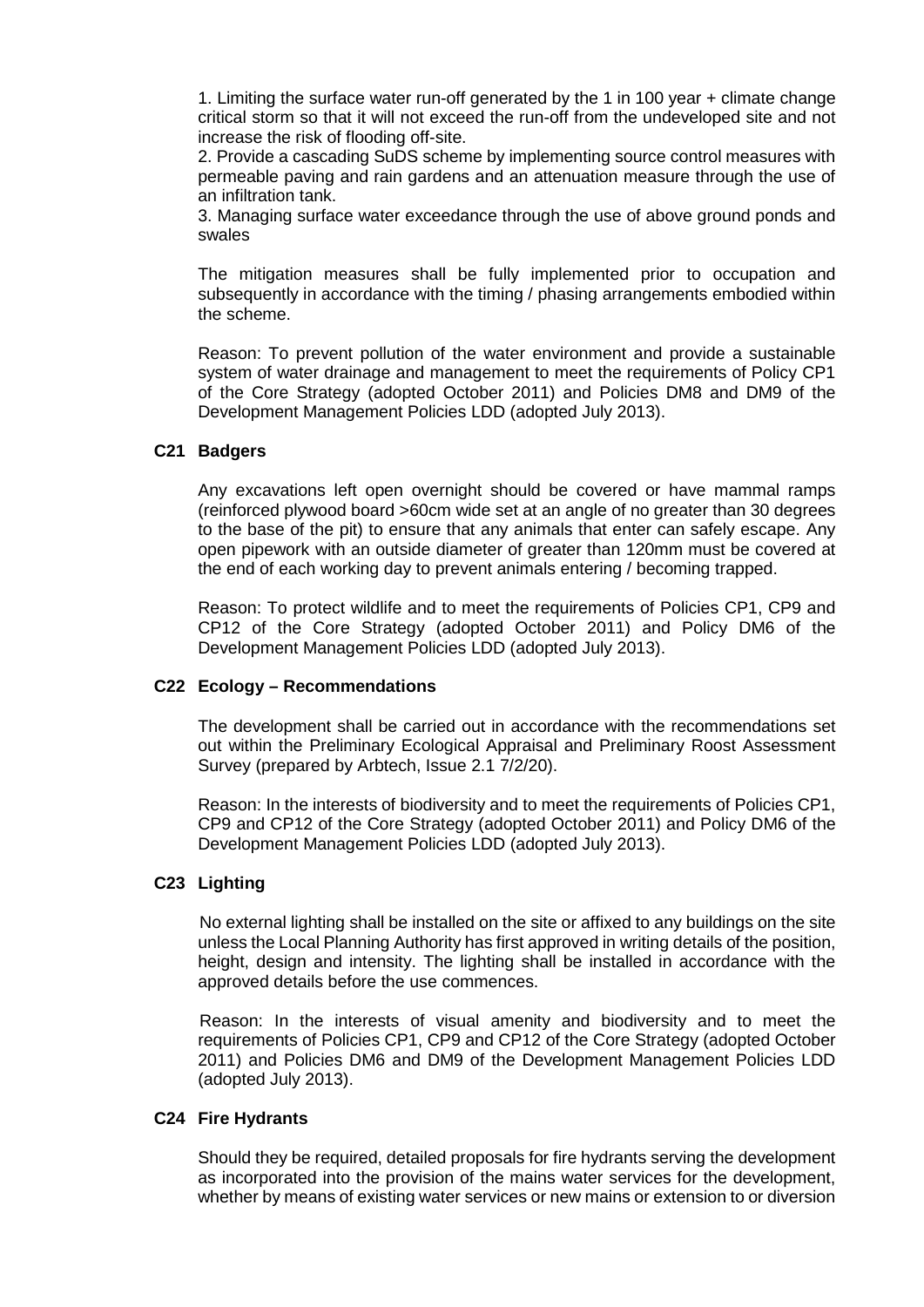1. Limiting the surface water run-off generated by the 1 in 100 year + climate change critical storm so that it will not exceed the run-off from the undeveloped site and not increase the risk of flooding off-site.
2. Provide a cascading SuDS scheme by implementing source control measures with permeable paving and rain gardens and an attenuation measure through the use of an infiltration tank.
3. Managing surface water exceedance through the use of above ground ponds and swales

The mitigation measures shall be fully implemented prior to occupation and subsequently in accordance with the timing / phasing arrangements embodied within the scheme.

Reason: To prevent pollution of the water environment and provide a sustainable system of water drainage and management to meet the requirements of Policy CP1 of the Core Strategy (adopted October 2011) and Policies DM8 and DM9 of the Development Management Policies LDD (adopted July 2013).

**C21 Badgers**

Any excavations left open overnight should be covered or have mammal ramps (reinforced plywood board >60cm wide set at an angle of no greater than 30 degrees to the base of the pit) to ensure that any animals that enter can safely escape. Any open pipework with an outside diameter of greater than 120mm must be covered at the end of each working day to prevent animals entering / becoming trapped.

Reason: To protect wildlife and to meet the requirements of Policies CP1, CP9 and CP12 of the Core Strategy (adopted October 2011) and Policy DM6 of the Development Management Policies LDD (adopted July 2013).

**C22 Ecology – Recommendations**

The development shall be carried out in accordance with the recommendations set out within the Preliminary Ecological Appraisal and Preliminary Roost Assessment Survey (prepared by Arbtech, Issue 2.1 7/2/20).

Reason: In the interests of biodiversity and to meet the requirements of Policies CP1, CP9 and CP12 of the Core Strategy (adopted October 2011) and Policy DM6 of the Development Management Policies LDD (adopted July 2013).

**C23 Lighting**

No external lighting shall be installed on the site or affixed to any buildings on the site unless the Local Planning Authority has first approved in writing details of the position, height, design and intensity. The lighting shall be installed in accordance with the approved details before the use commences.

Reason: In the interests of visual amenity and biodiversity and to meet the requirements of Policies CP1, CP9 and CP12 of the Core Strategy (adopted October 2011) and Policies DM6 and DM9 of the Development Management Policies LDD (adopted July 2013).

**C24 Fire Hydrants**

Should they be required, detailed proposals for fire hydrants serving the development as incorporated into the provision of the mains water services for the development, whether by means of existing water services or new mains or extension to or diversion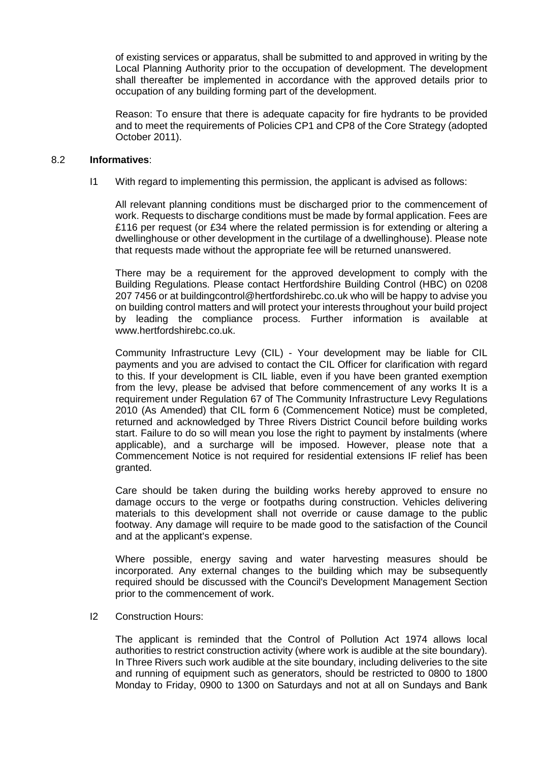of existing services or apparatus, shall be submitted to and approved in writing by the Local Planning Authority prior to the occupation of development. The development shall thereafter be implemented in accordance with the approved details prior to occupation of any building forming part of the development.

Reason: To ensure that there is adequate capacity for fire hydrants to be provided and to meet the requirements of Policies CP1 and CP8 of the Core Strategy (adopted October 2011).

8.2 **Informatives**:

I1 With regard to implementing this permission, the applicant is advised as follows:

All relevant planning conditions must be discharged prior to the commencement of work. Requests to discharge conditions must be made by formal application. Fees are £116 per request (or £34 where the related permission is for extending or altering a dwellinghouse or other development in the curtilage of a dwellinghouse). Please note that requests made without the appropriate fee will be returned unanswered.

There may be a requirement for the approved development to comply with the Building Regulations. Please contact Hertfordshire Building Control (HBC) on 0208 207 7456 or at buildingcontrol@hertfordshirebc.co.uk who will be happy to advise you on building control matters and will protect your interests throughout your build project by leading the compliance process. Further information is available at www.hertfordshirebc.co.uk.

Community Infrastructure Levy (CIL) - Your development may be liable for CIL payments and you are advised to contact the CIL Officer for clarification with regard to this. If your development is CIL liable, even if you have been granted exemption from the levy, please be advised that before commencement of any works It is a requirement under Regulation 67 of The Community Infrastructure Levy Regulations 2010 (As Amended) that CIL form 6 (Commencement Notice) must be completed, returned and acknowledged by Three Rivers District Council before building works start. Failure to do so will mean you lose the right to payment by instalments (where applicable), and a surcharge will be imposed. However, please note that a Commencement Notice is not required for residential extensions IF relief has been granted.

Care should be taken during the building works hereby approved to ensure no damage occurs to the verge or footpaths during construction. Vehicles delivering materials to this development shall not override or cause damage to the public footway. Any damage will require to be made good to the satisfaction of the Council and at the applicant's expense.

Where possible, energy saving and water harvesting measures should be incorporated. Any external changes to the building which may be subsequently required should be discussed with the Council's Development Management Section prior to the commencement of work.

I2 Construction Hours:

The applicant is reminded that the Control of Pollution Act 1974 allows local authorities to restrict construction activity (where work is audible at the site boundary). In Three Rivers such work audible at the site boundary, including deliveries to the site and running of equipment such as generators, should be restricted to 0800 to 1800 Monday to Friday, 0900 to 1300 on Saturdays and not at all on Sundays and Bank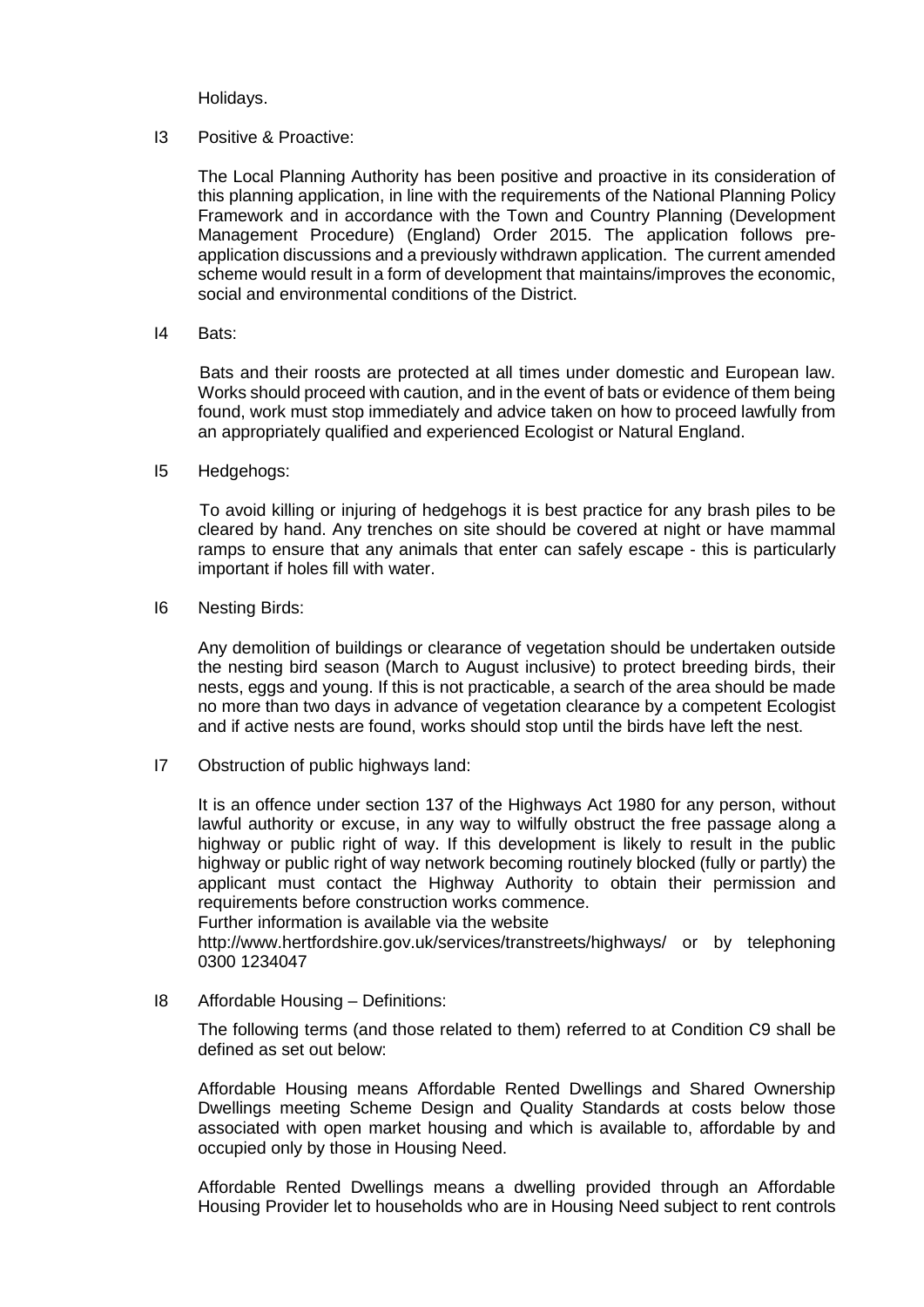Holidays.

I3 Positive & Proactive:

The Local Planning Authority has been positive and proactive in its consideration of this planning application, in line with the requirements of the National Planning Policy Framework and in accordance with the Town and Country Planning (Development Management Procedure) (England) Order 2015. The application follows pre-application discussions and a previously withdrawn application. The current amended scheme would result in a form of development that maintains/improves the economic, social and environmental conditions of the District.

I4 Bats:

Bats and their roosts are protected at all times under domestic and European law. Works should proceed with caution, and in the event of bats or evidence of them being found, work must stop immediately and advice taken on how to proceed lawfully from an appropriately qualified and experienced Ecologist or Natural England.

I5 Hedgehogs:

To avoid killing or injuring of hedgehogs it is best practice for any brash piles to be cleared by hand. Any trenches on site should be covered at night or have mammal ramps to ensure that any animals that enter can safely escape - this is particularly important if holes fill with water.

I6 Nesting Birds:

Any demolition of buildings or clearance of vegetation should be undertaken outside the nesting bird season (March to August inclusive) to protect breeding birds, their nests, eggs and young. If this is not practicable, a search of the area should be made no more than two days in advance of vegetation clearance by a competent Ecologist and if active nests are found, works should stop until the birds have left the nest.

I7 Obstruction of public highways land:

It is an offence under section 137 of the Highways Act 1980 for any person, without lawful authority or excuse, in any way to wilfully obstruct the free passage along a highway or public right of way. If this development is likely to result in the public highway or public right of way network becoming routinely blocked (fully or partly) the applicant must contact the Highway Authority to obtain their permission and requirements before construction works commence.
Further information is available via the website
http://www.hertfordshire.gov.uk/services/transtreets/highways/ or by telephoning 0300 1234047

I8 Affordable Housing – Definitions:

The following terms (and those related to them) referred to at Condition C9 shall be defined as set out below:

Affordable Housing means Affordable Rented Dwellings and Shared Ownership Dwellings meeting Scheme Design and Quality Standards at costs below those associated with open market housing and which is available to, affordable by and occupied only by those in Housing Need.

Affordable Rented Dwellings means a dwelling provided through an Affordable Housing Provider let to households who are in Housing Need subject to rent controls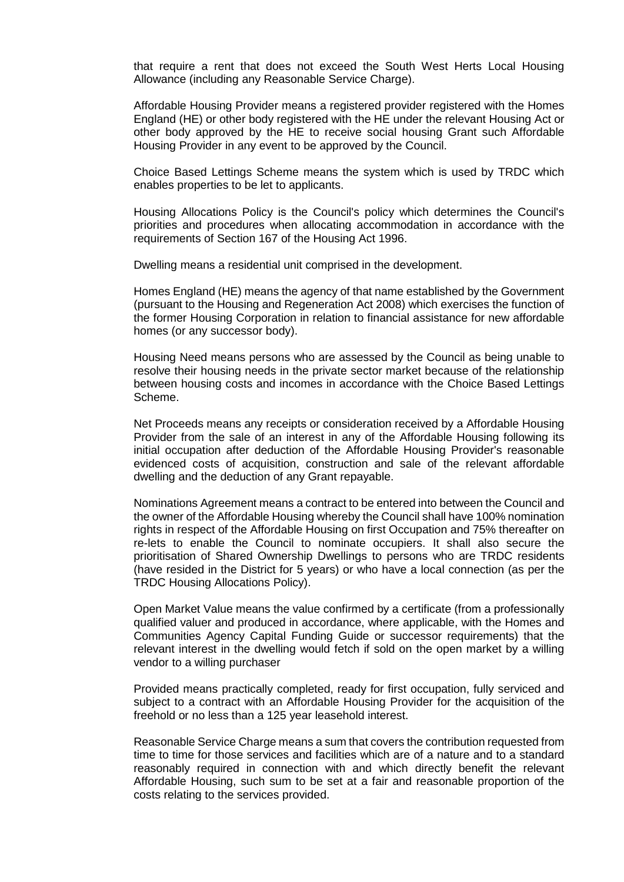that require a rent that does not exceed the South West Herts Local Housing Allowance (including any Reasonable Service Charge).

Affordable Housing Provider means a registered provider registered with the Homes England (HE) or other body registered with the HE under the relevant Housing Act or other body approved by the HE to receive social housing Grant such Affordable Housing Provider in any event to be approved by the Council.

Choice Based Lettings Scheme means the system which is used by TRDC which enables properties to be let to applicants.

Housing Allocations Policy is the Council's policy which determines the Council's priorities and procedures when allocating accommodation in accordance with the requirements of Section 167 of the Housing Act 1996.

Dwelling means a residential unit comprised in the development.

Homes England (HE) means the agency of that name established by the Government (pursuant to the Housing and Regeneration Act 2008) which exercises the function of the former Housing Corporation in relation to financial assistance for new affordable homes (or any successor body).

Housing Need means persons who are assessed by the Council as being unable to resolve their housing needs in the private sector market because of the relationship between housing costs and incomes in accordance with the Choice Based Lettings Scheme.

Net Proceeds means any receipts or consideration received by a Affordable Housing Provider from the sale of an interest in any of the Affordable Housing following its initial occupation after deduction of the Affordable Housing Provider's reasonable evidenced costs of acquisition, construction and sale of the relevant affordable dwelling and the deduction of any Grant repayable.

Nominations Agreement means a contract to be entered into between the Council and the owner of the Affordable Housing whereby the Council shall have 100% nomination rights in respect of the Affordable Housing on first Occupation and 75% thereafter on re-lets to enable the Council to nominate occupiers. It shall also secure the prioritisation of Shared Ownership Dwellings to persons who are TRDC residents (have resided in the District for 5 years) or who have a local connection (as per the TRDC Housing Allocations Policy).

Open Market Value means the value confirmed by a certificate (from a professionally qualified valuer and produced in accordance, where applicable, with the Homes and Communities Agency Capital Funding Guide or successor requirements) that the relevant interest in the dwelling would fetch if sold on the open market by a willing vendor to a willing purchaser

Provided means practically completed, ready for first occupation, fully serviced and subject to a contract with an Affordable Housing Provider for the acquisition of the freehold or no less than a 125 year leasehold interest.

Reasonable Service Charge means a sum that covers the contribution requested from time to time for those services and facilities which are of a nature and to a standard reasonably required in connection with and which directly benefit the relevant Affordable Housing, such sum to be set at a fair and reasonable proportion of the costs relating to the services provided.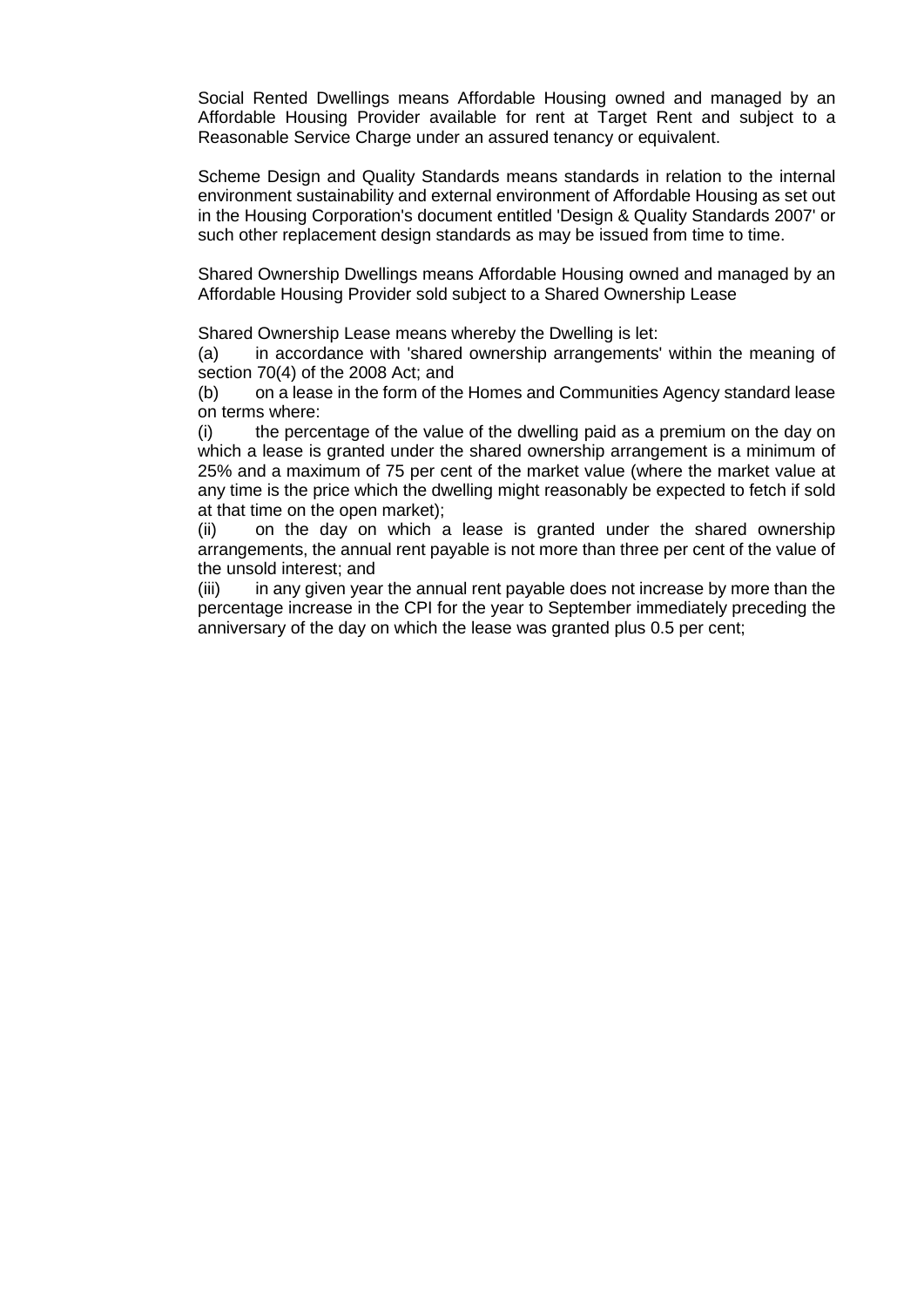Social Rented Dwellings means Affordable Housing owned and managed by an Affordable Housing Provider available for rent at Target Rent and subject to a Reasonable Service Charge under an assured tenancy or equivalent.

Scheme Design and Quality Standards means standards in relation to the internal environment sustainability and external environment of Affordable Housing as set out in the Housing Corporation's document entitled 'Design & Quality Standards 2007' or such other replacement design standards as may be issued from time to time.

Shared Ownership Dwellings means Affordable Housing owned and managed by an Affordable Housing Provider sold subject to a Shared Ownership Lease

Shared Ownership Lease means whereby the Dwelling is let:

(a) in accordance with 'shared ownership arrangements' within the meaning of section 70(4) of the 2008 Act; and

(b) on a lease in the form of the Homes and Communities Agency standard lease on terms where:

(i) the percentage of the value of the dwelling paid as a premium on the day on which a lease is granted under the shared ownership arrangement is a minimum of 25% and a maximum of 75 per cent of the market value (where the market value at any time is the price which the dwelling might reasonably be expected to fetch if sold at that time on the open market);

(ii) on the day on which a lease is granted under the shared ownership arrangements, the annual rent payable is not more than three per cent of the value of the unsold interest; and

(iii) in any given year the annual rent payable does not increase by more than the percentage increase in the CPI for the year to September immediately preceding the anniversary of the day on which the lease was granted plus 0.5 per cent;